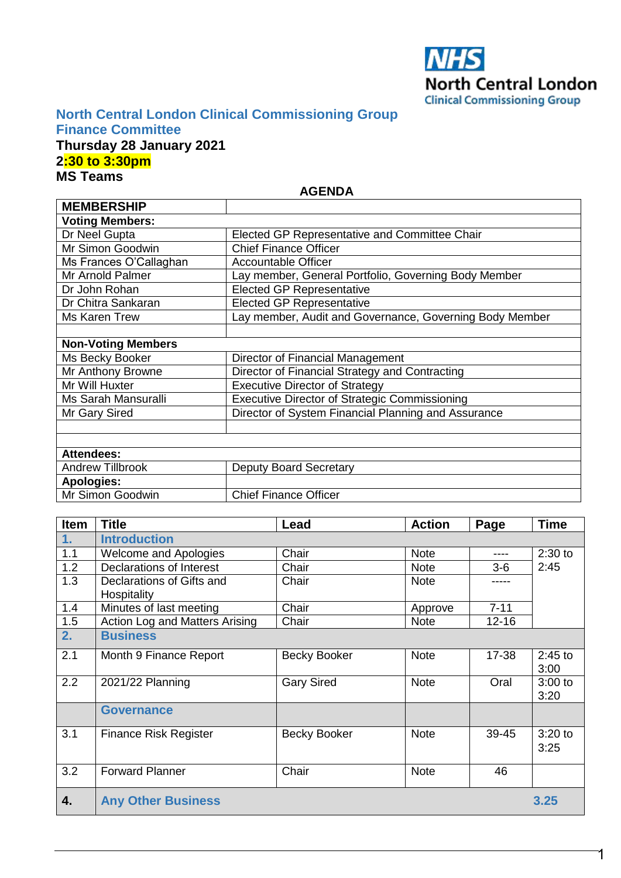North Central London Clinical Commissioning Group

## North Central London Clinical Commissioning Group
## Finance Committee

**Thursday 28 January 2021**
**2:30 to 3:30pm**
**MS Teams**

**AGENDA**

| **MEMBERSHIP** | |
|---|---|
| **Voting Members:** | |
| Dr Neel Gupta | Elected GP Representative and Committee Chair |
| Mr Simon Goodwin | Chief Finance Officer |
| Ms Frances O'Callaghan | Accountable Officer |
| Mr Arnold Palmer | Lay member, General Portfolio, Governing Body Member |
| Dr John Rohan | Elected GP Representative |
| Dr Chitra Sankaran | Elected GP Representative |
| Ms Karen Trew | Lay member, Audit and Governance, Governing Body Member |
| | |
| **Non-Voting Members** | |
| Ms Becky Booker | Director of Financial Management |
| Mr Anthony Browne | Director of Financial Strategy and Contracting |
| Mr Will Huxter | Executive Director of Strategy |
| Ms Sarah Mansuralli | Executive Director of Strategic Commissioning |
| Mr Gary Sired | Director of System Financial Planning and Assurance |
| | |
| | |
| **Attendees:** | |
| Andrew Tillbrook | Deputy Board Secretary |
| **Apologies:** | |
| Mr Simon Goodwin | Chief Finance Officer |

| Item | Title | Lead | Action | Page | Time |
|---|---|---|---|---|---|
| **1.** | **Introduction** | | | | |
| 1.1 | Welcome and Apologies | Chair | Note | ---- | 2:30 to 2:45 |
| 1.2 | Declarations of Interest | Chair | Note | 3-6 | |
| 1.3 | Declarations of Gifts and Hospitality | Chair | Note | ----- | |
| 1.4 | Minutes of last meeting | Chair | Approve | 7-11 | |
| 1.5 | Action Log and Matters Arising | Chair | Note | 12-16 | |
| **2.** | **Business** | | | | |
| 2.1 | Month 9 Finance Report | Becky Booker | Note | 17-38 | 2:45 to 3:00 |
| 2.2 | 2021/22 Planning | Gary Sired | Note | Oral | 3:00 to 3:20 |
| | **Governance** | | | | |
| 3.1 | Finance Risk Register | Becky Booker | Note | 39-45 | 3:20 to 3:25 |
| 3.2 | Forward Planner | Chair | Note | 46 | |
| **4.** | **Any Other Business** | | | | **3.25** |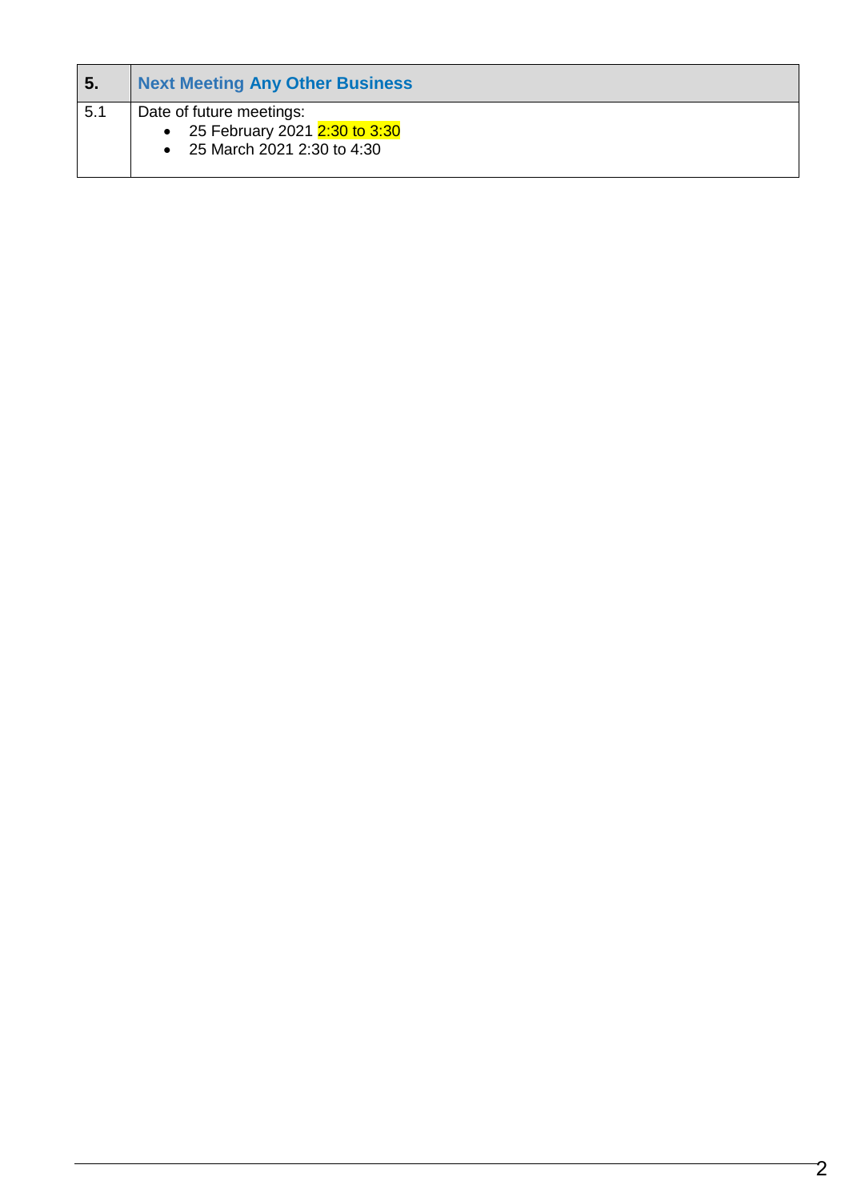| 5. | Next Meeting Any Other Business |
|---|---|
| 5.1 | Date of future meetings:<br>• 25 February 2021 2:30 to 3:30<br>• 25 March 2021 2:30 to 4:30 |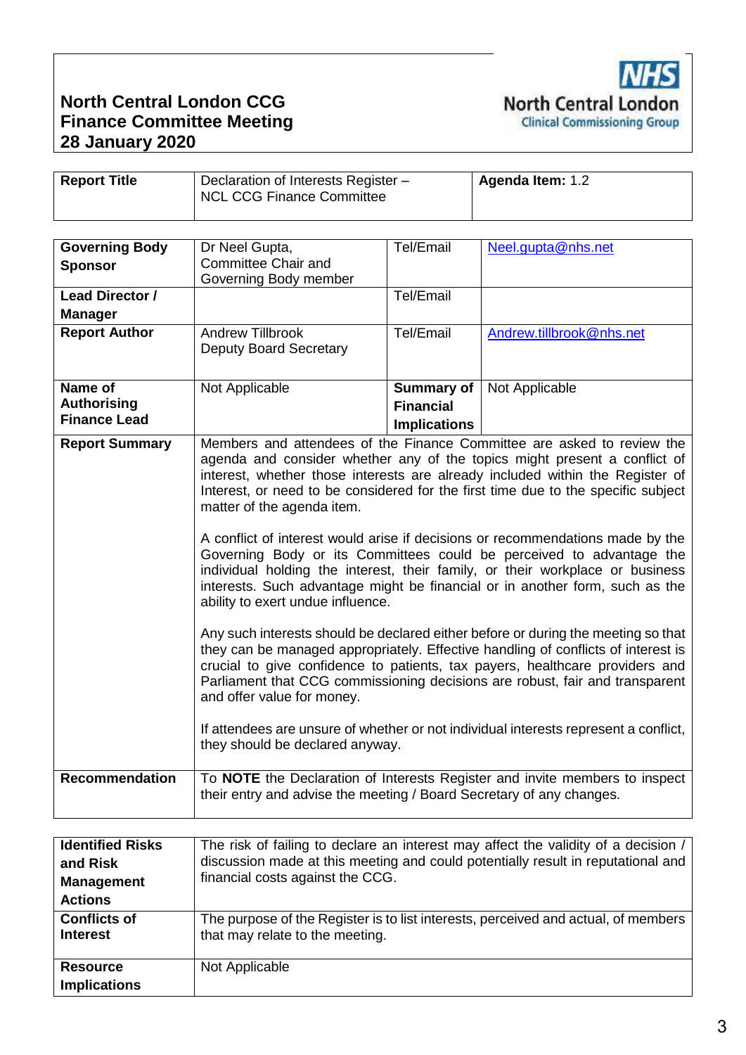**North Central London CCG**
**Finance Committee Meeting**
**28 January 2020**

NHS North Central London Clinical Commissioning Group

| **Report Title** | Declaration of Interests Register – NCL CCG Finance Committee | **Agenda Item:** 1.2 |
|---|---|---|

| **Governing Body Sponsor** | Dr Neel Gupta, Committee Chair and Governing Body member | Tel/Email | Neel.gupta@nhs.net |
|---|---|---|---|
| **Lead Director / Manager** | | Tel/Email | |
| **Report Author** | Andrew Tillbrook Deputy Board Secretary | Tel/Email | Andrew.tillbrook@nhs.net |
| **Name of Authorising Finance Lead** | Not Applicable | **Summary of Financial Implications** | Not Applicable |
| **Report Summary** | Members and attendees of the Finance Committee are asked to review the agenda and consider whether any of the topics might present a conflict of interest, whether those interests are already included within the Register of Interest, or need to be considered for the first time due to the specific subject matter of the agenda item.<br><br>A conflict of interest would arise if decisions or recommendations made by the Governing Body or its Committees could be perceived to advantage the individual holding the interest, their family, or their workplace or business interests. Such advantage might be financial or in another form, such as the ability to exert undue influence.<br><br>Any such interests should be declared either before or during the meeting so that they can be managed appropriately. Effective handling of conflicts of interest is crucial to give confidence to patients, tax payers, healthcare providers and Parliament that CCG commissioning decisions are robust, fair and transparent and offer value for money.<br><br>If attendees are unsure of whether or not individual interests represent a conflict, they should be declared anyway. | | |
| **Recommendation** | To **NOTE** the Declaration of Interests Register and invite members to inspect their entry and advise the meeting / Board Secretary of any changes. | | |

| **Identified Risks and Risk Management Actions** | The risk of failing to declare an interest may affect the validity of a decision / discussion made at this meeting and could potentially result in reputational and financial costs against the CCG. |
|---|---|
| **Conflicts of Interest** | The purpose of the Register is to list interests, perceived and actual, of members that may relate to the meeting. |
| **Resource Implications** | Not Applicable |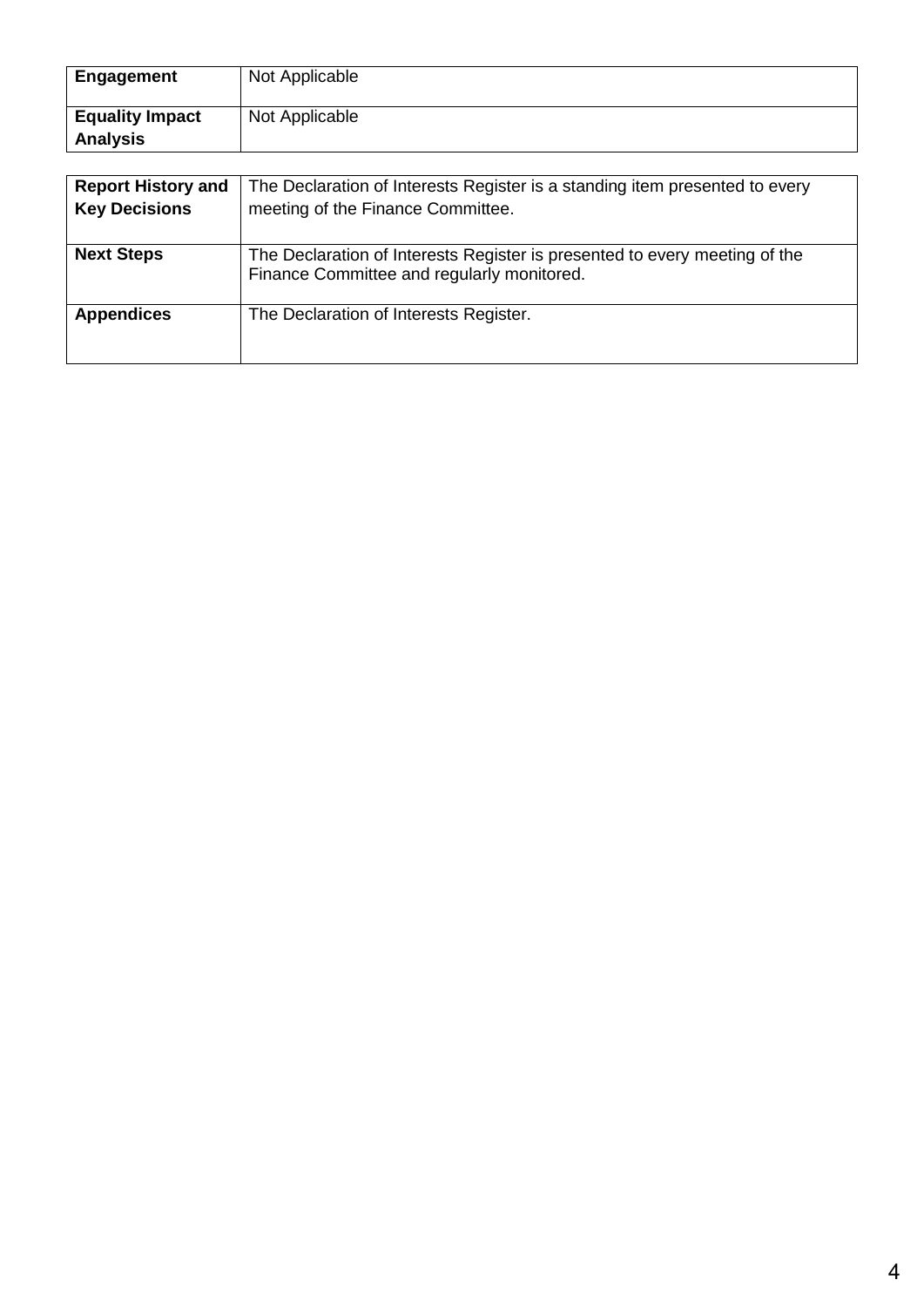| | |
|---|---|
| **Engagement** | Not Applicable |
| **Equality Impact Analysis** | Not Applicable |

| | |
|---|---|
| **Report History and Key Decisions** | The Declaration of Interests Register is a standing item presented to every meeting of the Finance Committee. |
| **Next Steps** | The Declaration of Interests Register is presented to every meeting of the Finance Committee and regularly monitored. |
| **Appendices** | The Declaration of Interests Register. |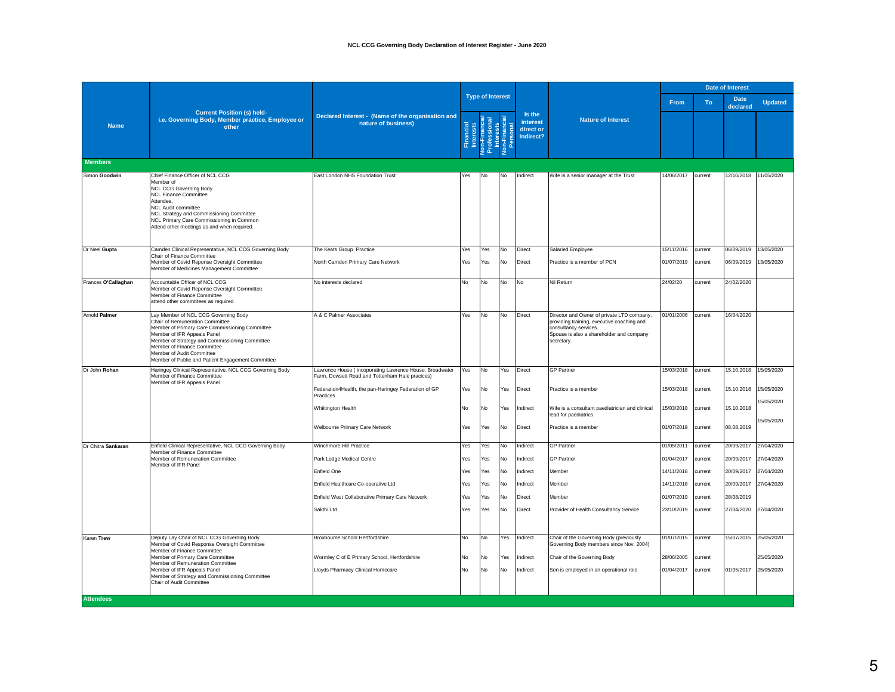# NCL CCG Governing Body Declaration of Interest Register - June 2020

| Name | Current Position (s) held- i.e. Governing Body, Member practice, Employee or other | Declared Interest - (Name of the organisation and nature of business) | Type of Interest: Financial Interests | Type of Interest: Non-Financial Professional Interests | Type of Interest: Non-Financial Personal | Is the interest direct or Indirect? | Nature of Interest | Date of Interest: From | Date of Interest: To | Date of Interest: Date declared | Date of Interest: Updated |
|---|---|---|---|---|---|---|---|---|---|---|---|
| **Members** | | | | | | | | | | | |
| Simon **Goodwin** | Chief Finance Officer of NCL CCG<br>Member of<br>NCL CCG Governing Body<br>NCL Finance Committee<br>Attendee,<br>NCL Audit committee<br>NCL Strategy and Commissioning Committee<br>NCL Primary Care Commissioning in Common<br>Attend other meetings as and when required. | East London NHS Foundation Trust | Yes | No | No | Indirect | Wife is a senior manager at the Trust | 14/06/2017 | current | 12/10/2018 | 11/05/2020 |
| Dr Neel **Gupta** | Camden Clinical Representative, NCL CCG Governing Body<br>Chair of Finance Committee<br>Member of Covid Reponse Oversight Committee<br>Member of Medicines Management Committee | The Keats Group Practice | Yes | Yes | No | Direct | Salaried Employee | 15/11/2016 | current | 06/09/2019 | 13/05/2020 |
| | | North Camden Primary Care Network | Yes | Yes | No | Direct | Practice is a member of PCN | 01/07/2019 | current | 06/09/2019 | 13/05/2020 |
| Frances **O'Callaghan** | Accountable Officer of NCL CCG<br>Member of Covid Reponse Oversight Committee<br>Member of Finance Committee<br>attend other commtitees as required | No interests declared | No | No | No | No | Nil Return | 24/02/20 | current | 24/02/2020 | |
| Arnold **Palmer** | Lay Member of NCL CCG Governing Body<br>Chair of Remuneration Committee<br>Member of Primary Care Commissioning Committee<br>Member of IFR Appeals Panel<br>Member of Strategy and Commissioning Committee<br>Member of Finance Committee<br>Member of Audit Committee<br>Member of Public and Patient Engagement Committee | A & C Palmer Associates | Yes | No | No | Direct | Director and Owner of private LTD company, providing training, executive coaching and consultancy services.<br>Spouse is also a shareholder and company secretary. | 01/01/2006 | current | 16/04/2020 | |
| Dr John **Rohan** | Haringey Clinical Representative, NCL CCG Governing Body<br>Member of Finance Committee<br>Member of IFR Appeals Panel | Lawrence House ( incoporating Lawrence House, Broadwater Farm, Dowsett Road and Tottenham Hale pracices) | Yes | No | Yes | Direct | GP Partner | 15/03/2018 | current | 15.10.2018 | 15/05/2020 |
| | | Federation4Health, the pan-Haringey Federation of GP Practices | Yes | No | Yes | Direct | Practice is a member | 15/03/2018 | current | 15.10.2018 | 15/05/2020 |
| | | Whiitington Health | No | No | Yes | Indirect | Wife is a consultant paediatrician and clinical lead for paediatrics | 15/03/2018 | current | 15.10.2018 | 15/05/2020 |
| | | Welbourne Primary Care Network | Yes | Yes | No | Direct | Practice is a member | 01/07/2019 | current | 08.08.2019 | 15/05/2020 |
| Dr Chitra **Sankaran** | Enfield Clinical Representative, NCL CCG Governing Body<br>Member of Finance Committee<br>Member of Remuneration Committee<br>Member of IFR Panel | Winchmore Hill Practice | Yes | Yes | No | Indirect | GP Partner | 01/05/2011 | current | 20/09/2017 | 27/04/2020 |
| | | Park Lodge Medical Centre | Yes | Yes | No | Indirect | GP Partner | 01/04/2017 | current | 20/09/2017 | 27/04/2020 |
| | | Enfield One | Yes | Yes | No | Indirect | Member | 14/11/2018 | current | 20/09/2017 | 27/04/2020 |
| | | Enfield Healthcare Co-operative Ltd | Yes | Yes | No | Indirect | Member | 14/11/2018 | current | 20/09/2017 | 27/04/2020 |
| | | Enfield West Collaborative Primary Care Network | Yes | Yes | No | Direct | Member | 01/07/2019 | current | 28/08/2019 | |
| | | Sakthi Ltd | Yes | Yes | No | Direct | Provider of Health Consultancy Service | 23/10/2019 | current | 27/04/2020 | 27/04/2020 |
| Karen **Trew** | Deputy Lay Chair of NCL CCG Governing Body<br>Member of Covid Response Oversight Committee<br>Member of Finance Committee<br>Member of Primary Care Committee<br>Member of Remuneration Committee<br>Member of IFR Appeals Panel<br>Member of Strategy and Commissioning Committee<br>Chair of Audit Committee | Broxbourne School Hertfordshire | No | No | Yes | Indirect | Chair of the Governing Body (previously Governing Body members since Nov. 2004) | 01/07/2015 | current | 15/07/2015 | 25/05/2020 |
| | | Wormley C of E Primary School, Hertfordshire | No | No | Yes | Indirect | Chair of the Governing Body | 28/06/2005 | current | | 25/05/2020 |
| | | Lloyds Pharmacy Clinical Homecare | No | No | No | Indirect | Son is employed in an operational role | 01/04/2017 | current | 01/05/2017 | 25/05/2020 |
| **Attendees** | | | | | | | | | | | |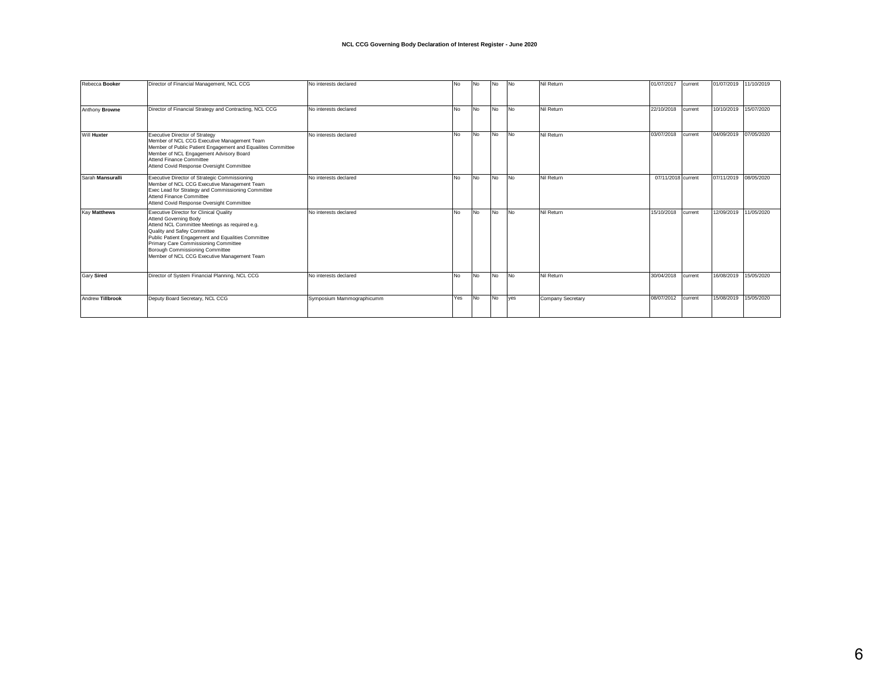# NCL CCG Governing Body Declaration of Interest Register - June 2020

| | | | | | | | | | | | |
|---|---|---|---|---|---|---|---|---|---|---|---|
| Rebecca **Booker** | Director of Financial Management, NCL CCG | No interests declared | No | No | No | No | Nil Return | 01/07/2017 | current | 01/07/2019 | 11/10/2019 |
| Anthony **Browne** | Director of Financial Strategy and Contracting, NCL CCG | No interests declared | No | No | No | No | Nil Return | 22/10/2018 | current | 10/10/2019 | 15/07/2020 |
| Will **Huxter** | Executive Director of Strategy<br>Member of NCL CCG Executive Management Team<br>Member of Public Patient Engagement and Equailites Committee<br>Member of NCL Engagement Advisory Board<br>Attend Finance Committee<br>Attend Covid Response Oversight Committee | No interests declared | No | No | No | No | Nil Return | 03/07/2018 | current | 04/09/2019 | 07/05/2020 |
| Sarah **Mansuralli** | Executive Director of Strategic Commissioning<br>Member of NCL CCG Executive Management Team<br>Exec Lead for Strategy and Commissioning Committee<br>Attend Finance Committee<br>Attend Covid Response Oversight Committee | No interests declared | No | No | No | No | Nil Return | 07/11/2018 | current | 07/11/2019 | 08/05/2020 |
| Kay **Matthews** | Executive Director for Clinical Quality<br>Attend Governing Body<br>Attend NCL Committee Meetings as required e.g.<br>Quality and Safey Committee<br>Public Patient Engagement and Equalities Committee<br>Primary Care Commissioning Committee<br>Borough Commissioning Committee<br>Member of NCL CCG Executive Management Team | No interests declared | No | No | No | No | Nil Return | 15/10/2018 | current | 12/09/2019 | 11/05/2020 |
| Gary **Sired** | Director of System Financial Planning, NCL CCG | No interests declared | No | No | No | No | Nil Return | 30/04/2018 | current | 16/08/2019 | 15/05/2020 |
| Andrew **Tillbrook** | Deputy Board Secretary, NCL CCG | Symposium Mammographicumm | Yes | No | No | yes | Company Secretary | 08/07/2012 | current | 15/08/2019 | 15/05/2020 |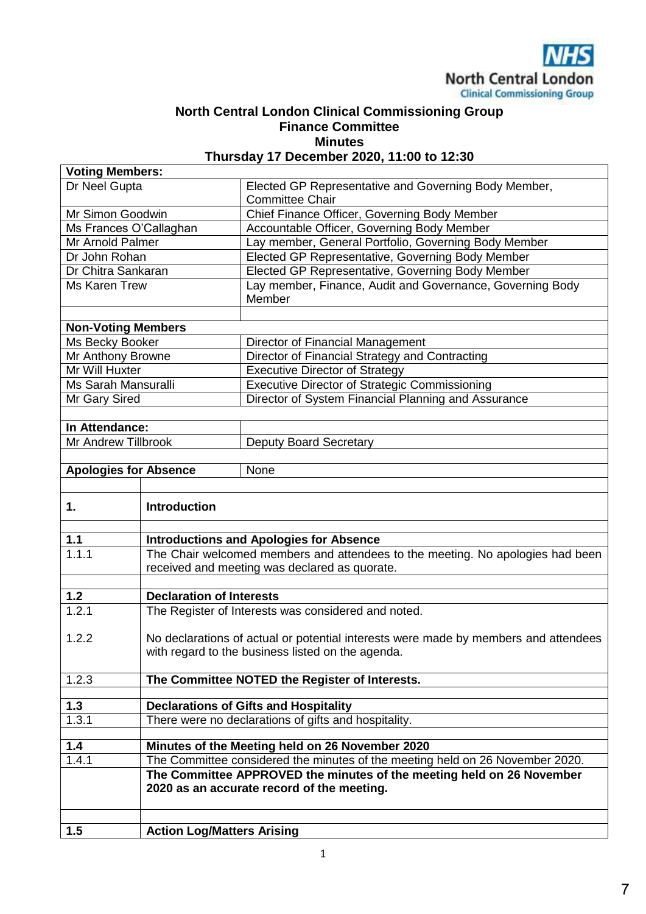**North Central London Clinical Commissioning Group**
**Finance Committee**
**Minutes**
**Thursday 17 December 2020, 11:00 to 12:30**

| **Voting Members:** | |
|---|---|
| Dr Neel Gupta | Elected GP Representative and Governing Body Member, Committee Chair |
| Mr Simon Goodwin | Chief Finance Officer, Governing Body Member |
| Ms Frances O'Callaghan | Accountable Officer, Governing Body Member |
| Mr Arnold Palmer | Lay member, General Portfolio, Governing Body Member |
| Dr John Rohan | Elected GP Representative, Governing Body Member |
| Dr Chitra Sankaran | Elected GP Representative, Governing Body Member |
| Ms Karen Trew | Lay member, Finance, Audit and Governance, Governing Body Member |
| | |
| **Non-Voting Members** | |
| Ms Becky Booker | Director of Financial Management |
| Mr Anthony Browne | Director of Financial Strategy and Contracting |
| Mr Will Huxter | Executive Director of Strategy |
| Ms Sarah Mansuralli | Executive Director of Strategic Commissioning |
| Mr Gary Sired | Director of System Financial Planning and Assurance |
| | |
| **In Attendance:** | |
| Mr Andrew Tillbrook | Deputy Board Secretary |
| | |
| **Apologies for Absence** | None |

| | |
|---|---|
| **1.** | **Introduction** |
| | |
| **1.1** | **Introductions and Apologies for Absence** |
| 1.1.1 | The Chair welcomed members and attendees to the meeting. No apologies had been received and meeting was declared as quorate. |
| | |
| **1.2** | **Declaration of Interests** |
| 1.2.1 | The Register of Interests was considered and noted. |
| 1.2.2 | No declarations of actual or potential interests were made by members and attendees with regard to the business listed on the agenda. |
| 1.2.3 | **The Committee NOTED the Register of Interests.** |
| | |
| **1.3** | **Declarations of Gifts and Hospitality** |
| 1.3.1 | There were no declarations of gifts and hospitality. |
| | |
| **1.4** | **Minutes of the Meeting held on 26 November 2020** |
| 1.4.1 | The Committee considered the minutes of the meeting held on 26 November 2020. |
| | **The Committee APPROVED the minutes of the meeting held on 26 November 2020 as an accurate record of the meeting.** |
| | |
| **1.5** | **Action Log/Matters Arising** |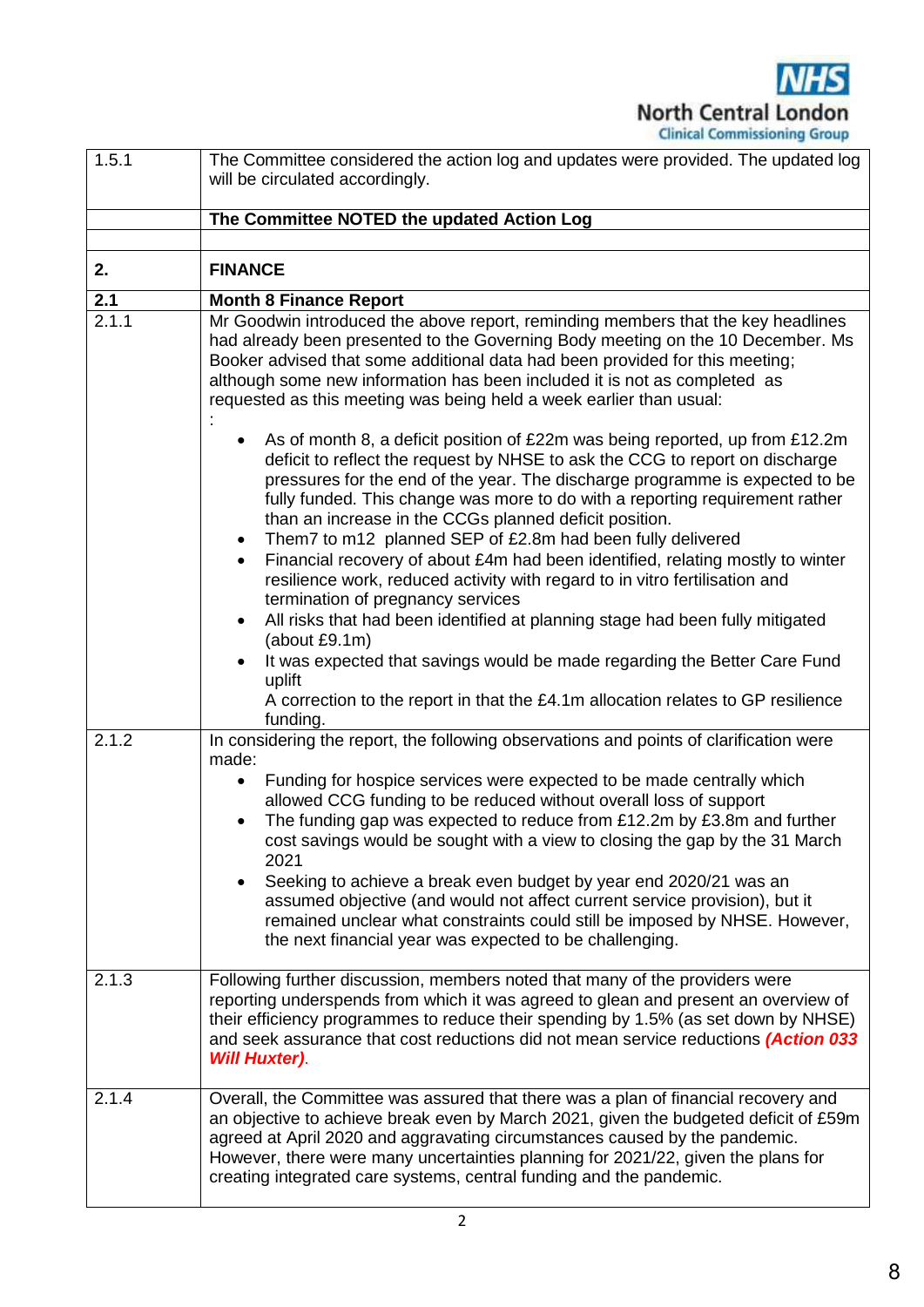| | |
|---|---|
| 1.5.1 | The Committee considered the action log and updates were provided. The updated log will be circulated accordingly. |
| | **The Committee NOTED the updated Action Log** |
| | |
| **2.** | **FINANCE** |
| **2.1** | **Month 8 Finance Report** |
| 2.1.1 | Mr Goodwin introduced the above report, reminding members that the key headlines had already been presented to the Governing Body meeting on the 10 December. Ms Booker advised that some additional data had been provided for this meeting; although some new information has been included it is not as completed as requested as this meeting was being held a week earlier than usual: <br>: <br>• As of month 8, a deficit position of £22m was being reported, up from £12.2m deficit to reflect the request by NHSE to ask the CCG to report on discharge pressures for the end of the year. The discharge programme is expected to be fully funded. This change was more to do with a reporting requirement rather than an increase in the CCGs planned deficit position. <br>• Them7 to m12 planned SEP of £2.8m had been fully delivered <br>• Financial recovery of about £4m had been identified, relating mostly to winter resilience work, reduced activity with regard to in vitro fertilisation and termination of pregnancy services <br>• All risks that had been identified at planning stage had been fully mitigated (about £9.1m) <br>• It was expected that savings would be made regarding the Better Care Fund uplift <br>A correction to the report in that the £4.1m allocation relates to GP resilience funding. |
| 2.1.2 | In considering the report, the following observations and points of clarification were made: <br>• Funding for hospice services were expected to be made centrally which allowed CCG funding to be reduced without overall loss of support <br>• The funding gap was expected to reduce from £12.2m by £3.8m and further cost savings would be sought with a view to closing the gap by the 31 March 2021 <br>• Seeking to achieve a break even budget by year end 2020/21 was an assumed objective (and would not affect current service provision), but it remained unclear what constraints could still be imposed by NHSE. However, the next financial year was expected to be challenging. |
| 2.1.3 | Following further discussion, members noted that many of the providers were reporting underspends from which it was agreed to glean and present an overview of their efficiency programmes to reduce their spending by 1.5% (as set down by NHSE) and seek assurance that cost reductions did not mean service reductions ***(Action 033 Will Huxter)***. |
| 2.1.4 | Overall, the Committee was assured that there was a plan of financial recovery and an objective to achieve break even by March 2021, given the budgeted deficit of £59m agreed at April 2020 and aggravating circumstances caused by the pandemic. However, there were many uncertainties planning for 2021/22, given the plans for creating integrated care systems, central funding and the pandemic. |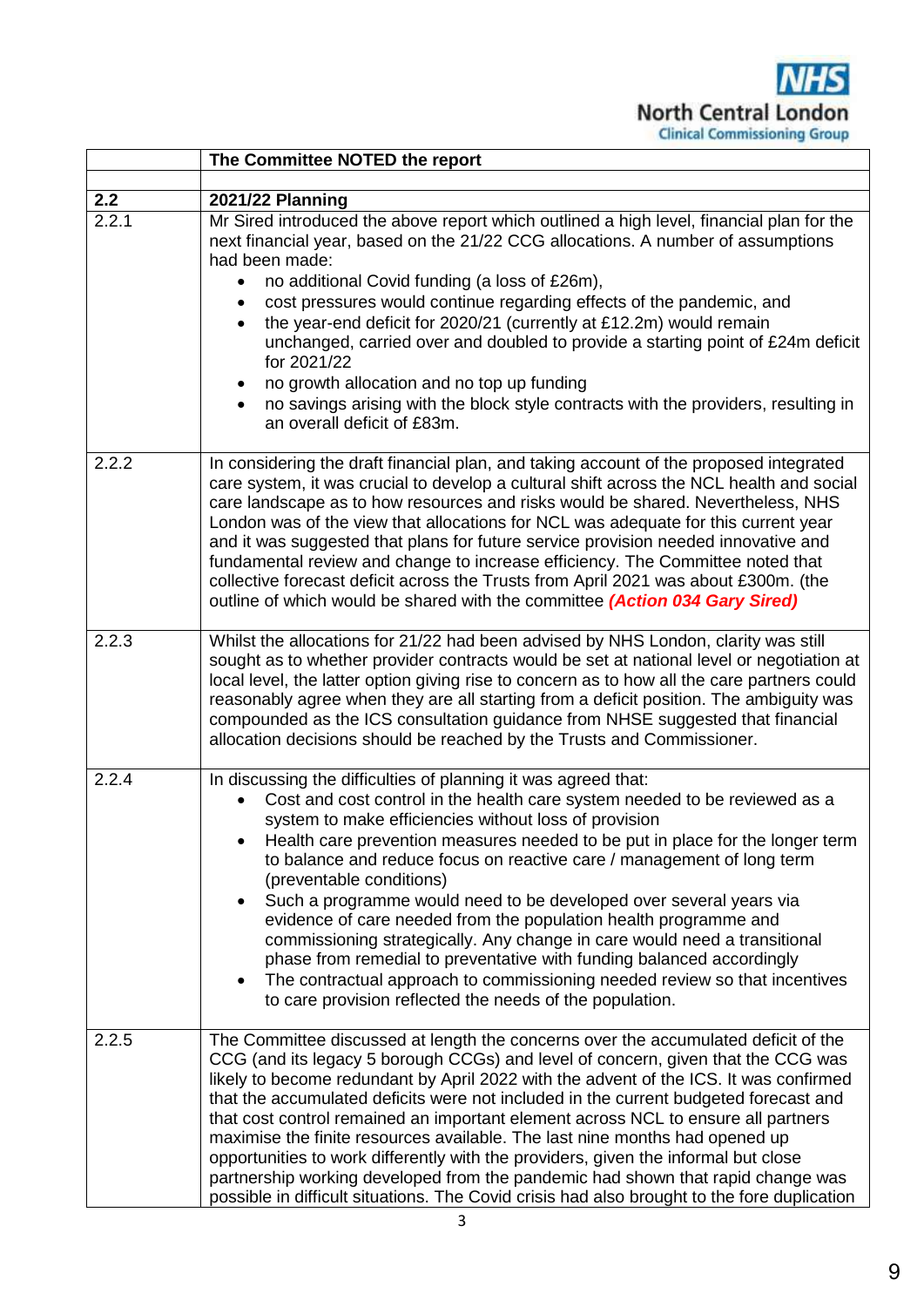| | The Committee NOTED the report |
|---|---|
| | |
| **2.2** | **2021/22 Planning** |
| 2.2.1 | Mr Sired introduced the above report which outlined a high level, financial plan for the next financial year, based on the 21/22 CCG allocations. A number of assumptions had been made:<br>• no additional Covid funding (a loss of £26m),<br>• cost pressures would continue regarding effects of the pandemic, and<br>• the year-end deficit for 2020/21 (currently at £12.2m) would remain unchanged, carried over and doubled to provide a starting point of £24m deficit for 2021/22<br>• no growth allocation and no top up funding<br>• no savings arising with the block style contracts with the providers, resulting in an overall deficit of £83m. |
| 2.2.2 | In considering the draft financial plan, and taking account of the proposed integrated care system, it was crucial to develop a cultural shift across the NCL health and social care landscape as to how resources and risks would be shared. Nevertheless, NHS London was of the view that allocations for NCL was adequate for this current year and it was suggested that plans for future service provision needed innovative and fundamental review and change to increase efficiency. The Committee noted that collective forecast deficit across the Trusts from April 2021 was about £300m. (the outline of which would be shared with the committee ***(Action 034 Gary Sired)*** |
| 2.2.3 | Whilst the allocations for 21/22 had been advised by NHS London, clarity was still sought as to whether provider contracts would be set at national level or negotiation at local level, the latter option giving rise to concern as to how all the care partners could reasonably agree when they are all starting from a deficit position. The ambiguity was compounded as the ICS consultation guidance from NHSE suggested that financial allocation decisions should be reached by the Trusts and Commissioner. |
| 2.2.4 | In discussing the difficulties of planning it was agreed that:<br>• Cost and cost control in the health care system needed to be reviewed as a system to make efficiencies without loss of provision<br>• Health care prevention measures needed to be put in place for the longer term to balance and reduce focus on reactive care / management of long term (preventable conditions)<br>• Such a programme would need to be developed over several years via evidence of care needed from the population health programme and commissioning strategically. Any change in care would need a transitional phase from remedial to preventative with funding balanced accordingly<br>• The contractual approach to commissioning needed review so that incentives to care provision reflected the needs of the population. |
| 2.2.5 | The Committee discussed at length the concerns over the accumulated deficit of the CCG (and its legacy 5 borough CCGs) and level of concern, given that the CCG was likely to become redundant by April 2022 with the advent of the ICS. It was confirmed that the accumulated deficits were not included in the current budgeted forecast and that cost control remained an important element across NCL to ensure all partners maximise the finite resources available. The last nine months had opened up opportunities to work differently with the providers, given the informal but close partnership working developed from the pandemic had shown that rapid change was possible in difficult situations. The Covid crisis had also brought to the fore duplication |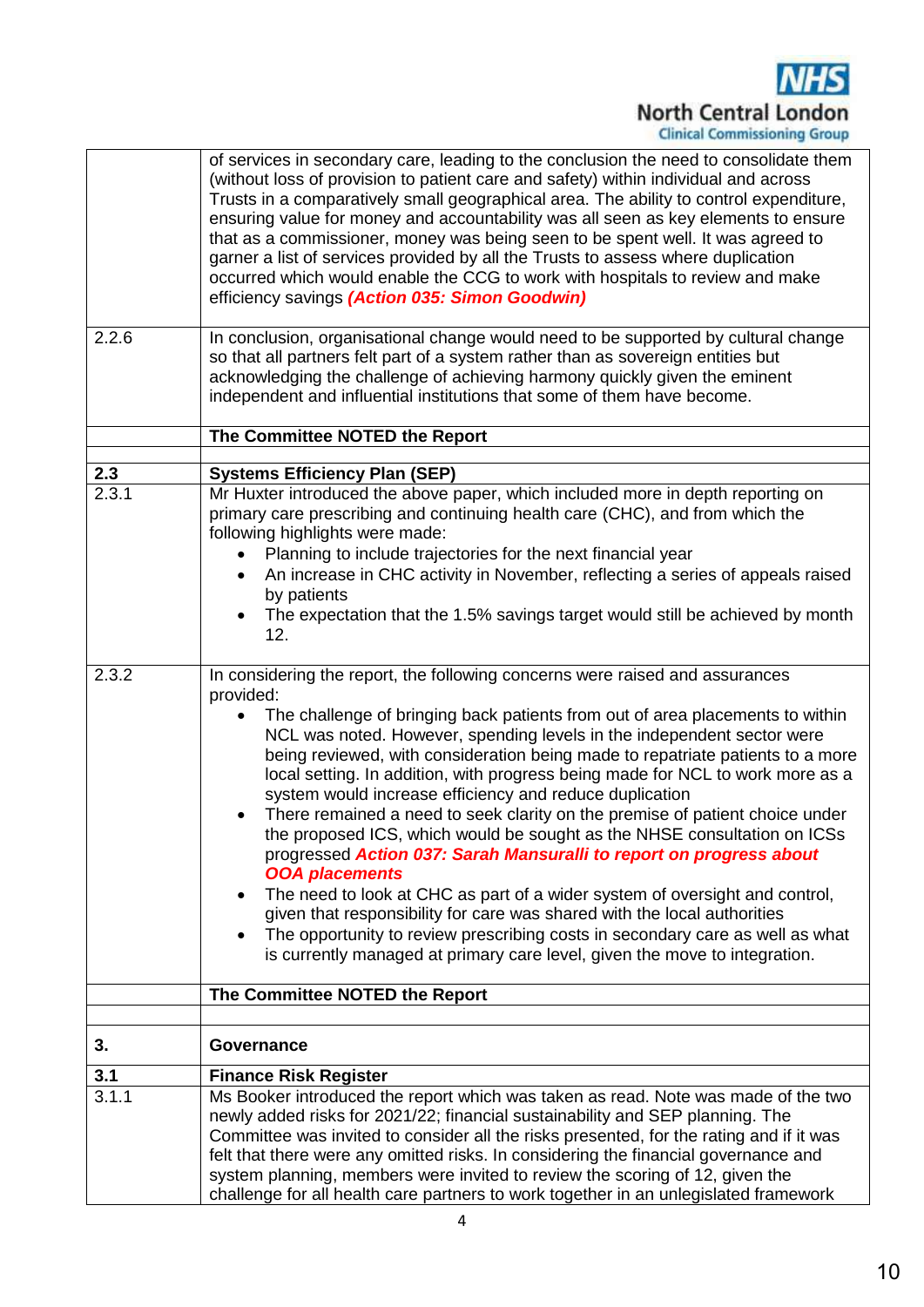| | |
|---|---|
| | of services in secondary care, leading to the conclusion the need to consolidate them (without loss of provision to patient care and safety) within individual and across Trusts in a comparatively small geographical area. The ability to control expenditure, ensuring value for money and accountability was all seen as key elements to ensure that as a commissioner, money was being seen to be spent well. It was agreed to garner a list of services provided by all the Trusts to assess where duplication occurred which would enable the CCG to work with hospitals to review and make efficiency savings ***(Action 035: Simon Goodwin)*** |
| 2.2.6 | In conclusion, organisational change would need to be supported by cultural change so that all partners felt part of a system rather than as sovereign entities but acknowledging the challenge of achieving harmony quickly given the eminent independent and influential institutions that some of them have become. |
| | **The Committee NOTED the Report** |
| | |
| **2.3** | **Systems Efficiency Plan (SEP)** |
| 2.3.1 | Mr Huxter introduced the above paper, which included more in depth reporting on primary care prescribing and continuing health care (CHC), and from which the following highlights were made:<br>• Planning to include trajectories for the next financial year<br>• An increase in CHC activity in November, reflecting a series of appeals raised by patients<br>• The expectation that the 1.5% savings target would still be achieved by month 12. |
| 2.3.2 | In considering the report, the following concerns were raised and assurances provided:<br>• The challenge of bringing back patients from out of area placements to within NCL was noted. However, spending levels in the independent sector were being reviewed, with consideration being made to repatriate patients to a more local setting. In addition, with progress being made for NCL to work more as a system would increase efficiency and reduce duplication<br>• There remained a need to seek clarity on the premise of patient choice under the proposed ICS, which would be sought as the NHSE consultation on ICSs progressed ***Action 037: Sarah Mansuralli to report on progress about OOA placements***<br>• The need to look at CHC as part of a wider system of oversight and control, given that responsibility for care was shared with the local authorities<br>• The opportunity to review prescribing costs in secondary care as well as what is currently managed at primary care level, given the move to integration. |
| | **The Committee NOTED the Report** |
| | |
| **3.** | **Governance** |
| **3.1** | **Finance Risk Register** |
| 3.1.1 | Ms Booker introduced the report which was taken as read. Note was made of the two newly added risks for 2021/22; financial sustainability and SEP planning. The Committee was invited to consider all the risks presented, for the rating and if it was felt that there were any omitted risks. In considering the financial governance and system planning, members were invited to review the scoring of 12, given the challenge for all health care partners to work together in an unlegislated framework |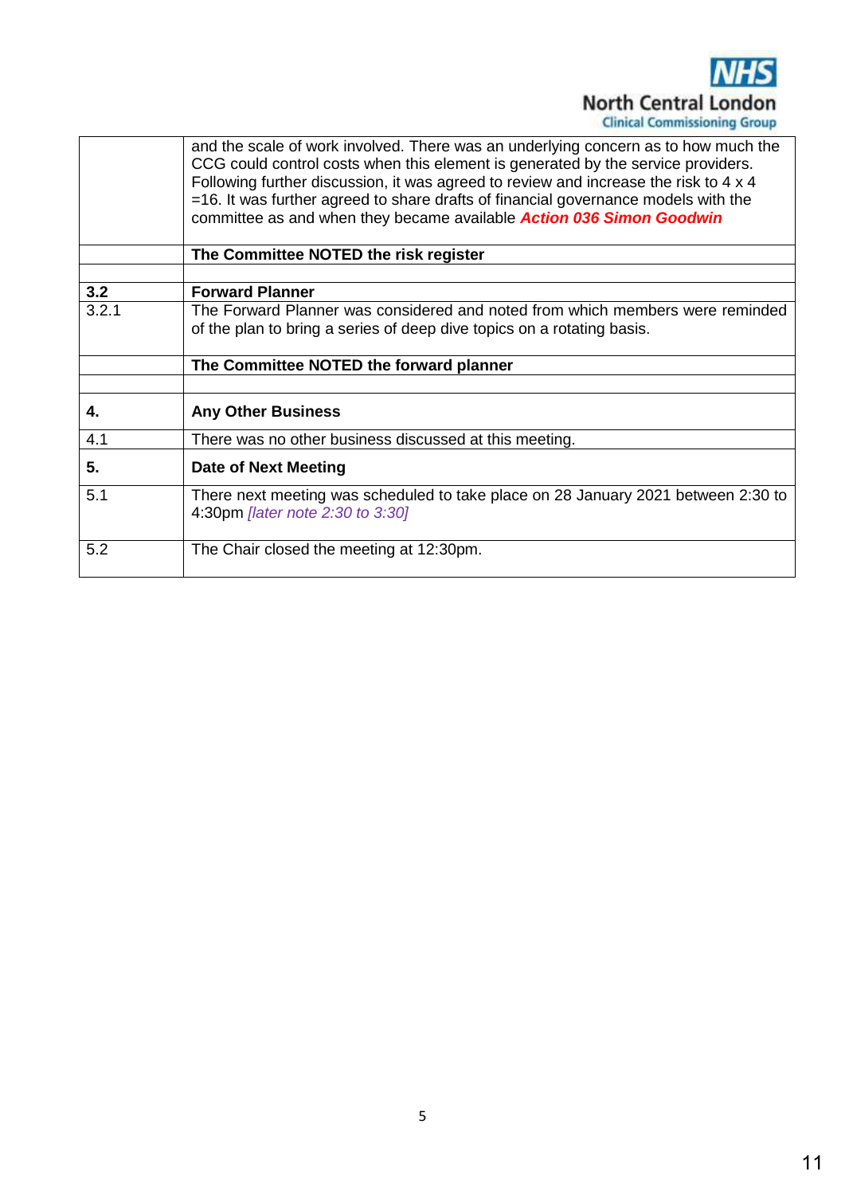| | |
|---|---|
| | and the scale of work involved. There was an underlying concern as to how much the CCG could control costs when this element is generated by the service providers. Following further discussion, it was agreed to review and increase the risk to 4 x 4 =16. It was further agreed to share drafts of financial governance models with the committee as and when they became available ***Action 036 Simon Goodwin*** |
| | **The Committee NOTED the risk register** |
| | |
| **3.2** | **Forward Planner** |
| 3.2.1 | The Forward Planner was considered and noted from which members were reminded of the plan to bring a series of deep dive topics on a rotating basis. |
| | **The Committee NOTED the forward planner** |
| | |
| **4.** | **Any Other Business** |
| 4.1 | There was no other business discussed at this meeting. |
| **5.** | **Date of Next Meeting** |
| 5.1 | There next meeting was scheduled to take place on 28 January 2021 between 2:30 to 4:30pm *[later note 2:30 to 3:30]* |
| 5.2 | The Chair closed the meeting at 12:30pm. |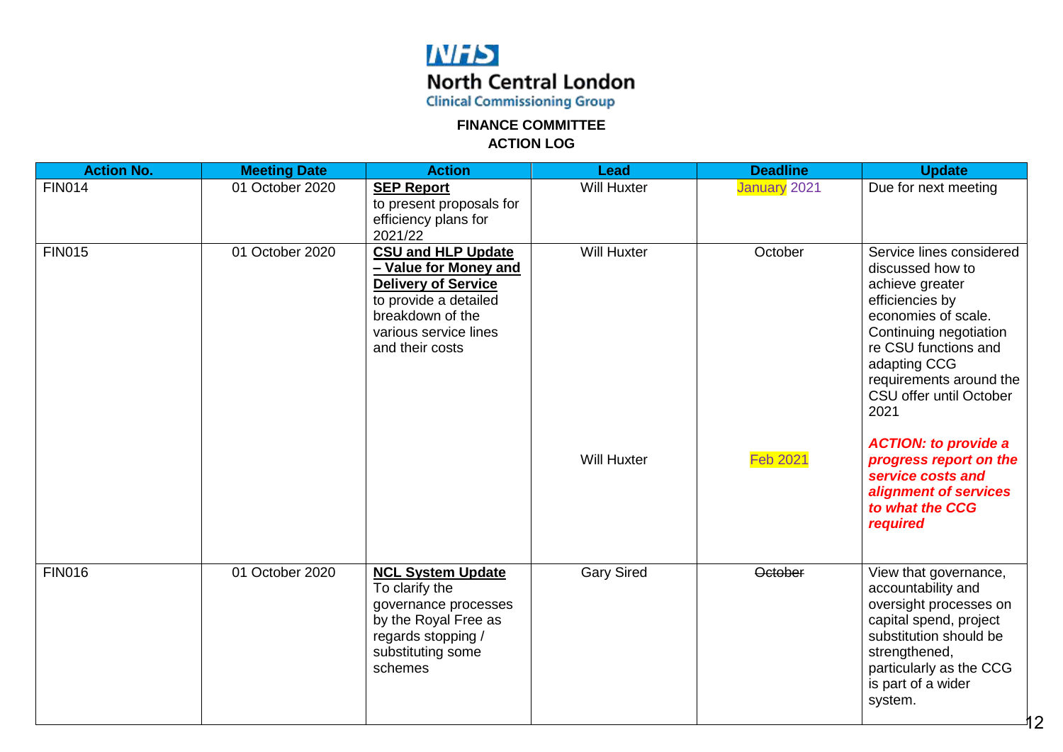NHS North Central London Clinical Commissioning Group

**FINANCE COMMITTEE**
**ACTION LOG**

| Action No. | Meeting Date | Action | Lead | Deadline | Update |
|---|---|---|---|---|---|
| FIN014 | 01 October 2020 | **SEP Report** to present proposals for efficiency plans for 2021/22 | Will Huxter | January 2021 | Due for next meeting |
| FIN015 | 01 October 2020 | **CSU and HLP Update – Value for Money and Delivery of Service** to provide a detailed breakdown of the various service lines and their costs | Will Huxter<br><br>Will Huxter | October<br><br>Feb 2021 | Service lines considered discussed how to achieve greater efficiencies by economies of scale. Continuing negotiation re CSU functions and adapting CCG requirements around the CSU offer until October 2021<br><br>***ACTION: to provide a progress report on the service costs and alignment of services to what the CCG required*** |
| FIN016 | 01 October 2020 | **NCL System Update** To clarify the governance processes by the Royal Free as regards stopping / substituting some schemes | Gary Sired | ~~October~~ | View that governance, accountability and oversight processes on capital spend, project substitution should be strengthened, particularly as the CCG is part of a wider system. |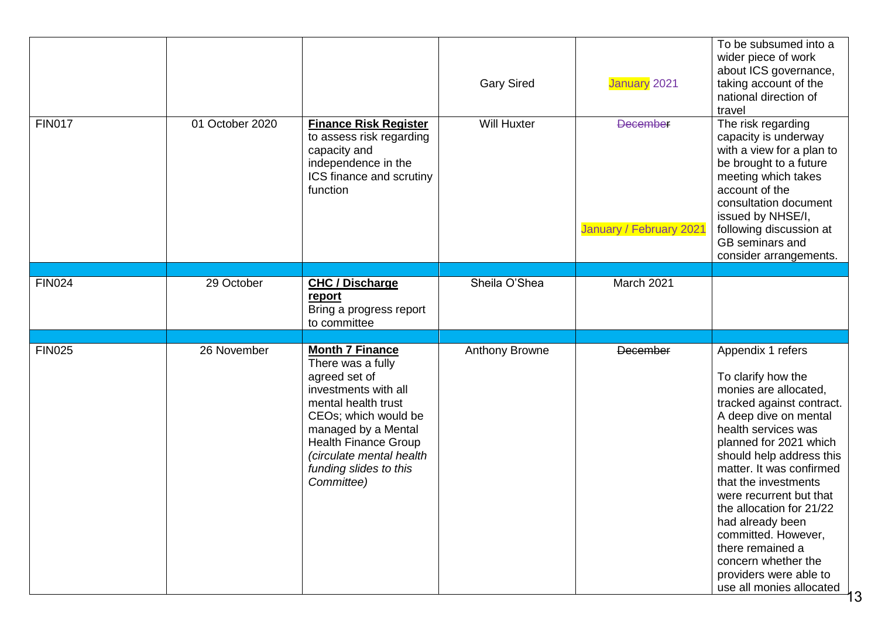| | | | | | |
|---|---|---|---|---|---|
| | | | Gary Sired | January 2021 | To be subsumed into a wider piece of work about ICS governance, taking account of the national direction of travel |
| FIN017 | 01 October 2020 | **Finance Risk Register** to assess risk regarding capacity and independence in the ICS finance and scrutiny function | Will Huxter | ~~December~~ January / February 2021 | The risk regarding capacity is underway with a view for a plan to be brought to a future meeting which takes account of the consultation document issued by NHSE/I, following discussion at GB seminars and consider arrangements. |
| | | | | | |
| FIN024 | 29 October | **CHC / Discharge report** Bring a progress report to committee | Sheila O'Shea | March 2021 | |
| | | | | | |
| FIN025 | 26 November | **Month 7 Finance** There was a fully agreed set of investments with all mental health trust CEOs; which would be managed by a Mental Health Finance Group *(circulate mental health funding slides to this Committee)* | Anthony Browne | ~~December~~ | Appendix 1 refers<br><br>To clarify how the monies are allocated, tracked against contract. A deep dive on mental health services was planned for 2021 which should help address this matter. It was confirmed that the investments were recurrent but that the allocation for 21/22 had already been committed. However, there remained a concern whether the providers were able to use all monies allocated |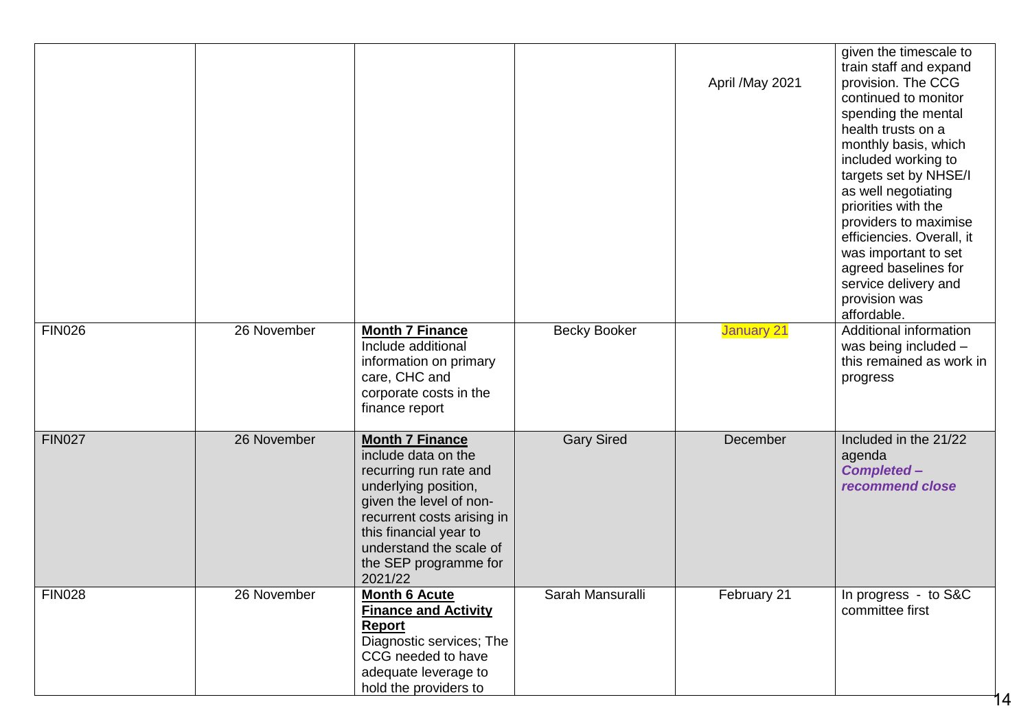| | | | | | |
|---|---|---|---|---|---|
| | | | | April /May 2021 | given the timescale to train staff and expand provision. The CCG continued to monitor spending the mental health trusts on a monthly basis, which included working to targets set by NHSE/I as well negotiating priorities with the providers to maximise efficiencies. Overall, it was important to set agreed baselines for service delivery and provision was affordable. |
| FIN026 | 26 November | **Month 7 Finance** Include additional information on primary care, CHC and corporate costs in the finance report | Becky Booker | January 21 | Additional information was being included – this remained as work in progress |
| FIN027 | 26 November | **Month 7 Finance** include data on the recurring run rate and underlying position, given the level of non-recurrent costs arising in this financial year to understand the scale of the SEP programme for 2021/22 | Gary Sired | December | Included in the 21/22 agenda ***Completed – recommend close*** |
| FIN028 | 26 November | **Month 6 Acute Finance and Activity Report** Diagnostic services; The CCG needed to have adequate leverage to hold the providers to | Sarah Mansuralli | February 21 | In progress - to S&C committee first |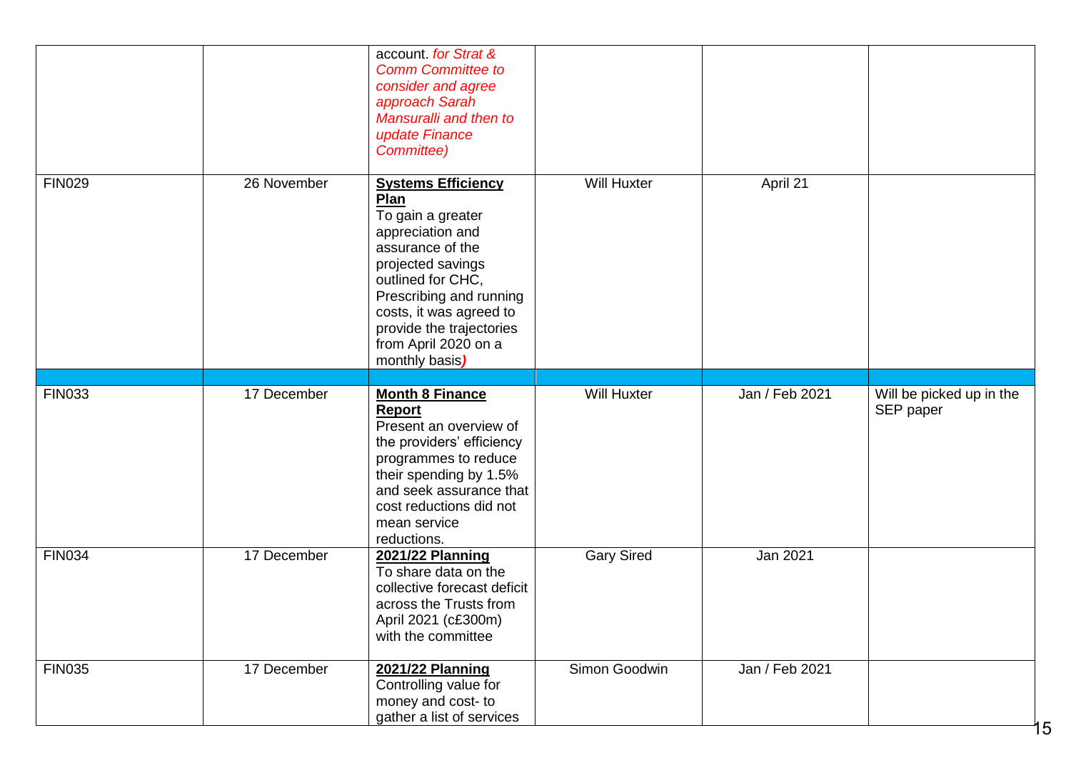| | | | | | |
|---|---|---|---|---|---|
| | | account. *for Strat & Comm Committee to consider and agree approach Sarah Mansuralli and then to update Finance Committee)* | | | |
| FIN029 | 26 November | **Systems Efficiency Plan** To gain a greater appreciation and assurance of the projected savings outlined for CHC, Prescribing and running costs, it was agreed to provide the trajectories from April 2020 on a monthly basis***)*** | Will Huxter | April 21 | |
| | | | | | |
| FIN033 | 17 December | **Month 8 Finance Report** Present an overview of the providers' efficiency programmes to reduce their spending by 1.5% and seek assurance that cost reductions did not mean service reductions. | Will Huxter | Jan / Feb 2021 | Will be picked up in the SEP paper |
| FIN034 | 17 December | **2021/22 Planning** To share data on the collective forecast deficit across the Trusts from April 2021 (c£300m) with the committee | Gary Sired | Jan 2021 | |
| FIN035 | 17 December | **2021/22 Planning** Controlling value for money and cost- to gather a list of services | Simon Goodwin | Jan / Feb 2021 | |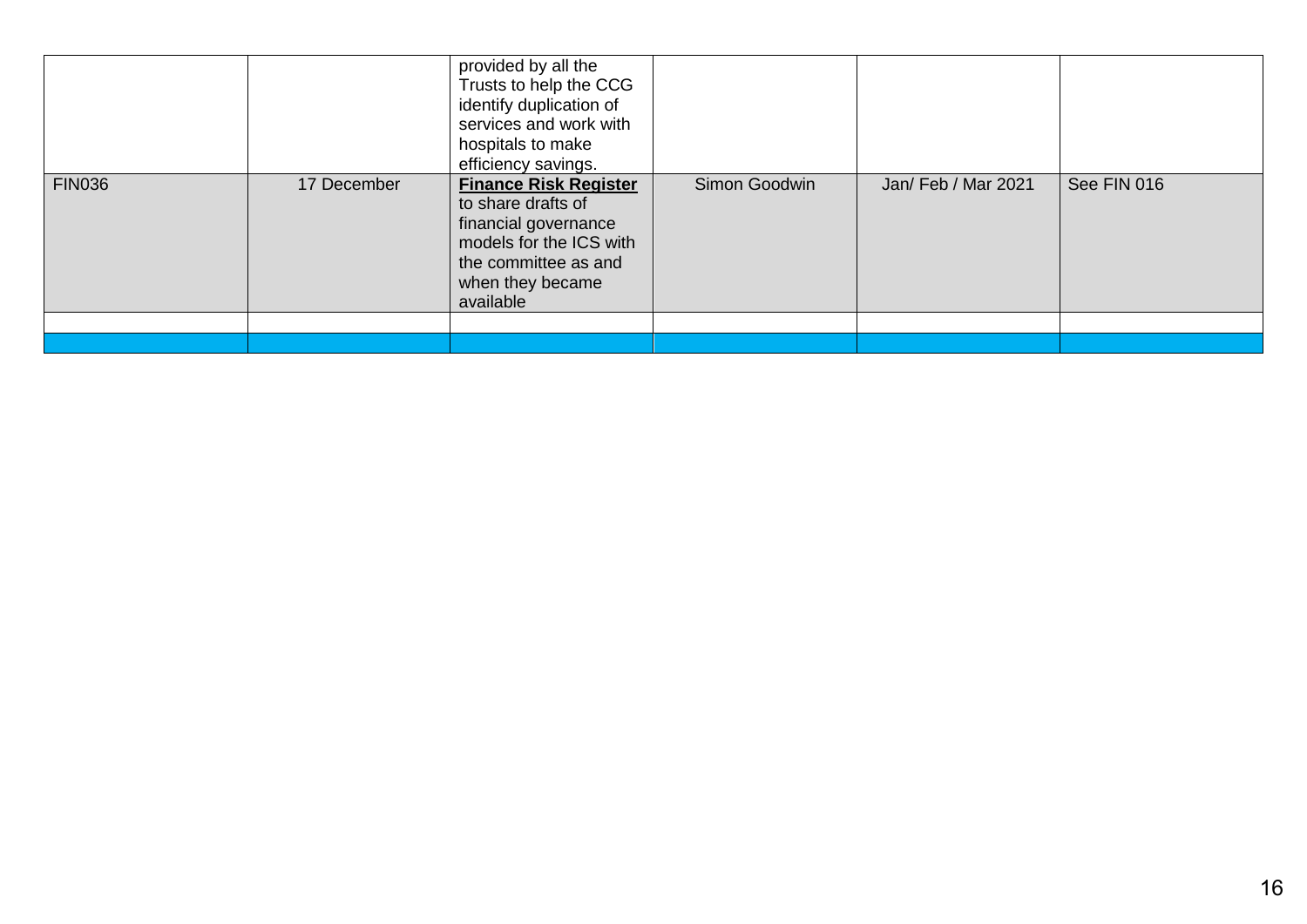| | | | | | |
|---|---|---|---|---|---|
| | | provided by all the Trusts to help the CCG identify duplication of services and work with hospitals to make efficiency savings. | | | |
| FIN036 | 17 December | **Finance Risk Register** to share drafts of financial governance models for the ICS with the committee as and when they became available | Simon Goodwin | Jan/ Feb / Mar 2021 | See FIN 016 |
| | | | | | |
| | | | | | |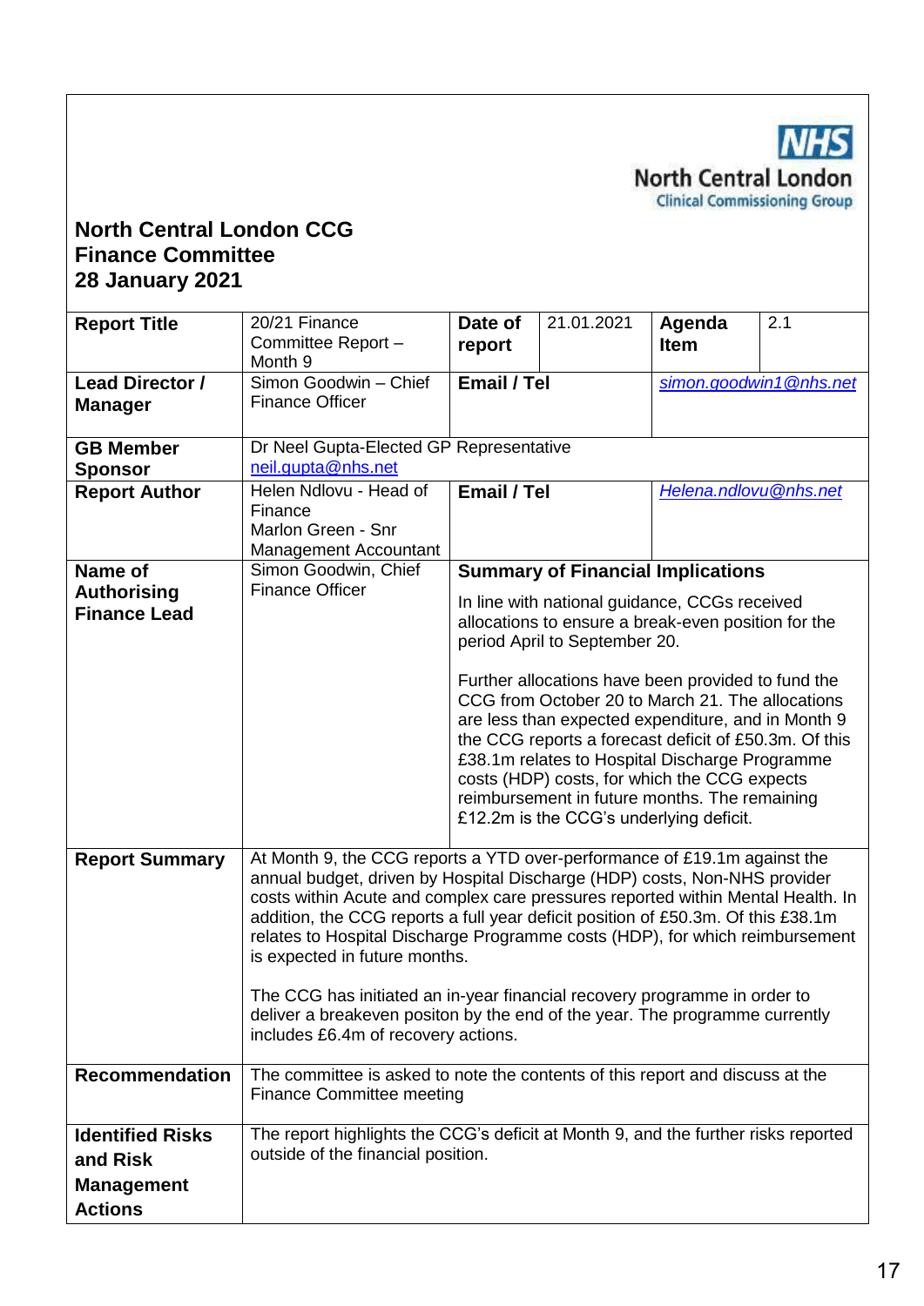NHS North Central London Clinical Commissioning Group

**North Central London CCG**
**Finance Committee**
**28 January 2021**

| **Report Title** | 20/21 Finance Committee Report – Month 9 | **Date of report** | 21.01.2021 | **Agenda Item** | 2.1 |
|---|---|---|---|---|---|
| **Lead Director / Manager** | Simon Goodwin – Chief Finance Officer | **Email / Tel** | | *simon.goodwin1@nhs.net* | |
| **GB Member Sponsor** | Dr Neel Gupta-Elected GP Representative neil.gupta@nhs.net | | | | |
| **Report Author** | Helen Ndlovu - Head of Finance<br>Marlon Green - Snr Management Accountant | **Email / Tel** | | *Helena.ndlovu@nhs.net* | |
| **Name of Authorising Finance Lead** | Simon Goodwin, Chief Finance Officer | **Summary of Financial Implications**<br>In line with national guidance, CCGs received allocations to ensure a break-even position for the period April to September 20.<br><br>Further allocations have been provided to fund the CCG from October 20 to March 21. The allocations are less than expected expenditure, and in Month 9 the CCG reports a forecast deficit of £50.3m. Of this £38.1m relates to Hospital Discharge Programme costs (HDP) costs, for which the CCG expects reimbursement in future months. The remaining £12.2m is the CCG's underlying deficit. | | | |
| **Report Summary** | At Month 9, the CCG reports a YTD over-performance of £19.1m against the annual budget, driven by Hospital Discharge (HDP) costs, Non-NHS provider costs within Acute and complex care pressures reported within Mental Health. In addition, the CCG reports a full year deficit position of £50.3m. Of this £38.1m relates to Hospital Discharge Programme costs (HDP), for which reimbursement is expected in future months.<br><br>The CCG has initiated an in-year financial recovery programme in order to deliver a breakeven positon by the end of the year. The programme currently includes £6.4m of recovery actions. | | | | |
| **Recommendation** | The committee is asked to note the contents of this report and discuss at the Finance Committee meeting | | | | |
| **Identified Risks and Risk Management Actions** | The report highlights the CCG's deficit at Month 9, and the further risks reported outside of the financial position. | | | | |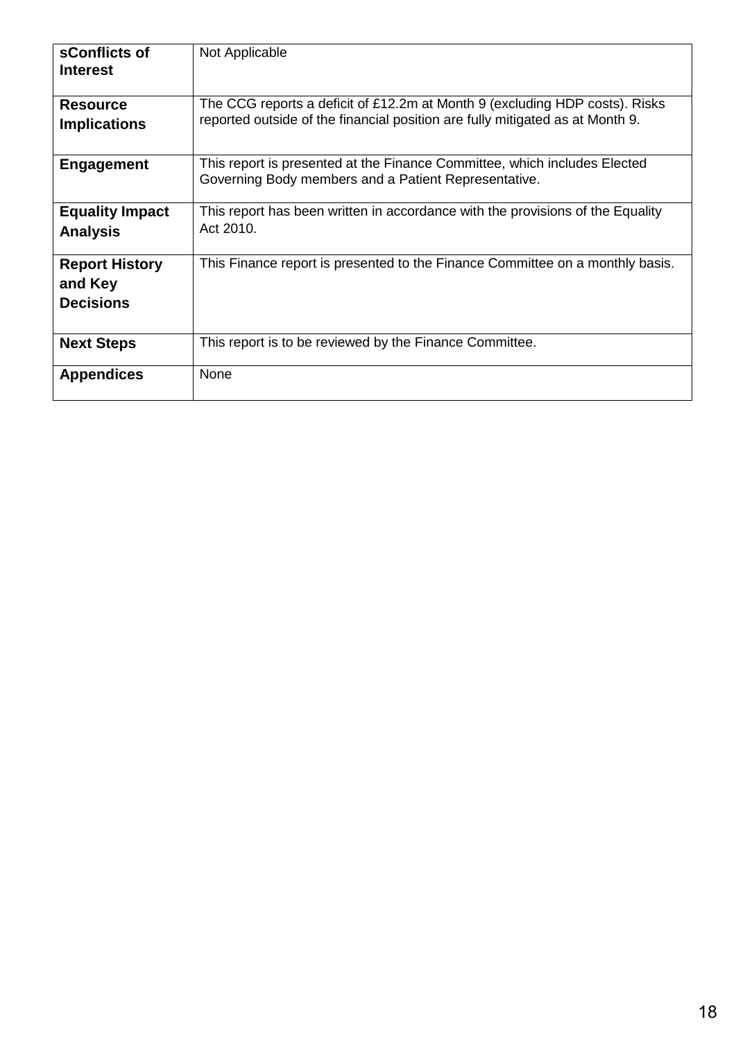| | |
|---|---|
| **sConflicts of Interest** | Not Applicable |
| **Resource Implications** | The CCG reports a deficit of £12.2m at Month 9 (excluding HDP costs). Risks reported outside of the financial position are fully mitigated as at Month 9. |
| **Engagement** | This report is presented at the Finance Committee, which includes Elected Governing Body members and a Patient Representative. |
| **Equality Impact Analysis** | This report has been written in accordance with the provisions of the Equality Act 2010. |
| **Report History and Key Decisions** | This Finance report is presented to the Finance Committee on a monthly basis. |
| **Next Steps** | This report is to be reviewed by the Finance Committee. |
| **Appendices** | None |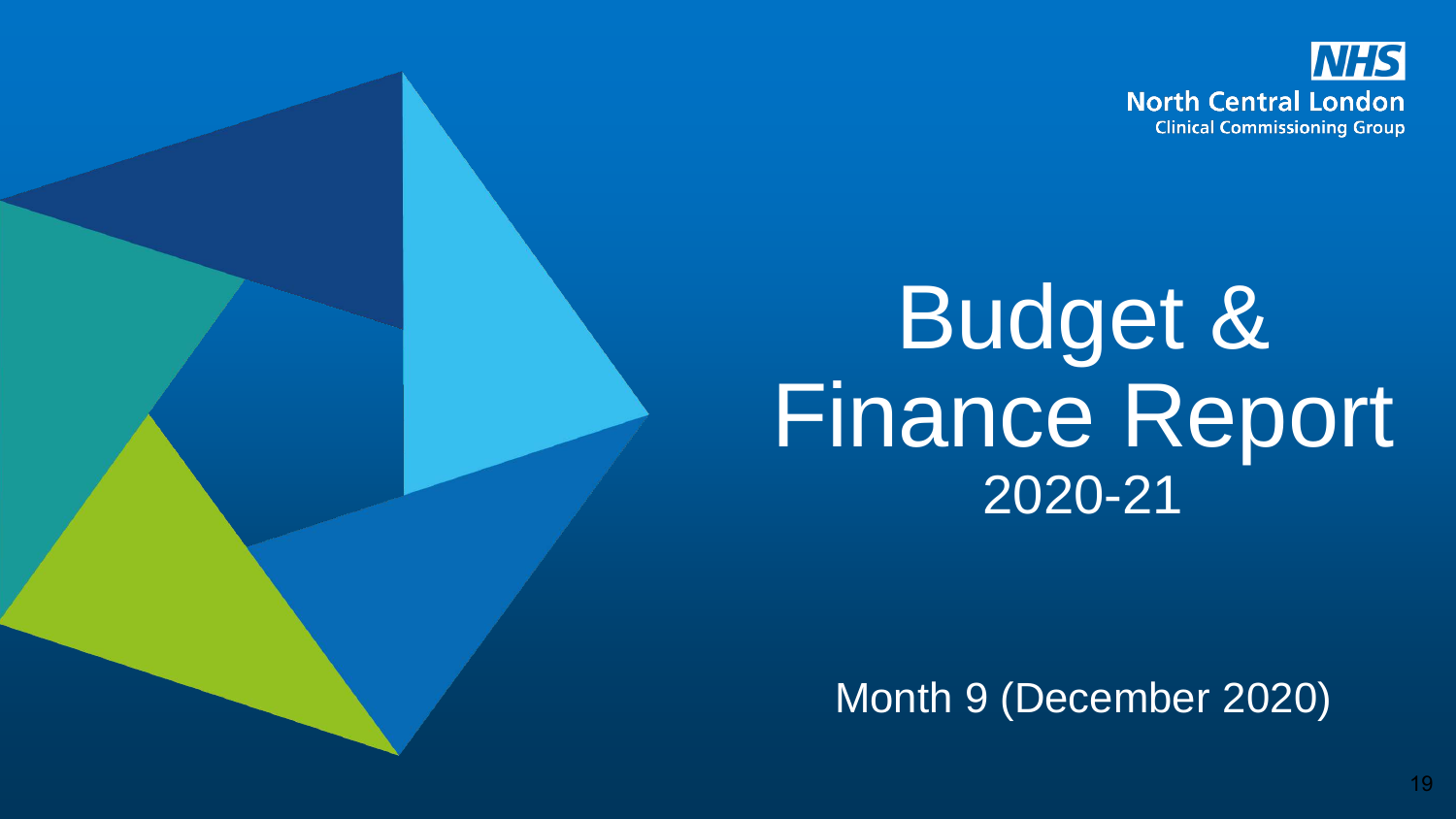NHS North Central London Clinical Commissioning Group

# Budget & Finance Report 2020-21

Month 9 (December 2020)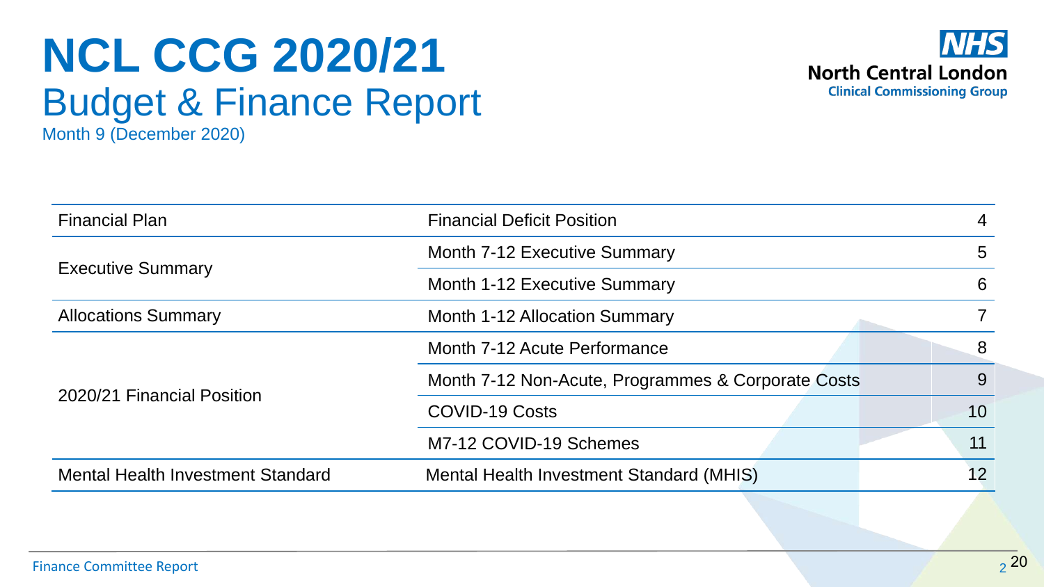# NCL CCG 2020/21

## Budget & Finance Report

Month 9 (December 2020)

| Section | Item | Page |
|---|---|---|
| Financial Plan | Financial Deficit Position | 4 |
| Executive Summary | Month 7-12 Executive Summary | 5 |
| | Month 1-12 Executive Summary | 6 |
| Allocations Summary | Month 1-12 Allocation Summary | 7 |
| 2020/21 Financial Position | Month 7-12 Acute Performance | 8 |
| | Month 7-12 Non-Acute, Programmes & Corporate Costs | 9 |
| | COVID-19 Costs | 10 |
| | M7-12 COVID-19 Schemes | 11 |
| Mental Health Investment Standard | Mental Health Investment Standard (MHIS) | 12 |

Finance Committee Report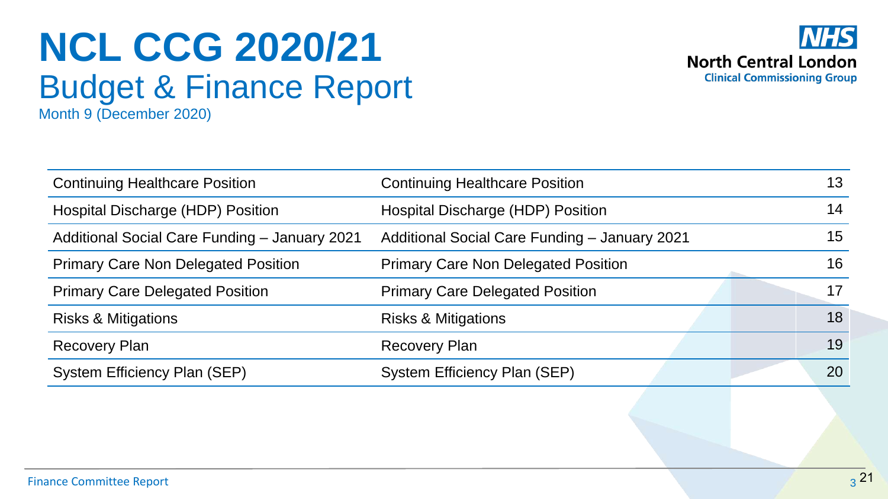# NCL CCG 2020/21

## Budget & Finance Report

Month 9 (December 2020)

| | | |
|---|---|---|
| Continuing Healthcare Position | Continuing Healthcare Position | 13 |
| Hospital Discharge (HDP) Position | Hospital Discharge (HDP) Position | 14 |
| Additional Social Care Funding – January 2021 | Additional Social Care Funding – January 2021 | 15 |
| Primary Care Non Delegated Position | Primary Care Non Delegated Position | 16 |
| Primary Care Delegated Position | Primary Care Delegated Position | 17 |
| Risks & Mitigations | Risks & Mitigations | 18 |
| Recovery Plan | Recovery Plan | 19 |
| System Efficiency Plan (SEP) | System Efficiency Plan (SEP) | 20 |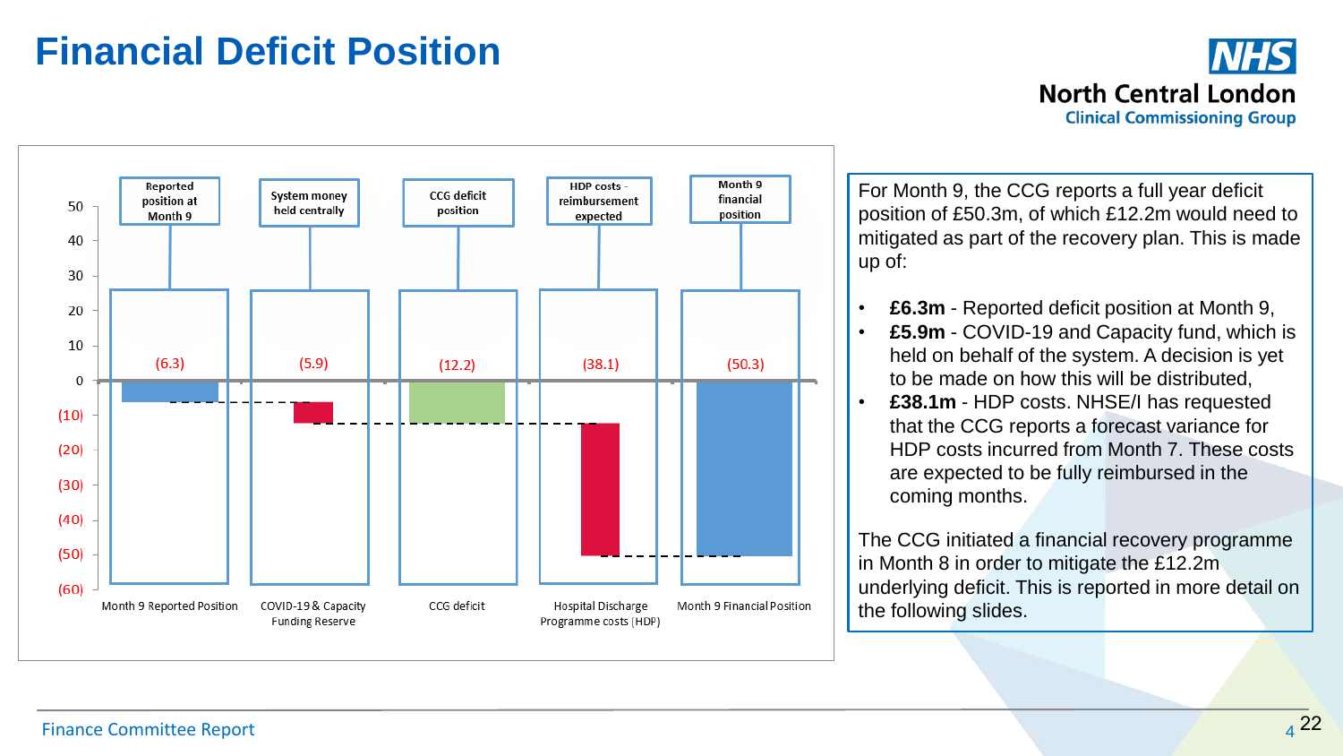# Financial Deficit Position

| | Month 9 Reported Position | COVID-19 & Capacity Funding Reserve | CCG deficit | Hospital Discharge Programme costs (HDP) | Month 9 Financial Position |
|---|---|---|---|---|---|
| Label | Reported position at Month 9 | System money held centrally | CCG deficit position | HDP costs - reimbursement expected | Month 9 financial position |
| Value | (6.3) | (5.9) | (12.2) | (38.1) | (50.3) |

For Month 9, the CCG reports a full year deficit position of £50.3m, of which £12.2m would need to mitigated as part of the recovery plan. This is made up of:

- **£6.3m** - Reported deficit position at Month 9,
- **£5.9m** - COVID-19 and Capacity fund, which is held on behalf of the system. A decision is yet to be made on how this will be distributed,
- **£38.1m** - HDP costs. NHSE/I has requested that the CCG reports a forecast variance for HDP costs incurred from Month 7. These costs are expected to be fully reimbursed in the coming months.

The CCG initiated a financial recovery programme in Month 8 in order to mitigate the £12.2m underlying deficit. This is reported in more detail on the following slides.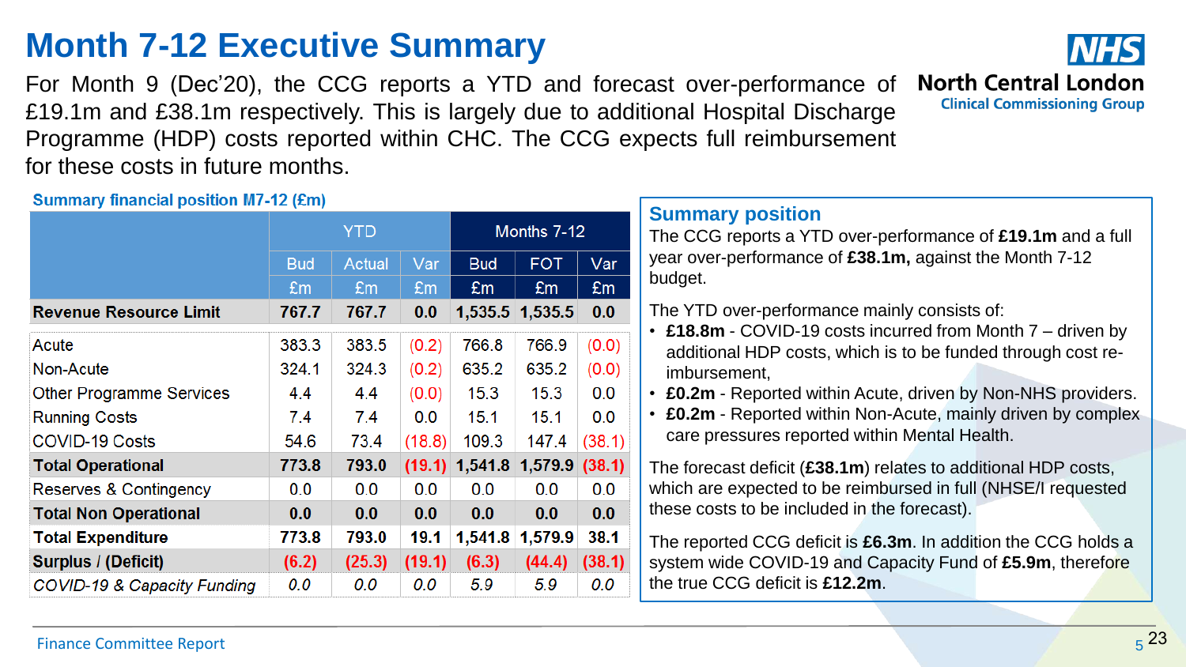# Month 7-12 Executive Summary

For Month 9 (Dec'20), the CCG reports a YTD and forecast over-performance of £19.1m and £38.1m respectively. This is largely due to additional Hospital Discharge Programme (HDP) costs reported within CHC. The CCG expects full reimbursement for these costs in future months.

**North Central London Clinical Commissioning Group**

### Summary financial position M7-12 (£m)

| | YTD | | | Months 7-12 | | |
|---|---|---|---|---|---|---|
| | Bud | Actual | Var | Bud | FOT | Var |
| | £m | £m | £m | £m | £m | £m |
| **Revenue Resource Limit** | **767.7** | **767.7** | **0.0** | **1,535.5** | **1,535.5** | **0.0** |
| Acute | 383.3 | 383.5 | (0.2) | 766.8 | 766.9 | (0.0) |
| Non-Acute | 324.1 | 324.3 | (0.2) | 635.2 | 635.2 | (0.0) |
| Other Programme Services | 4.4 | 4.4 | (0.0) | 15.3 | 15.3 | 0.0 |
| Running Costs | 7.4 | 7.4 | 0.0 | 15.1 | 15.1 | 0.0 |
| COVID-19 Costs | 54.6 | 73.4 | (18.8) | 109.3 | 147.4 | (38.1) |
| **Total Operational** | **773.8** | **793.0** | **(19.1)** | **1,541.8** | **1,579.9** | **(38.1)** |
| Reserves & Contingency | 0.0 | 0.0 | 0.0 | 0.0 | 0.0 | 0.0 |
| **Total Non Operational** | **0.0** | **0.0** | **0.0** | **0.0** | **0.0** | **0.0** |
| **Total Expenditure** | **773.8** | **793.0** | **19.1** | **1,541.8** | **1,579.9** | **38.1** |
| **Surplus / (Deficit)** | **(6.2)** | **(25.3)** | **(19.1)** | **(6.3)** | **(44.4)** | **(38.1)** |
| *COVID-19 & Capacity Funding* | *0.0* | *0.0* | *0.0* | *5.9* | *5.9* | *0.0* |

## Summary position

The CCG reports a YTD over-performance of **£19.1m** and a full year over-performance of **£38.1m,** against the Month 7-12 budget.

The YTD over-performance mainly consists of:

- **£18.8m** - COVID-19 costs incurred from Month 7 – driven by additional HDP costs, which is to be funded through cost re-imbursement,
- **£0.2m** - Reported within Acute, driven by Non-NHS providers.
- **£0.2m** - Reported within Non-Acute, mainly driven by complex care pressures reported within Mental Health.

The forecast deficit (**£38.1m**) relates to additional HDP costs, which are expected to be reimbursed in full (NHSE/I requested these costs to be included in the forecast).

The reported CCG deficit is **£6.3m**. In addition the CCG holds a system wide COVID-19 and Capacity Fund of **£5.9m**, therefore the true CCG deficit is **£12.2m**.

Finance Committee Report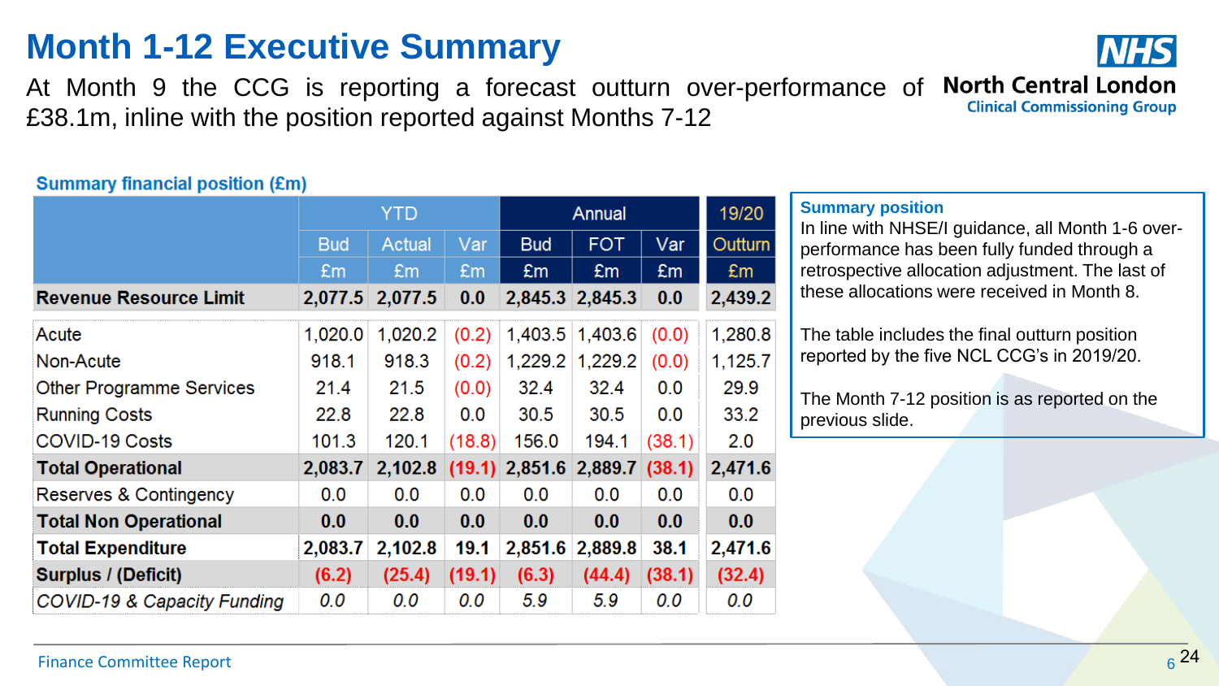# Month 1-12 Executive Summary

At Month 9 the CCG is reporting a forecast outturn over-performance of £38.1m, inline with the position reported against Months 7-12

**North Central London**
**Clinical Commissioning Group**

### Summary financial position (£m)

| | YTD | | | Annual | | | 19/20 |
|---|---|---|---|---|---|---|---|
| | Bud | Actual | Var | Bud | FOT | Var | Outturn |
| | £m | £m | £m | £m | £m | £m | £m |
| **Revenue Resource Limit** | **2,077.5** | **2,077.5** | **0.0** | **2,845.3** | **2,845.3** | **0.0** | **2,439.2** |
| Acute | 1,020.0 | 1,020.2 | (0.2) | 1,403.5 | 1,403.6 | (0.0) | 1,280.8 |
| Non-Acute | 918.1 | 918.3 | (0.2) | 1,229.2 | 1,229.2 | (0.0) | 1,125.7 |
| Other Programme Services | 21.4 | 21.5 | (0.0) | 32.4 | 32.4 | 0.0 | 29.9 |
| Running Costs | 22.8 | 22.8 | 0.0 | 30.5 | 30.5 | 0.0 | 33.2 |
| COVID-19 Costs | 101.3 | 120.1 | (18.8) | 156.0 | 194.1 | (38.1) | 2.0 |
| **Total Operational** | **2,083.7** | **2,102.8** | **(19.1)** | **2,851.6** | **2,889.7** | **(38.1)** | **2,471.6** |
| Reserves & Contingency | 0.0 | 0.0 | 0.0 | 0.0 | 0.0 | 0.0 | 0.0 |
| **Total Non Operational** | **0.0** | **0.0** | **0.0** | **0.0** | **0.0** | **0.0** | **0.0** |
| **Total Expenditure** | **2,083.7** | **2,102.8** | **19.1** | **2,851.6** | **2,889.8** | **38.1** | **2,471.6** |
| **Surplus / (Deficit)** | **(6.2)** | **(25.4)** | **(19.1)** | **(6.3)** | **(44.4)** | **(38.1)** | **(32.4)** |
| *COVID-19 & Capacity Funding* | *0.0* | *0.0* | *0.0* | *5.9* | *5.9* | *0.0* | *0.0* |

**Summary position**

In line with NHSE/I guidance, all Month 1-6 over-performance has been fully funded through a retrospective allocation adjustment. The last of these allocations were received in Month 8.

The table includes the final outturn position reported by the five NCL CCG's in 2019/20.

The Month 7-12 position is as reported on the previous slide.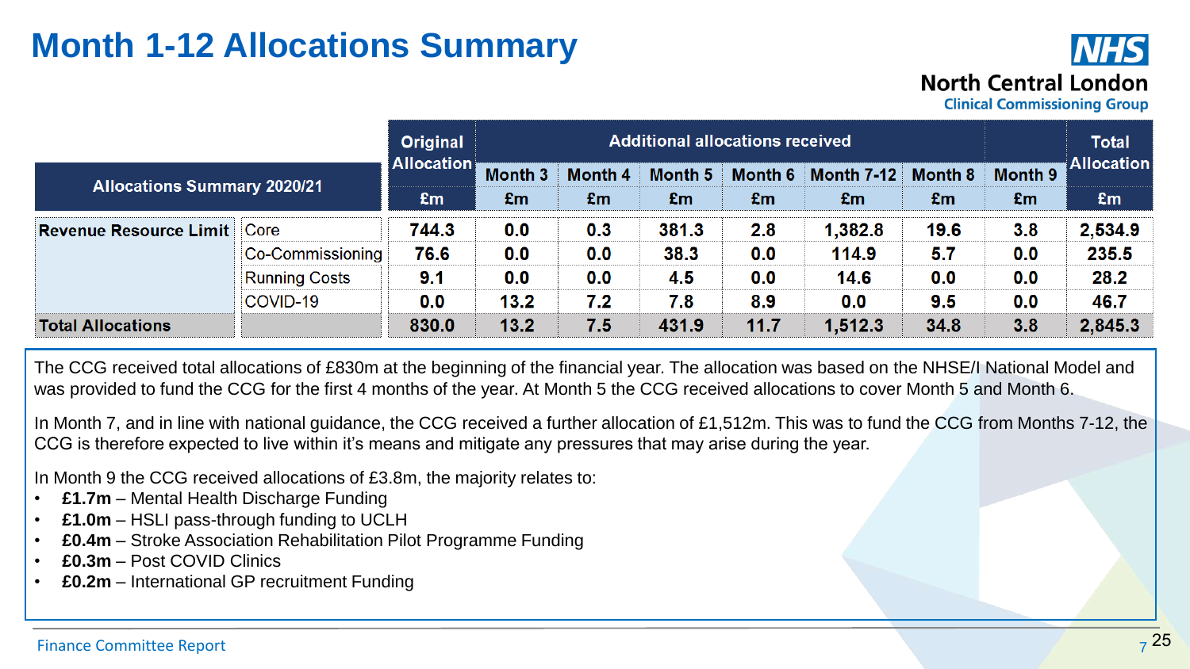# Month 1-12 Allocations Summary

| Allocations Summary 2020/21 | | Original Allocation | Additional allocations received | | | | | | | Total Allocation |
|---|---|---|---|---|---|---|---|---|---|---|
| | | | Month 3 | Month 4 | Month 5 | Month 6 | Month 7-12 | Month 8 | Month 9 | |
| | | £m | £m | £m | £m | £m | £m | £m | £m | £m |
| Revenue Resource Limit | Core | 744.3 | 0.0 | 0.3 | 381.3 | 2.8 | 1,382.8 | 19.6 | 3.8 | 2,534.9 |
| | Co-Commissioning | 76.6 | 0.0 | 0.0 | 38.3 | 0.0 | 114.9 | 5.7 | 0.0 | 235.5 |
| | Running Costs | 9.1 | 0.0 | 0.0 | 4.5 | 0.0 | 14.6 | 0.0 | 0.0 | 28.2 |
| | COVID-19 | 0.0 | 13.2 | 7.2 | 7.8 | 8.9 | 0.0 | 9.5 | 0.0 | 46.7 |
| **Total Allocations** | | **830.0** | **13.2** | **7.5** | **431.9** | **11.7** | **1,512.3** | **34.8** | **3.8** | **2,845.3** |

The CCG received total allocations of £830m at the beginning of the financial year. The allocation was based on the NHSE/I National Model and was provided to fund the CCG for the first 4 months of the year. At Month 5 the CCG received allocations to cover Month 5 and Month 6.

In Month 7, and in line with national guidance, the CCG received a further allocation of £1,512m. This was to fund the CCG from Months 7-12, the CCG is therefore expected to live within it's means and mitigate any pressures that may arise during the year.

In Month 9 the CCG received allocations of £3.8m, the majority relates to:

- **£1.7m** – Mental Health Discharge Funding
- **£1.0m** – HSLI pass-through funding to UCLH
- **£0.4m** – Stroke Association Rehabilitation Pilot Programme Funding
- **£0.3m** – Post COVID Clinics
- **£0.2m** – International GP recruitment Funding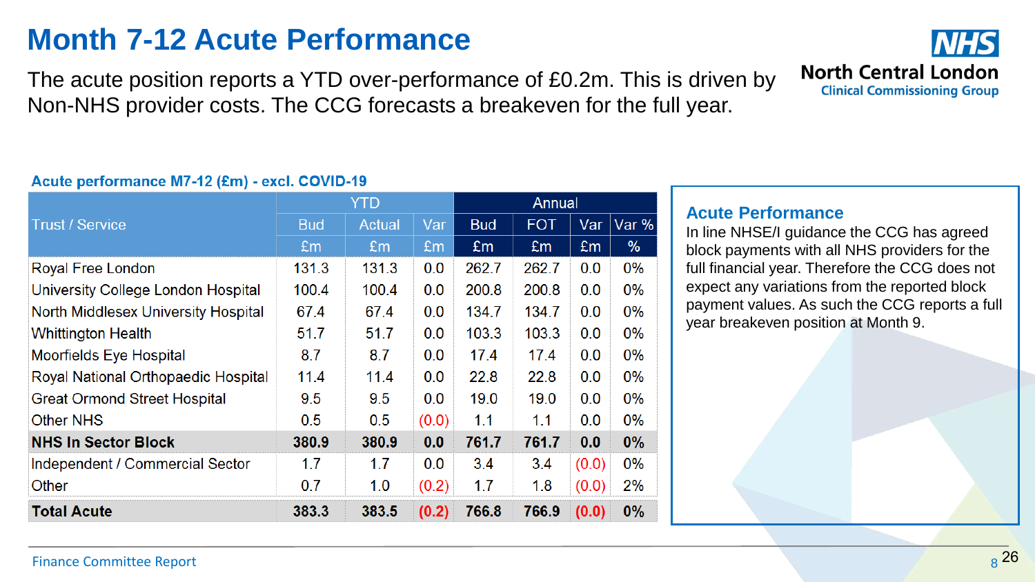# Month 7-12 Acute Performance

The acute position reports a YTD over-performance of £0.2m. This is driven by Non-NHS provider costs. The CCG forecasts a breakeven for the full year.

North Central London Clinical Commissioning Group

**Acute performance M7-12 (£m) - excl. COVID-19**

| Trust / Service | YTD | | | Annual | | | |
|---|---|---|---|---|---|---|---|
| | Bud | Actual | Var | Bud | FOT | Var | Var % |
| | £m | £m | £m | £m | £m | £m | % |
| Royal Free London | 131.3 | 131.3 | 0.0 | 262.7 | 262.7 | 0.0 | 0% |
| University College London Hospital | 100.4 | 100.4 | 0.0 | 200.8 | 200.8 | 0.0 | 0% |
| North Middlesex University Hospital | 67.4 | 67.4 | 0.0 | 134.7 | 134.7 | 0.0 | 0% |
| Whittington Health | 51.7 | 51.7 | 0.0 | 103.3 | 103.3 | 0.0 | 0% |
| Moorfields Eye Hospital | 8.7 | 8.7 | 0.0 | 17.4 | 17.4 | 0.0 | 0% |
| Royal National Orthopaedic Hospital | 11.4 | 11.4 | 0.0 | 22.8 | 22.8 | 0.0 | 0% |
| Great Ormond Street Hospital | 9.5 | 9.5 | 0.0 | 19.0 | 19.0 | 0.0 | 0% |
| Other NHS | 0.5 | 0.5 | (0.0) | 1.1 | 1.1 | 0.0 | 0% |
| **NHS In Sector Block** | **380.9** | **380.9** | **0.0** | **761.7** | **761.7** | **0.0** | **0%** |
| Independent / Commercial Sector | 1.7 | 1.7 | 0.0 | 3.4 | 3.4 | (0.0) | 0% |
| Other | 0.7 | 1.0 | (0.2) | 1.7 | 1.8 | (0.0) | 2% |
| **Total Acute** | **383.3** | **383.5** | **(0.2)** | **766.8** | **766.9** | **(0.0)** | **0%** |

## Acute Performance

In line NHSE/I guidance the CCG has agreed block payments with all NHS providers for the full financial year. Therefore the CCG does not expect any variations from the reported block payment values. As such the CCG reports a full year breakeven position at Month 9.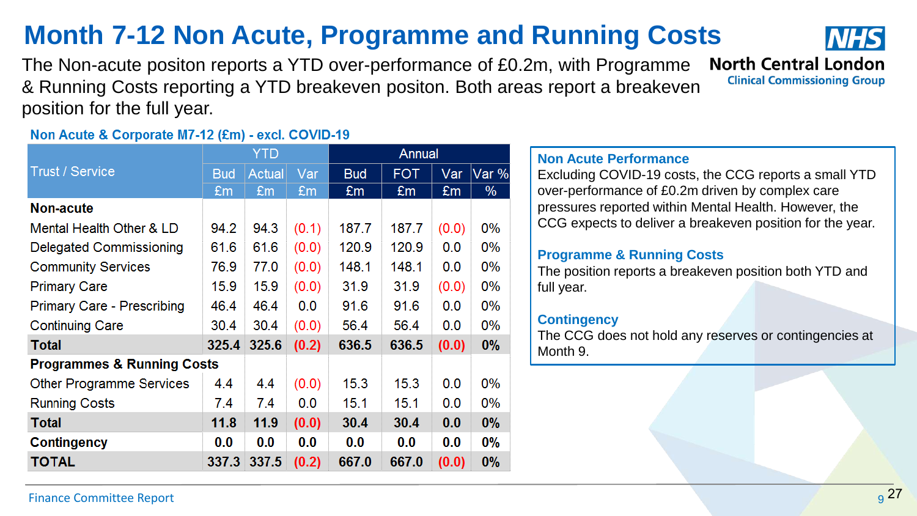# Month 7-12 Non Acute, Programme and Running Costs

The Non-acute positon reports a YTD over-performance of £0.2m, with Programme & Running Costs reporting a YTD breakeven positon. Both areas report a breakeven position for the full year.

**North Central London**
**Clinical Commissioning Group**

### Non Acute & Corporate M7-12 (£m) - excl. COVID-19

| Trust / Service | YTD | | | Annual | | | |
|---|---|---|---|---|---|---|---|
| | Bud £m | Actual £m | Var £m | Bud £m | FOT £m | Var £m | Var % % |
| **Non-acute** | | | | | | | |
| Mental Health Other & LD | 94.2 | 94.3 | (0.1) | 187.7 | 187.7 | (0.0) | 0% |
| Delegated Commissioning | 61.6 | 61.6 | (0.0) | 120.9 | 120.9 | 0.0 | 0% |
| Community Services | 76.9 | 77.0 | (0.0) | 148.1 | 148.1 | 0.0 | 0% |
| Primary Care | 15.9 | 15.9 | (0.0) | 31.9 | 31.9 | (0.0) | 0% |
| Primary Care - Prescribing | 46.4 | 46.4 | 0.0 | 91.6 | 91.6 | 0.0 | 0% |
| Continuing Care | 30.4 | 30.4 | (0.0) | 56.4 | 56.4 | 0.0 | 0% |
| **Total** | **325.4** | **325.6** | **(0.2)** | **636.5** | **636.5** | **(0.0)** | **0%** |
| **Programmes & Running Costs** | | | | | | | |
| Other Programme Services | 4.4 | 4.4 | (0.0) | 15.3 | 15.3 | 0.0 | 0% |
| Running Costs | 7.4 | 7.4 | 0.0 | 15.1 | 15.1 | 0.0 | 0% |
| **Total** | **11.8** | **11.9** | **(0.0)** | **30.4** | **30.4** | **0.0** | **0%** |
| **Contingency** | **0.0** | **0.0** | **0.0** | **0.0** | **0.0** | **0.0** | **0%** |
| **TOTAL** | **337.3** | **337.5** | **(0.2)** | **667.0** | **667.0** | **(0.0)** | **0%** |

**Non Acute Performance**
Excluding COVID-19 costs, the CCG reports a small YTD over-performance of £0.2m driven by complex care pressures reported within Mental Health. However, the CCG expects to deliver a breakeven position for the year.

**Programme & Running Costs**
The position reports a breakeven position both YTD and full year.

**Contingency**
The CCG does not hold any reserves or contingencies at Month 9.

Finance Committee Report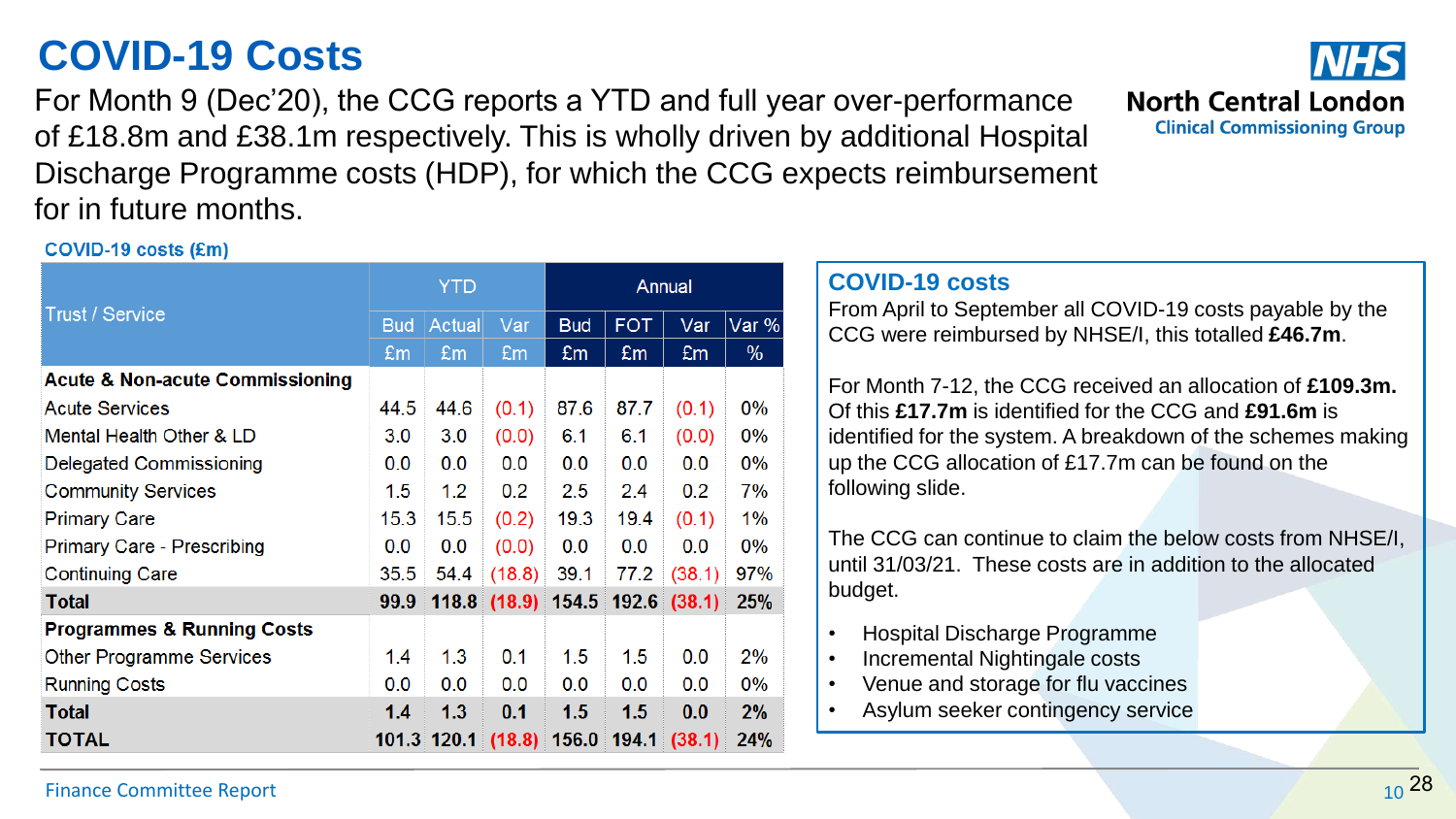# COVID-19 Costs

For Month 9 (Dec'20), the CCG reports a YTD and full year over-performance of £18.8m and £38.1m respectively. This is wholly driven by additional Hospital Discharge Programme costs (HDP), for which the CCG expects reimbursement for in future months.

NHS North Central London Clinical Commissioning Group

**COVID-19 costs (£m)**

| Trust / Service | YTD | | | Annual | | | |
|---|---|---|---|---|---|---|---|
| | Bud | Actual | Var | Bud | FOT | Var | Var % |
| | £m | £m | £m | £m | £m | £m | % |
| **Acute & Non-acute Commissioning** | | | | | | | |
| Acute Services | 44.5 | 44.6 | (0.1) | 87.6 | 87.7 | (0.1) | 0% |
| Mental Health Other & LD | 3.0 | 3.0 | (0.0) | 6.1 | 6.1 | (0.0) | 0% |
| Delegated Commissioning | 0.0 | 0.0 | 0.0 | 0.0 | 0.0 | 0.0 | 0% |
| Community Services | 1.5 | 1.2 | 0.2 | 2.5 | 2.4 | 0.2 | 7% |
| Primary Care | 15.3 | 15.5 | (0.2) | 19.3 | 19.4 | (0.1) | 1% |
| Primary Care - Prescribing | 0.0 | 0.0 | (0.0) | 0.0 | 0.0 | 0.0 | 0% |
| Continuing Care | 35.5 | 54.4 | (18.8) | 39.1 | 77.2 | (38.1) | 97% |
| **Total** | **99.9** | **118.8** | **(18.9)** | **154.5** | **192.6** | **(38.1)** | **25%** |
| **Programmes & Running Costs** | | | | | | | |
| Other Programme Services | 1.4 | 1.3 | 0.1 | 1.5 | 1.5 | 0.0 | 2% |
| Running Costs | 0.0 | 0.0 | 0.0 | 0.0 | 0.0 | 0.0 | 0% |
| **Total** | **1.4** | **1.3** | **0.1** | **1.5** | **1.5** | **0.0** | **2%** |
| **TOTAL** | **101.3** | **120.1** | **(18.8)** | **156.0** | **194.1** | **(38.1)** | **24%** |

## COVID-19 costs

From April to September all COVID-19 costs payable by the CCG were reimbursed by NHSE/I, this totalled **£46.7m**.

For Month 7-12, the CCG received an allocation of **£109.3m.** Of this **£17.7m** is identified for the CCG and **£91.6m** is identified for the system. A breakdown of the schemes making up the CCG allocation of £17.7m can be found on the following slide.

The CCG can continue to claim the below costs from NHSE/I, until 31/03/21. These costs are in addition to the allocated budget.

- Hospital Discharge Programme
- Incremental Nightingale costs
- Venue and storage for flu vaccines
- Asylum seeker contingency service

Finance Committee Report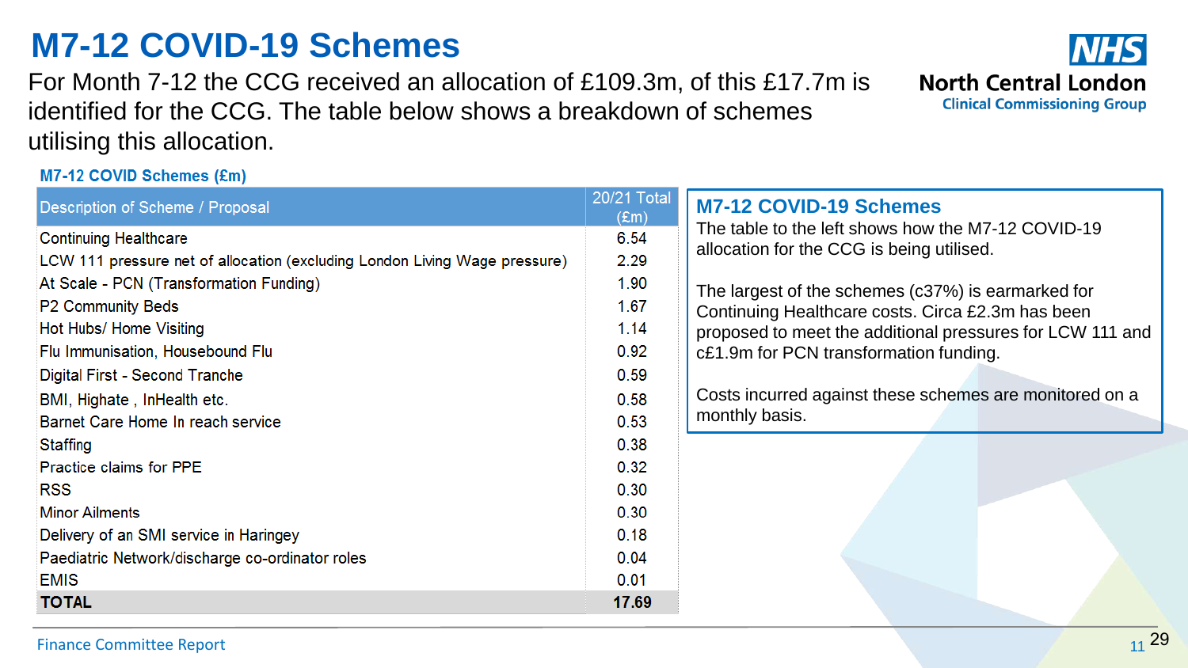# M7-12 COVID-19 Schemes

For Month 7-12 the CCG received an allocation of £109.3m, of this £17.7m is identified for the CCG. The table below shows a breakdown of schemes utilising this allocation.

**M7-12 COVID Schemes (£m)**

| Description of Scheme / Proposal | 20/21 Total (£m) |
|---|---|
| Continuing Healthcare | 6.54 |
| LCW 111 pressure net of allocation (excluding London Living Wage pressure) | 2.29 |
| At Scale - PCN (Transformation Funding) | 1.90 |
| P2 Community Beds | 1.67 |
| Hot Hubs/ Home Visiting | 1.14 |
| Flu Immunisation, Housebound Flu | 0.92 |
| Digital First - Second Tranche | 0.59 |
| BMI, Highate , InHealth etc. | 0.58 |
| Barnet Care Home In reach service | 0.53 |
| Staffing | 0.38 |
| Practice claims for PPE | 0.32 |
| RSS | 0.30 |
| Minor Ailments | 0.30 |
| Delivery of an SMI service in Haringey | 0.18 |
| Paediatric Network/discharge co-ordinator roles | 0.04 |
| EMIS | 0.01 |
| **TOTAL** | **17.69** |

## M7-12 COVID-19 Schemes

The table to the left shows how the M7-12 COVID-19 allocation for the CCG is being utilised.

The largest of the schemes (c37%) is earmarked for Continuing Healthcare costs. Circa £2.3m has been proposed to meet the additional pressures for LCW 111 and c£1.9m for PCN transformation funding.

Costs incurred against these schemes are monitored on a monthly basis.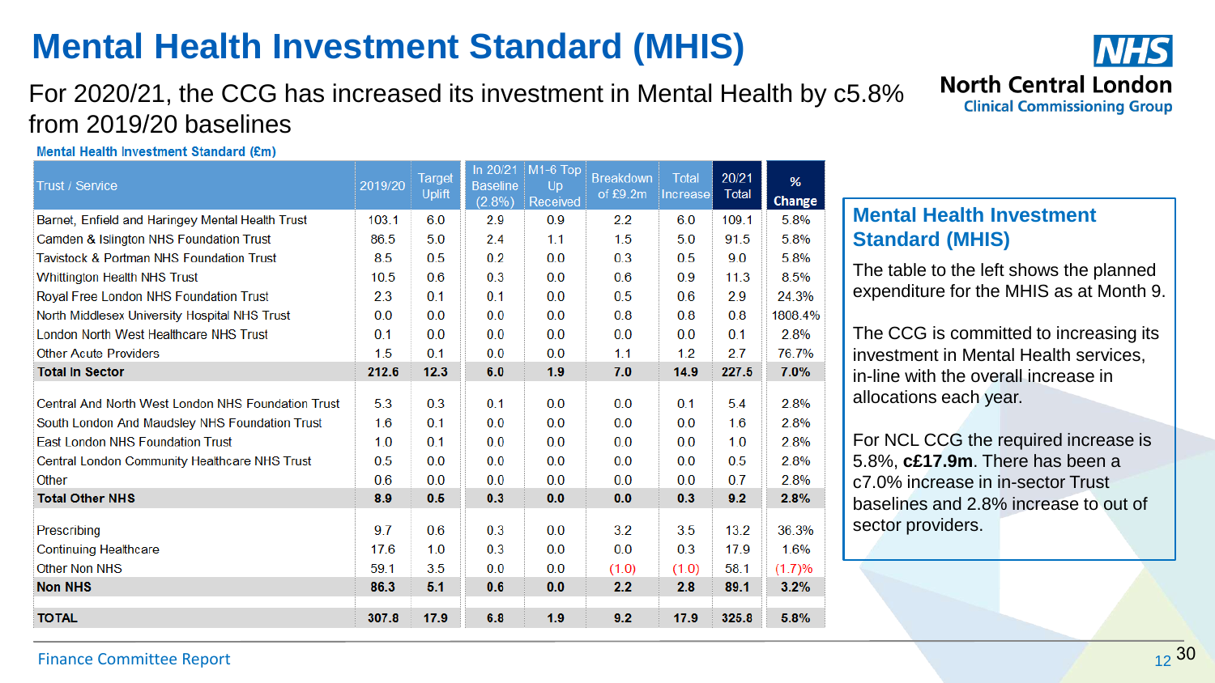# Mental Health Investment Standard (MHIS)

For 2020/21, the CCG has increased its investment in Mental Health by c5.8% from 2019/20 baselines

North Central London Clinical Commissioning Group

**Mental Health Investment Standard (£m)**

| Trust / Service | 2019/20 | Target Uplift | In 20/21 Baseline (2.8%) | M1-6 Top Up Received | Breakdown of £9.2m | Total Increase | 20/21 Total | % Change |
|---|---|---|---|---|---|---|---|---|
| Barnet, Enfield and Haringey Mental Health Trust | 103.1 | 6.0 | 2.9 | 0.9 | 2.2 | 6.0 | 109.1 | 5.8% |
| Camden & Islington NHS Foundation Trust | 86.5 | 5.0 | 2.4 | 1.1 | 1.5 | 5.0 | 91.5 | 5.8% |
| Tavistock & Portman NHS Foundation Trust | 8.5 | 0.5 | 0.2 | 0.0 | 0.3 | 0.5 | 9.0 | 5.8% |
| Whittington Health NHS Trust | 10.5 | 0.6 | 0.3 | 0.0 | 0.6 | 0.9 | 11.3 | 8.5% |
| Royal Free London NHS Foundation Trust | 2.3 | 0.1 | 0.1 | 0.0 | 0.5 | 0.6 | 2.9 | 24.3% |
| North Middlesex University Hospital NHS Trust | 0.0 | 0.0 | 0.0 | 0.0 | 0.8 | 0.8 | 0.8 | 1808.4% |
| London North West Healthcare NHS Trust | 0.1 | 0.0 | 0.0 | 0.0 | 0.0 | 0.0 | 0.1 | 2.8% |
| Other Acute Providers | 1.5 | 0.1 | 0.0 | 0.0 | 1.1 | 1.2 | 2.7 | 76.7% |
| **Total In Sector** | **212.6** | **12.3** | **6.0** | **1.9** | **7.0** | **14.9** | **227.5** | **7.0%** |
| Central And North West London NHS Foundation Trust | 5.3 | 0.3 | 0.1 | 0.0 | 0.0 | 0.1 | 5.4 | 2.8% |
| South London And Maudsley NHS Foundation Trust | 1.6 | 0.1 | 0.0 | 0.0 | 0.0 | 0.0 | 1.6 | 2.8% |
| East London NHS Foundation Trust | 1.0 | 0.1 | 0.0 | 0.0 | 0.0 | 0.0 | 1.0 | 2.8% |
| Central London Community Healthcare NHS Trust | 0.5 | 0.0 | 0.0 | 0.0 | 0.0 | 0.0 | 0.5 | 2.8% |
| Other | 0.6 | 0.0 | 0.0 | 0.0 | 0.0 | 0.0 | 0.7 | 2.8% |
| **Total Other NHS** | **8.9** | **0.5** | **0.3** | **0.0** | **0.0** | **0.3** | **9.2** | **2.8%** |
| Prescribing | 9.7 | 0.6 | 0.3 | 0.0 | 3.2 | 3.5 | 13.2 | 36.3% |
| Continuing Healthcare | 17.6 | 1.0 | 0.3 | 0.0 | 0.0 | 0.3 | 17.9 | 1.6% |
| Other Non NHS | 59.1 | 3.5 | 0.0 | 0.0 | (1.0) | (1.0) | 58.1 | (1.7)% |
| **Non NHS** | **86.3** | **5.1** | **0.6** | **0.0** | **2.2** | **2.8** | **89.1** | **3.2%** |
| **TOTAL** | **307.8** | **17.9** | **6.8** | **1.9** | **9.2** | **17.9** | **325.8** | **5.8%** |

## Mental Health Investment Standard (MHIS)

The table to the left shows the planned expenditure for the MHIS as at Month 9.

The CCG is committed to increasing its investment in Mental Health services, in-line with the overall increase in allocations each year.

For NCL CCG the required increase is 5.8%, **c£17.9m**. There has been a c7.0% increase in in-sector Trust baselines and 2.8% increase to out of sector providers.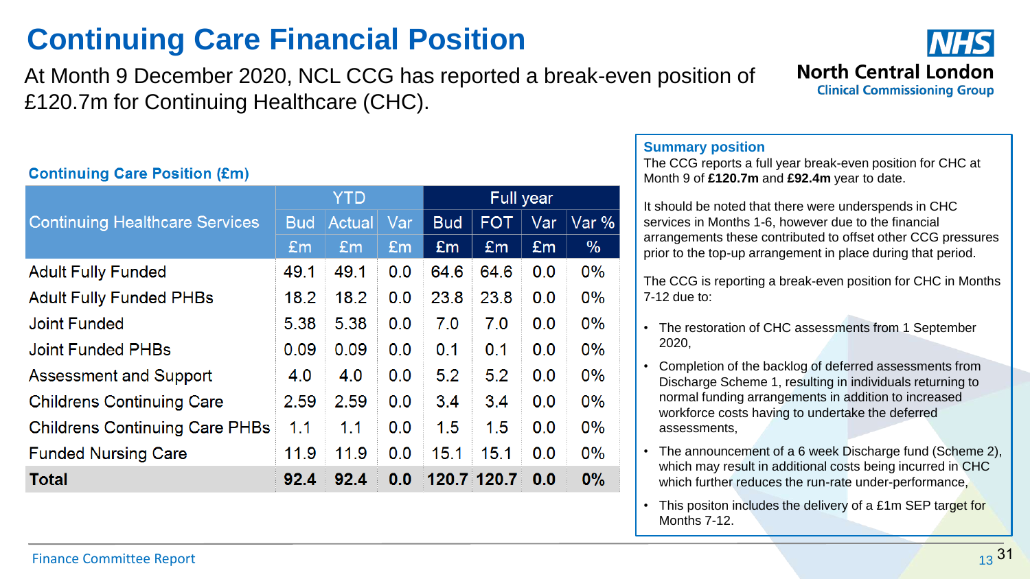# Continuing Care Financial Position

At Month 9 December 2020, NCL CCG has reported a break-even position of £120.7m for Continuing Healthcare (CHC).

**Continuing Care Position (£m)**

| Continuing Healthcare Services | YTD | | | Full year | | | |
|---|---|---|---|---|---|---|---|
| | Bud | Actual | Var | Bud | FOT | Var | Var % |
| | £m | £m | £m | £m | £m | £m | % |
| Adult Fully Funded | 49.1 | 49.1 | 0.0 | 64.6 | 64.6 | 0.0 | 0% |
| Adult Fully Funded PHBs | 18.2 | 18.2 | 0.0 | 23.8 | 23.8 | 0.0 | 0% |
| Joint Funded | 5.38 | 5.38 | 0.0 | 7.0 | 7.0 | 0.0 | 0% |
| Joint Funded PHBs | 0.09 | 0.09 | 0.0 | 0.1 | 0.1 | 0.0 | 0% |
| Assessment and Support | 4.0 | 4.0 | 0.0 | 5.2 | 5.2 | 0.0 | 0% |
| Childrens Continuing Care | 2.59 | 2.59 | 0.0 | 3.4 | 3.4 | 0.0 | 0% |
| Childrens Continuing Care PHBs | 1.1 | 1.1 | 0.0 | 1.5 | 1.5 | 0.0 | 0% |
| Funded Nursing Care | 11.9 | 11.9 | 0.0 | 15.1 | 15.1 | 0.0 | 0% |
| **Total** | **92.4** | **92.4** | **0.0** | **120.7** | **120.7** | **0.0** | **0%** |

**Summary position**

The CCG reports a full year break-even position for CHC at Month 9 of **£120.7m** and **£92.4m** year to date.

It should be noted that there were underspends in CHC services in Months 1-6, however due to the financial arrangements these contributed to offset other CCG pressures prior to the top-up arrangement in place during that period.

The CCG is reporting a break-even position for CHC in Months 7-12 due to:

- The restoration of CHC assessments from 1 September 2020,
- Completion of the backlog of deferred assessments from Discharge Scheme 1, resulting in individuals returning to normal funding arrangements in addition to increased workforce costs having to undertake the deferred assessments,
- The announcement of a 6 week Discharge fund (Scheme 2), which may result in additional costs being incurred in CHC which further reduces the run-rate under-performance,
- This positon includes the delivery of a £1m SEP target for Months 7-12.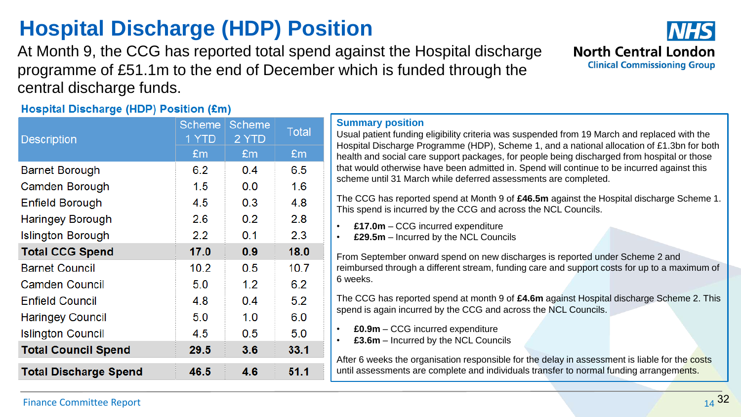# Hospital Discharge (HDP) Position

At Month 9, the CCG has reported total spend against the Hospital discharge programme of £51.1m to the end of December which is funded through the central discharge funds.

## Hospital Discharge (HDP) Position (£m)

| Description | Scheme 1 YTD | Scheme 2 YTD | Total |
|---|---|---|---|
| | £m | £m | £m |
| Barnet Borough | 6.2 | 0.4 | 6.5 |
| Camden Borough | 1.5 | 0.0 | 1.6 |
| Enfield Borough | 4.5 | 0.3 | 4.8 |
| Haringey Borough | 2.6 | 0.2 | 2.8 |
| Islington Borough | 2.2 | 0.1 | 2.3 |
| **Total CCG Spend** | **17.0** | **0.9** | **18.0** |
| Barnet Council | 10.2 | 0.5 | 10.7 |
| Camden Council | 5.0 | 1.2 | 6.2 |
| Enfield Council | 4.8 | 0.4 | 5.2 |
| Haringey Council | 5.0 | 1.0 | 6.0 |
| Islington Council | 4.5 | 0.5 | 5.0 |
| **Total Council Spend** | **29.5** | **3.6** | **33.1** |
| **Total Discharge Spend** | **46.5** | **4.6** | **51.1** |

## Summary position

Usual patient funding eligibility criteria was suspended from 19 March and replaced with the Hospital Discharge Programme (HDP), Scheme 1, and a national allocation of £1.3bn for both health and social care support packages, for people being discharged from hospital or those that would otherwise have been admitted in. Spend will continue to be incurred against this scheme until 31 March while deferred assessments are completed.

The CCG has reported spend at Month 9 of **£46.5m** against the Hospital discharge Scheme 1. This spend is incurred by the CCG and across the NCL Councils.

- **£17.0m** – CCG incurred expenditure
- **£29.5m** – Incurred by the NCL Councils

From September onward spend on new discharges is reported under Scheme 2 and reimbursed through a different stream, funding care and support costs for up to a maximum of 6 weeks.

The CCG has reported spend at month 9 of **£4.6m** against Hospital discharge Scheme 2. This spend is again incurred by the CCG and across the NCL Councils.

- **£0.9m** – CCG incurred expenditure
- **£3.6m** – Incurred by the NCL Councils

After 6 weeks the organisation responsible for the delay in assessment is liable for the costs until assessments are complete and individuals transfer to normal funding arrangements.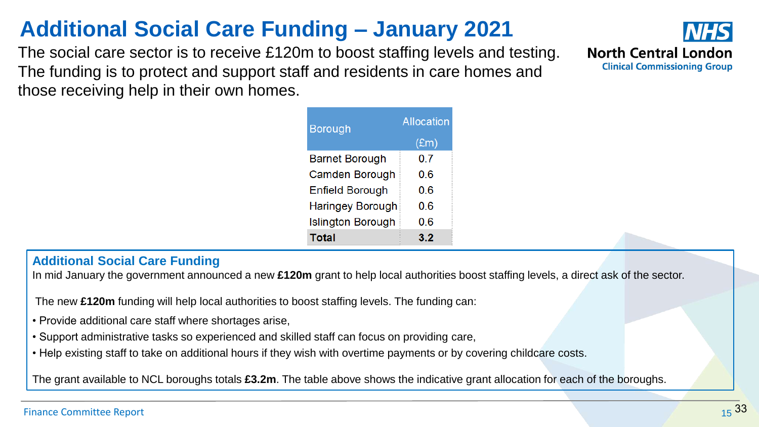# Additional Social Care Funding – January 2021

The social care sector is to receive £120m to boost staffing levels and testing. The funding is to protect and support staff and residents in care homes and those receiving help in their own homes.

North Central London Clinical Commissioning Group

| Borough | Allocation (£m) |
|---|---|
| Barnet Borough | 0.7 |
| Camden Borough | 0.6 |
| Enfield Borough | 0.6 |
| Haringey Borough | 0.6 |
| Islington Borough | 0.6 |
| **Total** | **3.2** |

## Additional Social Care Funding

In mid January the government announced a new **£120m** grant to help local authorities boost staffing levels, a direct ask of the sector.

The new **£120m** funding will help local authorities to boost staffing levels. The funding can:

- Provide additional care staff where shortages arise,
- Support administrative tasks so experienced and skilled staff can focus on providing care,
- Help existing staff to take on additional hours if they wish with overtime payments or by covering childcare costs.

The grant available to NCL boroughs totals **£3.2m**. The table above shows the indicative grant allocation for each of the boroughs.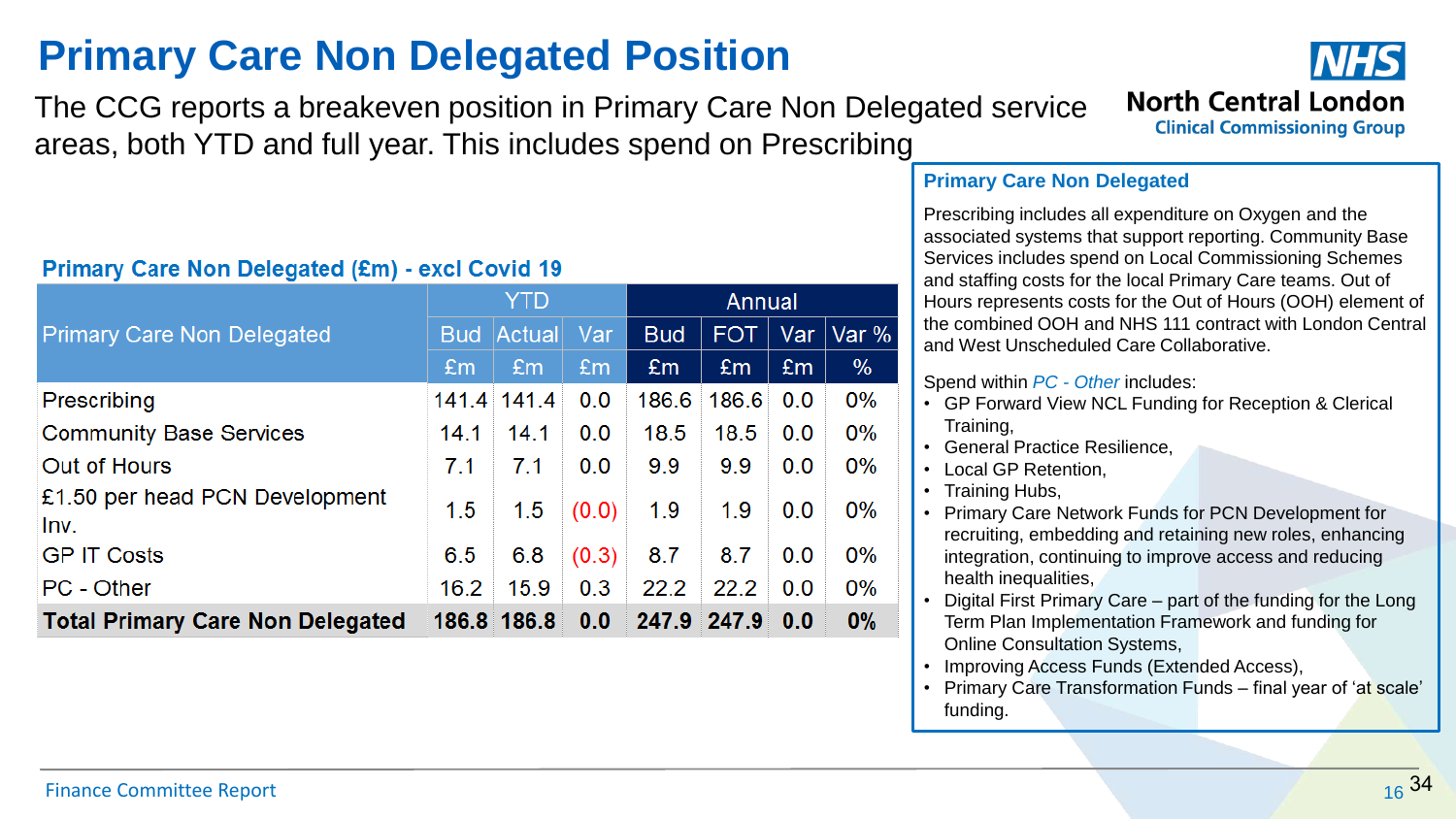# Primary Care Non Delegated Position

The CCG reports a breakeven position in Primary Care Non Delegated service areas, both YTD and full year. This includes spend on Prescribing

**Primary Care Non Delegated (£m) - excl Covid 19**

| Primary Care Non Delegated | YTD | | | Annual | | | |
|---|---|---|---|---|---|---|---|
| | Bud | Actual | Var | Bud | FOT | Var | Var % |
| | £m | £m | £m | £m | £m | £m | % |
| Prescribing | 141.4 | 141.4 | 0.0 | 186.6 | 186.6 | 0.0 | 0% |
| Community Base Services | 14.1 | 14.1 | 0.0 | 18.5 | 18.5 | 0.0 | 0% |
| Out of Hours | 7.1 | 7.1 | 0.0 | 9.9 | 9.9 | 0.0 | 0% |
| £1.50 per head PCN Development Inv. | 1.5 | 1.5 | (0.0) | 1.9 | 1.9 | 0.0 | 0% |
| GP IT Costs | 6.5 | 6.8 | (0.3) | 8.7 | 8.7 | 0.0 | 0% |
| PC - Other | 16.2 | 15.9 | 0.3 | 22.2 | 22.2 | 0.0 | 0% |
| **Total Primary Care Non Delegated** | **186.8** | **186.8** | **0.0** | **247.9** | **247.9** | **0.0** | **0%** |

## Primary Care Non Delegated

Prescribing includes all expenditure on Oxygen and the associated systems that support reporting. Community Base Services includes spend on Local Commissioning Schemes and staffing costs for the local Primary Care teams. Out of Hours represents costs for the Out of Hours (OOH) element of the combined OOH and NHS 111 contract with London Central and West Unscheduled Care Collaborative.

Spend within *PC - Other* includes:

- GP Forward View NCL Funding for Reception & Clerical Training,
- General Practice Resilience,
- Local GP Retention,
- Training Hubs,
- Primary Care Network Funds for PCN Development for recruiting, embedding and retaining new roles, enhancing integration, continuing to improve access and reducing health inequalities,
- Digital First Primary Care – part of the funding for the Long Term Plan Implementation Framework and funding for Online Consultation Systems,
- Improving Access Funds (Extended Access),
- Primary Care Transformation Funds – final year of 'at scale' funding.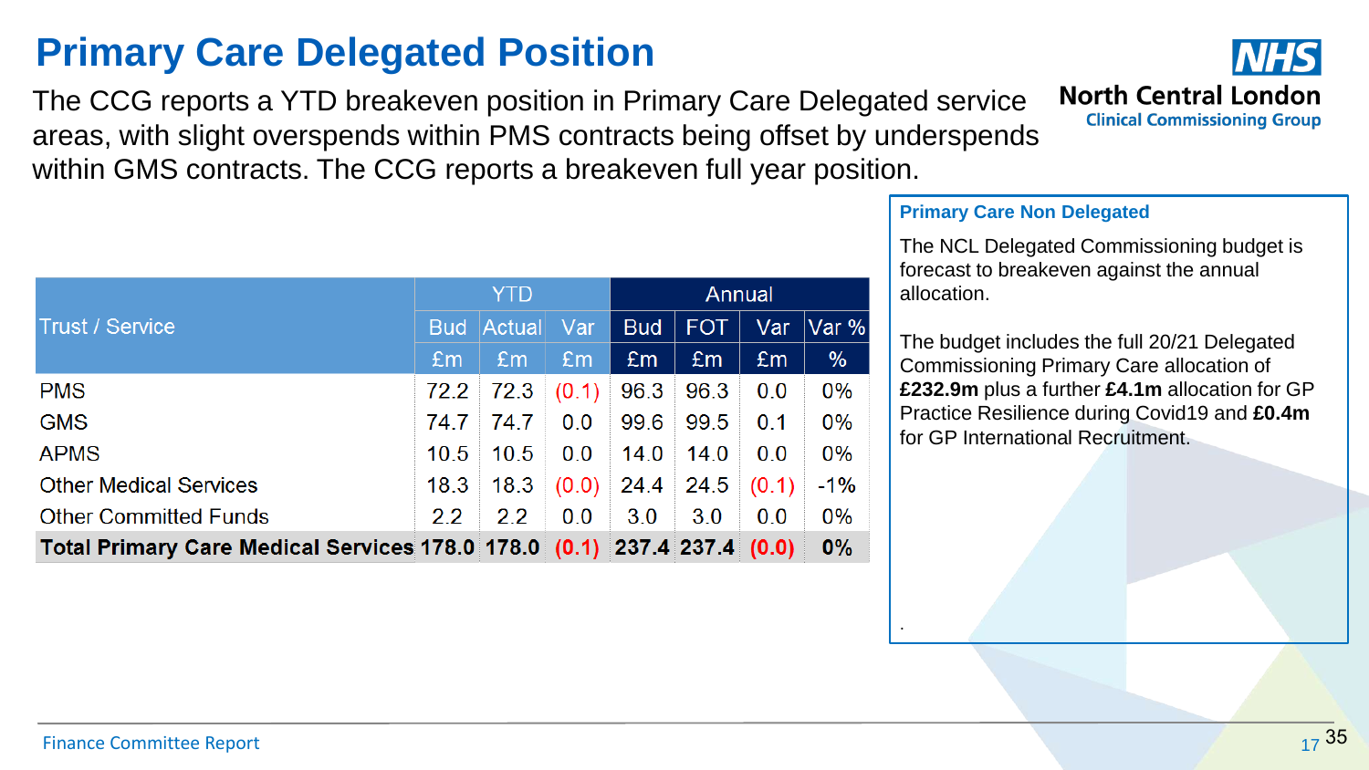# Primary Care Delegated Position

The CCG reports a YTD breakeven position in Primary Care Delegated service areas, with slight overspends within PMS contracts being offset by underspends within GMS contracts. The CCG reports a breakeven full year position.

| Trust / Service | YTD | | | Annual | | | |
|---|---|---|---|---|---|---|---|
| | Bud | Actual | Var | Bud | FOT | Var | Var % |
| | £m | £m | £m | £m | £m | £m | % |
| PMS | 72.2 | 72.3 | (0.1) | 96.3 | 96.3 | 0.0 | 0% |
| GMS | 74.7 | 74.7 | 0.0 | 99.6 | 99.5 | 0.1 | 0% |
| APMS | 10.5 | 10.5 | 0.0 | 14.0 | 14.0 | 0.0 | 0% |
| Other Medical Services | 18.3 | 18.3 | (0.0) | 24.4 | 24.5 | (0.1) | -1% |
| Other Committed Funds | 2.2 | 2.2 | 0.0 | 3.0 | 3.0 | 0.0 | 0% |
| **Total Primary Care Medical Services** | **178.0** | **178.0** | **(0.1)** | **237.4** | **237.4** | **(0.0)** | **0%** |

**Primary Care Non Delegated**

The NCL Delegated Commissioning budget is forecast to breakeven against the annual allocation.

The budget includes the full 20/21 Delegated Commissioning Primary Care allocation of **£232.9m** plus a further **£4.1m** allocation for GP Practice Resilience during Covid19 and **£0.4m** for GP International Recruitment.

Finance Committee Report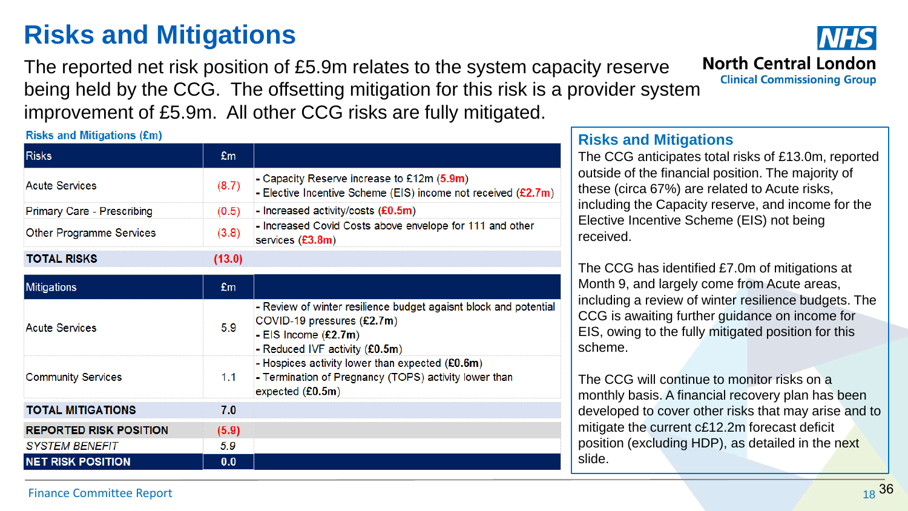# Risks and Mitigations

The reported net risk position of £5.9m relates to the system capacity reserve being held by the CCG. The offsetting mitigation for this risk is a provider system improvement of £5.9m. All other CCG risks are fully mitigated.

**Risks and Mitigations (£m)**

| Risks | £m | |
|---|---|---|
| Acute Services | (8.7) | - Capacity Reserve increase to £12m (5.9m)<br>- Elective Incentive Scheme (EIS) income not received (£2.7m) |
| Primary Care - Prescribing | (0.5) | - Increased activity/costs (£0.5m) |
| Other Programme Services | (3.8) | - Increased Covid Costs above envelope for 111 and other services (£3.8m) |
| **TOTAL RISKS** | **(13.0)** | |
| **Mitigations** | **£m** | |
| Acute Services | 5.9 | - Review of winter resilience budget agaisnt block and potential COVID-19 pressures (£2.7m)<br>- EIS Income (£2.7m)<br>- Reduced IVF activity (£0.5m) |
| Community Services | 1.1 | - Hospices activity lower than expected (£0.6m)<br>- Termination of Pregnancy (TOPS) activity lower than expected (£0.5m) |
| **TOTAL MITIGATIONS** | **7.0** | |
| **REPORTED RISK POSITION** | **(5.9)** | |
| *SYSTEM BENEFIT* | *5.9* | |
| **NET RISK POSITION** | **0.0** | |

## Risks and Mitigations

The CCG anticipates total risks of £13.0m, reported outside of the financial position. The majority of these (circa 67%) are related to Acute risks, including the Capacity reserve, and income for the Elective Incentive Scheme (EIS) not being received.

The CCG has identified £7.0m of mitigations at Month 9, and largely come from Acute areas, including a review of winter resilience budgets. The CCG is awaiting further guidance on income for EIS, owing to the fully mitigated position for this scheme.

The CCG will continue to monitor risks on a monthly basis. A financial recovery plan has been developed to cover other risks that may arise and to mitigate the current c£12.2m forecast deficit position (excluding HDP), as detailed in the next slide.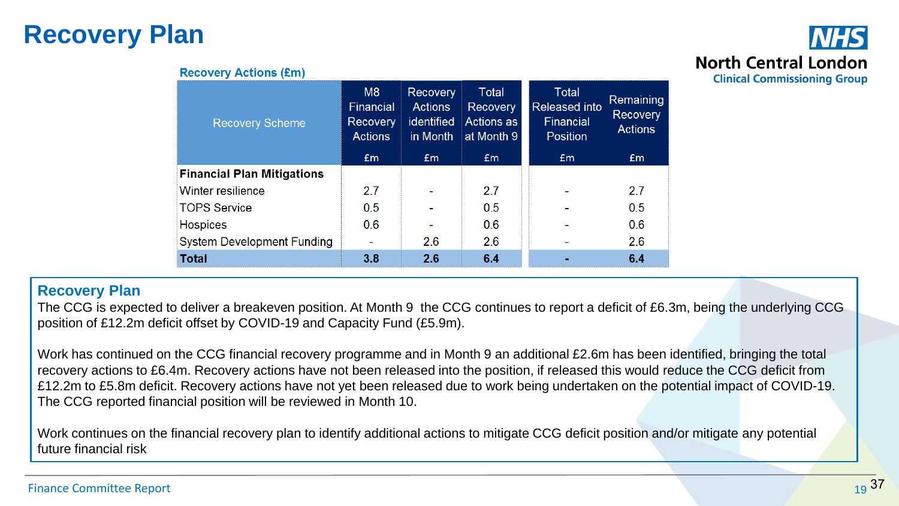# Recovery Plan

**Recovery Actions (£m)**

| Recovery Scheme | M8 Financial Recovery Actions £m | Recovery Actions identified in Month £m | Total Recovery Actions as at Month 9 £m | Total Released into Financial Position £m | Remaining Recovery Actions £m |
|---|---|---|---|---|---|
| **Financial Plan Mitigations** | | | | | |
| Winter resilience | 2.7 | - | 2.7 | - | 2.7 |
| TOPS Service | 0.5 | - | 0.5 | - | 0.5 |
| Hospices | 0.6 | - | 0.6 | - | 0.6 |
| System Development Funding | - | 2.6 | 2.6 | - | 2.6 |
| **Total** | **3.8** | **2.6** | **6.4** | **-** | **6.4** |

## Recovery Plan

The CCG is expected to deliver a breakeven position. At Month 9 the CCG continues to report a deficit of £6.3m, being the underlying CCG position of £12.2m deficit offset by COVID-19 and Capacity Fund (£5.9m).

Work has continued on the CCG financial recovery programme and in Month 9 an additional £2.6m has been identified, bringing the total recovery actions to £6.4m. Recovery actions have not been released into the position, if released this would reduce the CCG deficit from £12.2m to £5.8m deficit. Recovery actions have not yet been released due to work being undertaken on the potential impact of COVID-19. The CCG reported financial position will be reviewed in Month 10.

Work continues on the financial recovery plan to identify additional actions to mitigate CCG deficit position and/or mitigate any potential future financial risk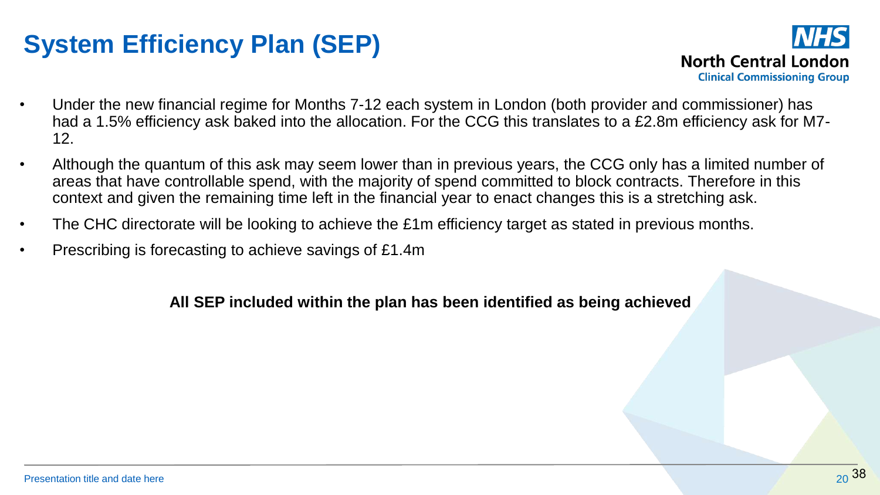# System Efficiency Plan (SEP)

- Under the new financial regime for Months 7-12 each system in London (both provider and commissioner) has had a 1.5% efficiency ask baked into the allocation. For the CCG this translates to a £2.8m efficiency ask for M7-12.
- Although the quantum of this ask may seem lower than in previous years, the CCG only has a limited number of areas that have controllable spend, with the majority of spend committed to block contracts. Therefore in this context and given the remaining time left in the financial year to enact changes this is a stretching ask.
- The CHC directorate will be looking to achieve the £1m efficiency target as stated in previous months.
- Prescribing is forecasting to achieve savings of £1.4m

**All SEP included within the plan has been identified as being achieved**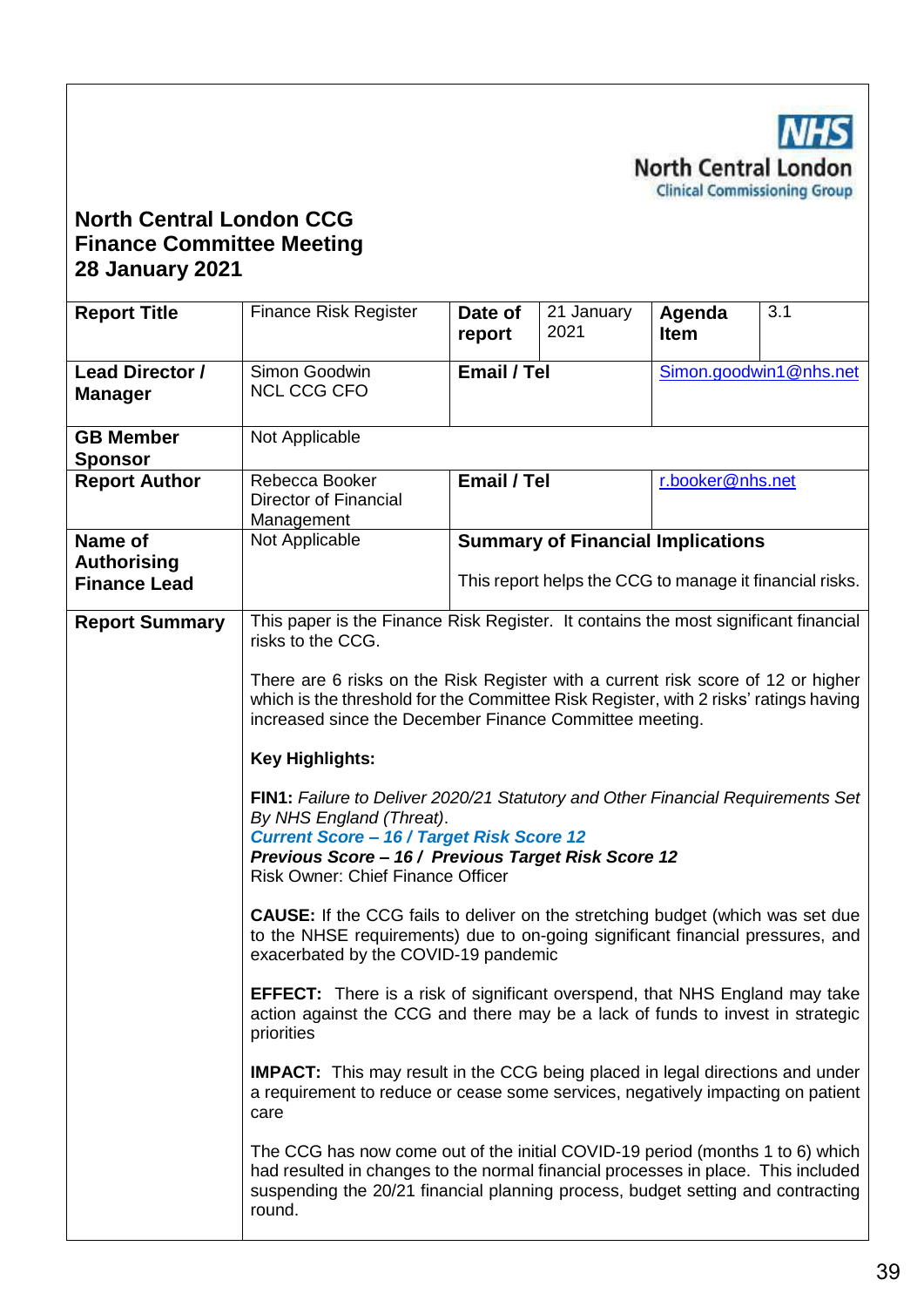NHS
North Central London
Clinical Commissioning Group

**North Central London CCG**
**Finance Committee Meeting**
**28 January 2021**

| **Report Title** | Finance Risk Register | **Date of report** | 21 January 2021 | **Agenda Item** | 3.1 |
|---|---|---|---|---|---|
| **Lead Director / Manager** | Simon Goodwin<br>NCL CCG CFO | **Email / Tel** | | Simon.goodwin1@nhs.net | |
| **GB Member Sponsor** | Not Applicable | | | | |
| **Report Author** | Rebecca Booker<br>Director of Financial Management | **Email / Tel** | | r.booker@nhs.net | |
| **Name of Authorising Finance Lead** | Not Applicable | **Summary of Financial Implications**<br><br>This report helps the CCG to manage it financial risks. | | | |
| **Report Summary** | This paper is the Finance Risk Register. It contains the most significant financial risks to the CCG.<br><br>There are 6 risks on the Risk Register with a current risk score of 12 or higher which is the threshold for the Committee Risk Register, with 2 risks' ratings having increased since the December Finance Committee meeting.<br><br>**Key Highlights:**<br><br>**FIN1:** *Failure to Deliver 2020/21 Statutory and Other Financial Requirements Set By NHS England (Threat).*<br>***Current Score – 16 / Target Risk Score 12***<br>***Previous Score – 16 / Previous Target Risk Score 12***<br>Risk Owner: Chief Finance Officer<br><br>**CAUSE:** If the CCG fails to deliver on the stretching budget (which was set due to the NHSE requirements) due to on-going significant financial pressures, and exacerbated by the COVID-19 pandemic<br><br>**EFFECT:** There is a risk of significant overspend, that NHS England may take action against the CCG and there may be a lack of funds to invest in strategic priorities<br><br>**IMPACT:** This may result in the CCG being placed in legal directions and under a requirement to reduce or cease some services, negatively impacting on patient care<br><br>The CCG has now come out of the initial COVID-19 period (months 1 to 6) which had resulted in changes to the normal financial processes in place. This included suspending the 20/21 financial planning process, budget setting and contracting round. | | | | | |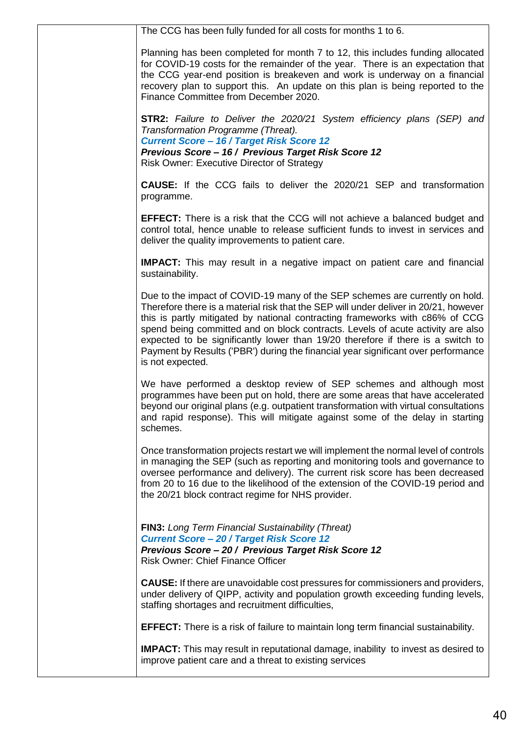The CCG has been fully funded for all costs for months 1 to 6.

Planning has been completed for month 7 to 12, this includes funding allocated for COVID-19 costs for the remainder of the year. There is an expectation that the CCG year-end position is breakeven and work is underway on a financial recovery plan to support this. An update on this plan is being reported to the Finance Committee from December 2020.

**STR2:** *Failure to Deliver the 2020/21 System efficiency plans (SEP) and Transformation Programme (Threat).*
***Current Score – 16 / Target Risk Score 12***
***Previous Score – 16 / Previous Target Risk Score 12***
Risk Owner: Executive Director of Strategy

**CAUSE:** If the CCG fails to deliver the 2020/21 SEP and transformation programme.

**EFFECT:** There is a risk that the CCG will not achieve a balanced budget and control total, hence unable to release sufficient funds to invest in services and deliver the quality improvements to patient care.

**IMPACT:** This may result in a negative impact on patient care and financial sustainability.

Due to the impact of COVID-19 many of the SEP schemes are currently on hold. Therefore there is a material risk that the SEP will under deliver in 20/21, however this is partly mitigated by national contracting frameworks with c86% of CCG spend being committed and on block contracts. Levels of acute activity are also expected to be significantly lower than 19/20 therefore if there is a switch to Payment by Results ('PBR') during the financial year significant over performance is not expected.

We have performed a desktop review of SEP schemes and although most programmes have been put on hold, there are some areas that have accelerated beyond our original plans (e.g. outpatient transformation with virtual consultations and rapid response). This will mitigate against some of the delay in starting schemes.

Once transformation projects restart we will implement the normal level of controls in managing the SEP (such as reporting and monitoring tools and governance to oversee performance and delivery). The current risk score has been decreased from 20 to 16 due to the likelihood of the extension of the COVID-19 period and the 20/21 block contract regime for NHS provider.

**FIN3:** *Long Term Financial Sustainability (Threat)*
***Current Score – 20 / Target Risk Score 12***
***Previous Score – 20 / Previous Target Risk Score 12***
Risk Owner: Chief Finance Officer

**CAUSE:** If there are unavoidable cost pressures for commissioners and providers, under delivery of QIPP, activity and population growth exceeding funding levels, staffing shortages and recruitment difficulties,

**EFFECT:** There is a risk of failure to maintain long term financial sustainability.

**IMPACT:** This may result in reputational damage, inability to invest as desired to improve patient care and a threat to existing services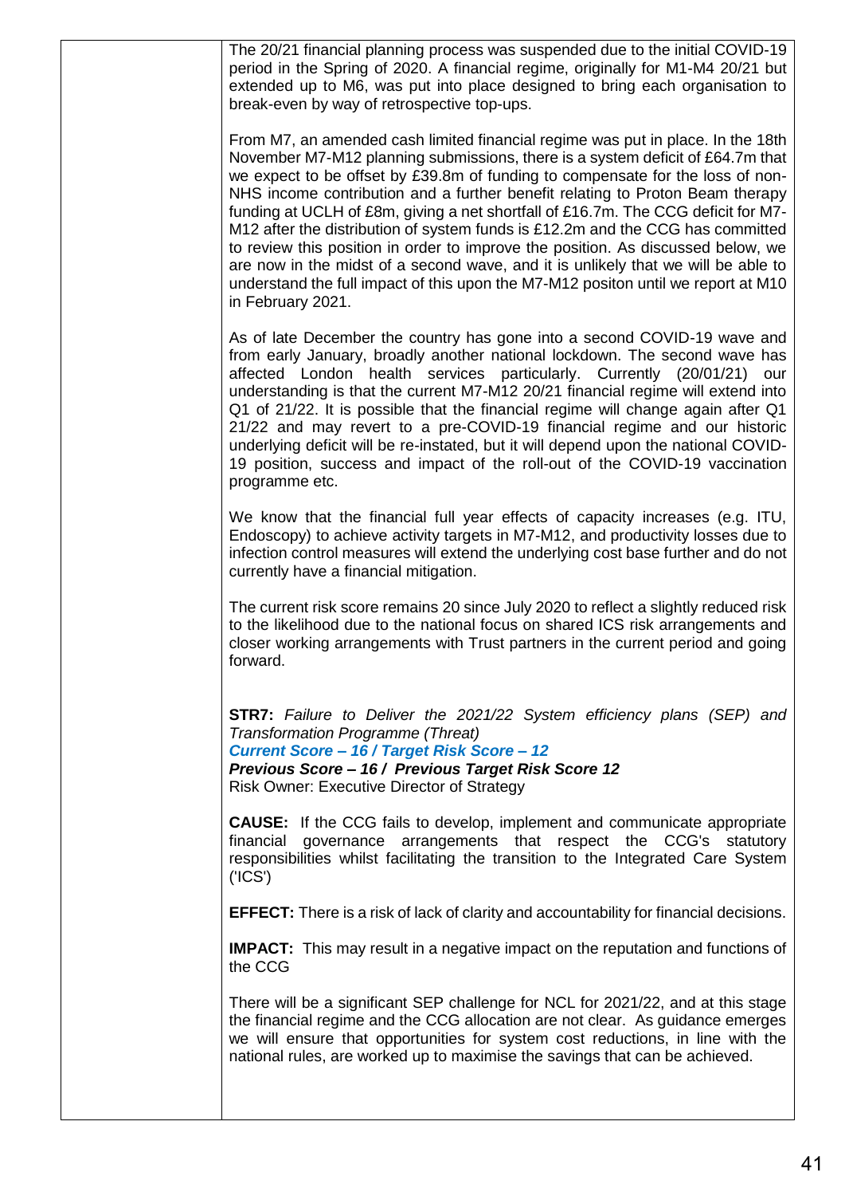The 20/21 financial planning process was suspended due to the initial COVID-19 period in the Spring of 2020. A financial regime, originally for M1-M4 20/21 but extended up to M6, was put into place designed to bring each organisation to break-even by way of retrospective top-ups.

From M7, an amended cash limited financial regime was put in place. In the 18th November M7-M12 planning submissions, there is a system deficit of £64.7m that we expect to be offset by £39.8m of funding to compensate for the loss of non-NHS income contribution and a further benefit relating to Proton Beam therapy funding at UCLH of £8m, giving a net shortfall of £16.7m. The CCG deficit for M7-M12 after the distribution of system funds is £12.2m and the CCG has committed to review this position in order to improve the position. As discussed below, we are now in the midst of a second wave, and it is unlikely that we will be able to understand the full impact of this upon the M7-M12 positon until we report at M10 in February 2021.

As of late December the country has gone into a second COVID-19 wave and from early January, broadly another national lockdown. The second wave has affected London health services particularly. Currently (20/01/21) our understanding is that the current M7-M12 20/21 financial regime will extend into Q1 of 21/22. It is possible that the financial regime will change again after Q1 21/22 and may revert to a pre-COVID-19 financial regime and our historic underlying deficit will be re-instated, but it will depend upon the national COVID-19 position, success and impact of the roll-out of the COVID-19 vaccination programme etc.

We know that the financial full year effects of capacity increases (e.g. ITU, Endoscopy) to achieve activity targets in M7-M12, and productivity losses due to infection control measures will extend the underlying cost base further and do not currently have a financial mitigation.

The current risk score remains 20 since July 2020 to reflect a slightly reduced risk to the likelihood due to the national focus on shared ICS risk arrangements and closer working arrangements with Trust partners in the current period and going forward.

**STR7:** *Failure to Deliver the 2021/22 System efficiency plans (SEP) and Transformation Programme (Threat)*
***Current Score – 16 / Target Risk Score – 12***
***Previous Score – 16 / Previous Target Risk Score 12***
Risk Owner: Executive Director of Strategy

**CAUSE:** If the CCG fails to develop, implement and communicate appropriate financial governance arrangements that respect the CCG's statutory responsibilities whilst facilitating the transition to the Integrated Care System ('ICS')

**EFFECT:** There is a risk of lack of clarity and accountability for financial decisions.

**IMPACT:** This may result in a negative impact on the reputation and functions of the CCG

There will be a significant SEP challenge for NCL for 2021/22, and at this stage the financial regime and the CCG allocation are not clear. As guidance emerges we will ensure that opportunities for system cost reductions, in line with the national rules, are worked up to maximise the savings that can be achieved.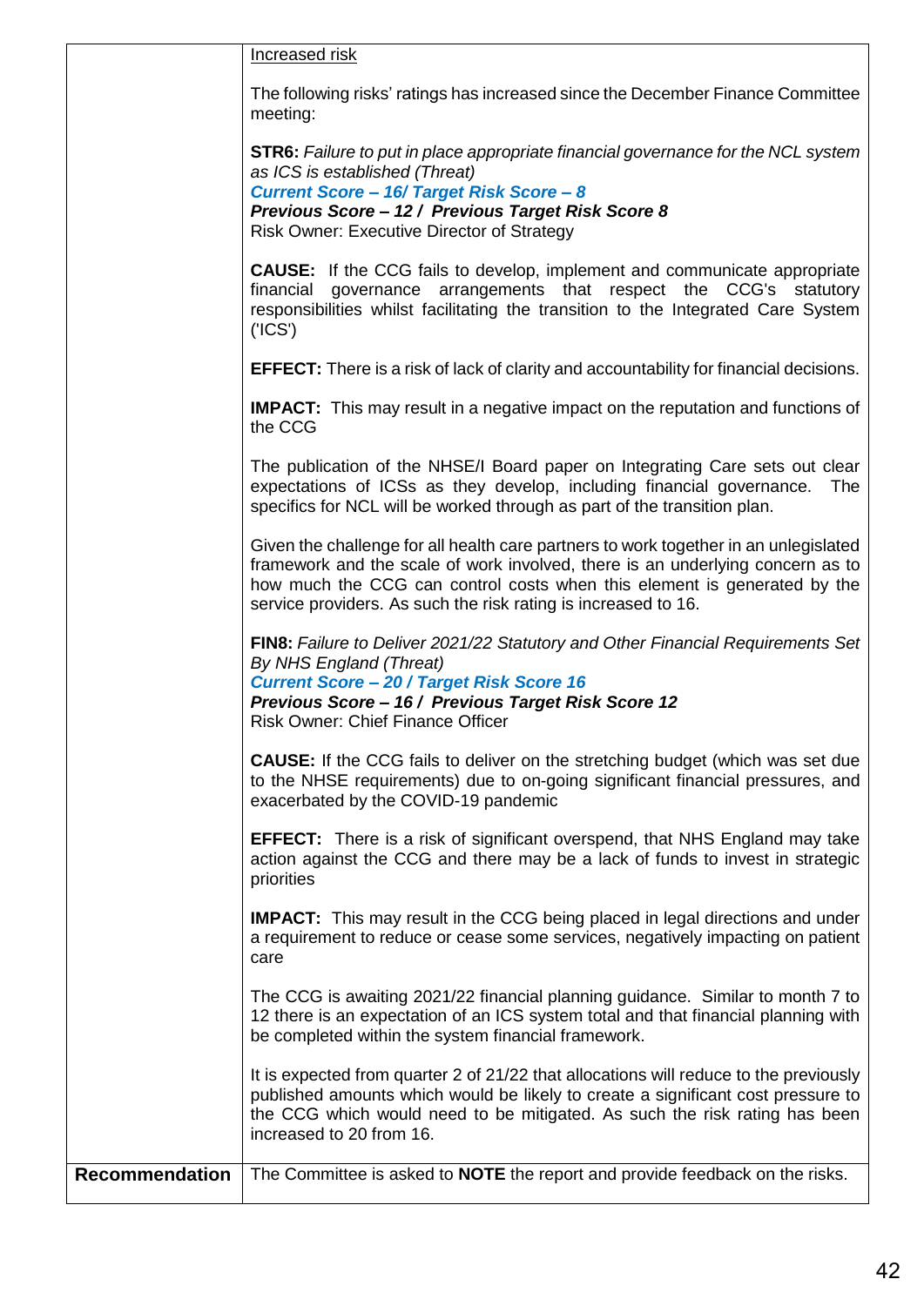| | |
|---|---|
| | <u>Increased risk</u><br><br>The following risks' ratings has increased since the December Finance Committee meeting:<br><br>**STR6:** *Failure to put in place appropriate financial governance for the NCL system as ICS is established (Threat)*<br>***Current Score – 16/ Target Risk Score – 8***<br>***Previous Score – 12 / Previous Target Risk Score 8***<br>Risk Owner: Executive Director of Strategy<br><br>**CAUSE:** If the CCG fails to develop, implement and communicate appropriate financial governance arrangements that respect the CCG's statutory responsibilities whilst facilitating the transition to the Integrated Care System ('ICS')<br><br>**EFFECT:** There is a risk of lack of clarity and accountability for financial decisions.<br><br>**IMPACT:** This may result in a negative impact on the reputation and functions of the CCG<br><br>The publication of the NHSE/I Board paper on Integrating Care sets out clear expectations of ICSs as they develop, including financial governance. The specifics for NCL will be worked through as part of the transition plan.<br><br>Given the challenge for all health care partners to work together in an unlegislated framework and the scale of work involved, there is an underlying concern as to how much the CCG can control costs when this element is generated by the service providers. As such the risk rating is increased to 16.<br><br>**FIN8:** *Failure to Deliver 2021/22 Statutory and Other Financial Requirements Set By NHS England (Threat)*<br>***Current Score – 20 / Target Risk Score 16***<br>***Previous Score – 16 / Previous Target Risk Score 12***<br>Risk Owner: Chief Finance Officer<br><br>**CAUSE:** If the CCG fails to deliver on the stretching budget (which was set due to the NHSE requirements) due to on-going significant financial pressures, and exacerbated by the COVID-19 pandemic<br><br>**EFFECT:** There is a risk of significant overspend, that NHS England may take action against the CCG and there may be a lack of funds to invest in strategic priorities<br><br>**IMPACT:** This may result in the CCG being placed in legal directions and under a requirement to reduce or cease some services, negatively impacting on patient care<br><br>The CCG is awaiting 2021/22 financial planning guidance. Similar to month 7 to 12 there is an expectation of an ICS system total and that financial planning with be completed within the system financial framework.<br><br>It is expected from quarter 2 of 21/22 that allocations will reduce to the previously published amounts which would be likely to create a significant cost pressure to the CCG which would need to be mitigated. As such the risk rating has been increased to 20 from 16. |
| **Recommendation** | The Committee is asked to **NOTE** the report and provide feedback on the risks. |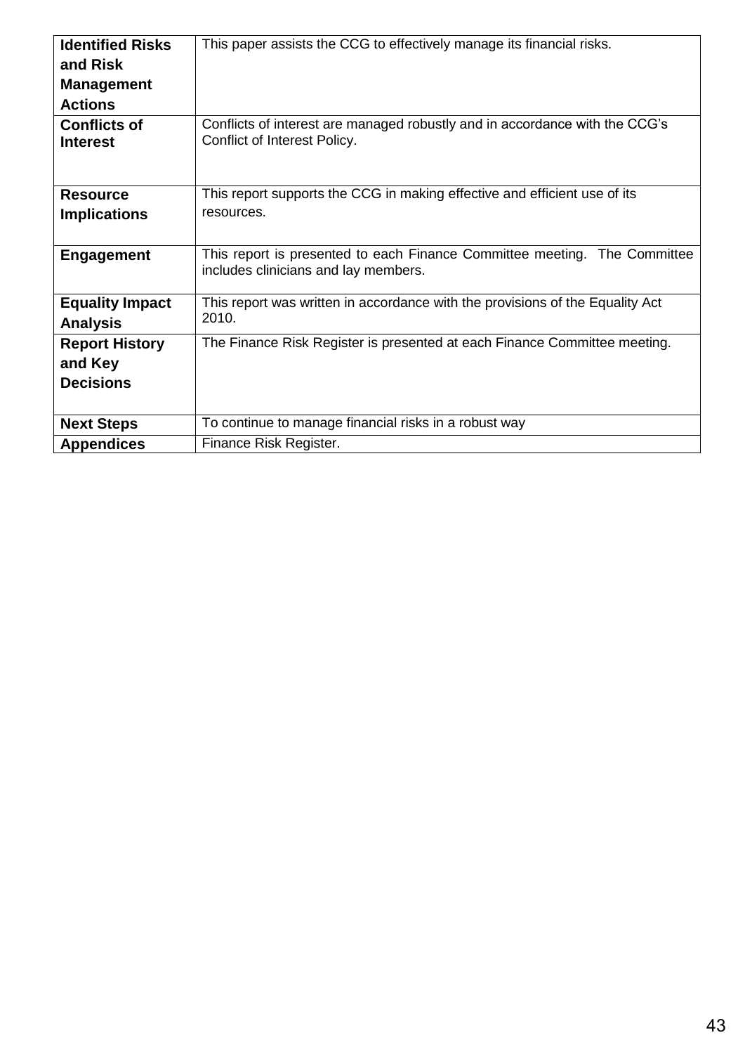| | |
|---|---|
| **Identified Risks and Risk Management Actions** | This paper assists the CCG to effectively manage its financial risks. |
| **Conflicts of Interest** | Conflicts of interest are managed robustly and in accordance with the CCG's Conflict of Interest Policy. |
| **Resource Implications** | This report supports the CCG in making effective and efficient use of its resources. |
| **Engagement** | This report is presented to each Finance Committee meeting. The Committee includes clinicians and lay members. |
| **Equality Impact Analysis** | This report was written in accordance with the provisions of the Equality Act 2010. |
| **Report History and Key Decisions** | The Finance Risk Register is presented at each Finance Committee meeting. |
| **Next Steps** | To continue to manage financial risks in a robust way |
| **Appendices** | Finance Risk Register. |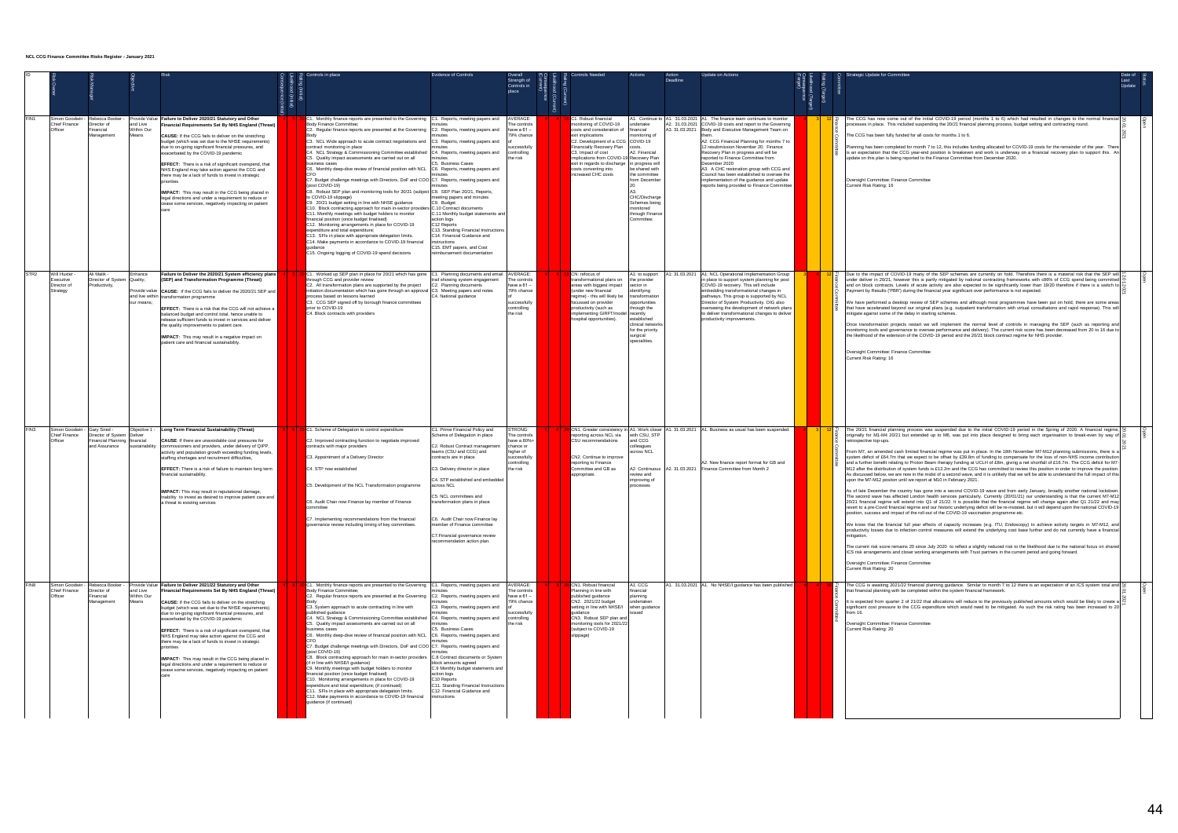**NCL CCG Finance Committee Risks Register - January 2021**

| ID | Risk Owner | Risk Manager | Objective | Risk | Consequence (Initial) | Likelihood (Initial) | Rating (Initial) | Controls in place | Evidence of Controls | Overall Strength of Controls in place | Consequence (Current) | Likelihood (Current) | Rating (Current) | Controls Needed | Actions | Action Deadline | Update on Actions | Consequence (Target) | Likelihood (Target) | Rating (Target) | Committee | Strategic Update for Committee | Date of Last Update | Status |
|---|---|---|---|---|---|---|---|---|---|---|---|---|---|---|---|---|---|---|---|---|---|---|---|---|
| FIN1 | Simon Goodwin - Chief Finance Officer | Rebecca Booker - Director of Financial Management | Provide Value and Live Within Our Means | **Failure to Deliver 2020/21 Statutory and Other Financial Requirements Set By NHS England (Threat)**<br><br>**CAUSE:** If the CCG fails to deliver on the stretching budget (which was set due to the NHSE requirements) due to on-going significant financial pressures, and exacerbated by the COVID-19 pandemic<br><br>**EFFECT:** There is a risk of significant overspend, that NHS England may take action against the CCG and there may be a lack of funds to invest in strategic priorities<br><br>**IMPACT:** This may result in the CCG being placed in legal directions and under a requirement to reduce or cease some services, negatively impacting on patient care | 4 | 5 | 20 | C1. Monthly finance reports are presented to the Governing Body Finance Committee;<br>C2. Regular finance reports are presented at the Governing Body<br>C3. NCL Wide approach to acute contract negotiations and contract monitoring in place<br>C4. NCL Strategy & Commissioning Committee established<br>C5. Quality impact assessments are carried out on all business cases<br>C6. Monthly deep-dive review of financial position with NCL CFO<br>C7. Budget challenge meetings with Directors, DoF and COO (post COVID-19)<br>C8. Robust SEP plan and monitoring tools for 20/21 (subject to COVID-19 slippage)<br>C9. 20/21 budget setting in line with NHSE guidance<br>C10. Block contracting approach for main in-sector providers<br>C11. Monthly meetings with budget holders to monitor financial position (once budget finalised)<br>C12. Monitoring arrangements in place for COVID-19 expenditure and total expenditure.<br>C13. SFIs in place with appropriate delegation limits.<br>C14. Make payments in accordance to COVID-19 financial guidance<br>C15. Ongoing logging of COVID-19 spend decisions | C1. Reports, meeting papers and minutes<br>C2. Reports, meeting papers and minutes<br>C3. Reports, meeting papers and minutes<br>C4. Reports, meeting papers and minutes<br>C5. Business Cases<br>C6. Reports, meeting papers and minutes<br>C7. Reports, meeting papers and minutes<br>C8. SEP Plan 20/21, Reports, meeting papers and minutes<br>C9. Budget<br>C.10 Contract documents<br>C.11 Monthly budget statements and action logs<br>C12 Reports<br>C13. Standing Financial Instructions<br>C14. Financial Guidance and instructions<br>C15. EMT papers, and Cost reimbursement documentation | AVERAGE: The controls have a 61 – 79% chance of successfully controlling the risk | 4 | 4 | 16 | C1. Robust financial monitoring of COVID-19 costs and consideration of exit implications<br>C2. Development of a CCG Financially Recovery Plan<br>C3. Impact of cost implications from COVID-19 exit in regards to discharge costs converting into increased CHC costs | A1. Continue to undertake financial monitoring of COVID-19 costs.<br>A2. Financial Recovery Plan in progress will be shared with the committee from December 20<br>A3. CHC/Discharge Schemes being monitored through Finance Committee. | A1. 31.03.2021<br>A2. 31.03.2021<br>A3. 31.03.2021 | A1. The finance team continues to monitor COVID-19 costs and report to the Governing Body and Executive Management Team on them.<br>A2. CCG Financial Planning for months 7 to 12 resubmission November 20. Finance Recovery Plan in progress and will be reported to Finance Committee from December 2020<br>A3. A CHC restoration group with CCG and Council has been established to oversee the implementation of the guidance and update reports being provided to Finance Committee | 4 | 3 | 12 | Finance Committee | The CCG has now come out of the initial COVID-19 period (months 1 to 6) which had resulted in changes to the normal financial processes in place. This included suspending the 20/21 financial planning process, budget setting and contracting round.<br><br>The CCG has been fully funded for all costs for months 1 to 6.<br><br>Planning has been completed for month 7 to 12, this includes funding allocated for COVID-19 costs for the remainder of the year. There is an expectation that the CCG year-end position is breakeven and work is underway on a financial recovery plan to support this. An update on this plan is being reported to the Finance Committee from December 2020.<br><br>Oversight Committee: Finance Committee<br>Current Risk Rating: 16 | 20.01.2021 | Open |
| STR2 | Will Huxter - Executive Director of Strategy | Ali Malik - Director of System Productivity, | Enhance Quality; Provide value and live within our means; | **Failure to Deliver the 2020/21 System efficiency plans (SEP) and Transformation Programme (Threat)**<br><br>**CAUSE:** If the CCG fails to deliver the 2020/21 SEP and transformation programme<br><br>**EFFECT:** There is a risk that the CCG will not achieve a balanced budget and control total, hence unable to release sufficient funds to invest in services and deliver the quality improvements to patient care.<br><br>**IMPACT:** This may result in a negative impact on patient care and financial sustainability. | 4 | 5 | 20 | C1. Worked up SEP plan in place for 20/21 which has gone through CCG and provider review<br>C2. All transformation plans are supported by the project initiation documentation which has gone through an approval process based on lessons learned<br>C3. CCG SEP signed off by borough finance committees prior to COVID-19<br>C4. Block contracts with providers | C1. Planning documents and email trail showing system engagement<br>C2. Planning documents<br>C3. Meeting papers and notes<br>C4. National guidance | AVERAGE: The controls have a 61 – 79% chance of successfully controlling the risk | 4 | 4 | 16 | CN. refocus of transformational plans on areas with biggest impact (under new financial regime) - this will likely be focussed on provider productivity (such as implementing GIRFT/model hospital opportunities). | A1: to support the provider sector in identifying transformation opportunities through the recently established clinical networks for the priority surgical specialities. | A1: 31.03.2021 | A1: NCL Operational Implementation Group in place to support system planning for post COVID-19 recovery. This will include embedding transformational changes in pathways. This group is supported by NCL Director of System Productivity. OIG also overseeing the development of network plans to deliver transformational changes to deliver productivity improvements. | 3 | 4 | 12 | Finance Committee | Due to the impact of COVID-19 many of the SEP schemes are currently on hold. Therefore there is a material risk that the SEP will under deliver in 20/21, however this is partly mitigated by national contracting frameworks with c86% of CCG spend being committed and on block contracts. Levels of acute activity are also expected to be significantly lower than 19/20 therefore if there is a switch to Payment by Results ('PBR') during the financial year significant over performance is not expected.<br><br>We have performed a desktop review of SEP schemes and although most programmes have been put on hold, there are some areas that have accelerated beyond our original plans (e.g. outpatient transformation with virtual consultations and rapid response). This will mitigate against some of the delay in starting schemes.<br><br>Once transformation projects restart we will implement the normal level of controls in managing the SEP (such as reporting and monitoring tools and governance to oversee performance and delivery). The current risk score has been decreased from 20 to 16 due to the likelihood of the extension of the COVID-19 period and the 20/21 block contract regime for NHS provider.<br><br>Oversight Committee: Finance Committee<br>Current Risk Rating: 16 | 12.01.2021 | Open |
| FIN3 | Simon Goodwin - Chief Finance Officer | Gary Sired - Director of System Financial Planning and Assurance | Objective 1 - Deliver financial sustainability | **Long Term Financial Sustainability (Threat)**<br><br>**CAUSE:** If there are unavoidable cost pressures for commissioners and providers, under delivery of QIPP, activity and population growth exceeding funding levels, staffing shortages and recruitment difficulties,<br><br>**EFFECT:** There is a risk of failure to maintain long term financial sustainability.<br><br>**IMPACT:** This may result in reputational damage, inability to invest as desired to improve patient care and a threat to existing services | 5 | 5 | 25 | C1. Scheme of Delegation to control expenditure<br><br>C2. Improved contracting function to negotiate improved contracts with major providers<br><br>C3. Appointment of a Delivery Director<br><br>C4. STP now established<br><br>C5. Development of the NCL Transformation programme<br><br>C6. Audit Chair now Finance lay member of Finance committee<br><br>C7. Implementing recommendations from the financial governance review including timing of key committees. | C1. Prime Financial Policy and Scheme of Delegation in place<br><br>C2. Robust Contract management teams (CSU and CCG) and contracts are in place.<br><br>C3. Delivery director in place<br><br>C4. STP established and embedded across NCL<br><br>C5. NCL committees and transformation plans in place<br><br>C6. Audit Chair now Finance lay member of Finance committee<br><br>C7.Financial governance review recommendation action plan. | STRONG: The controls have a 80% + chance or higher of successfully controlling the risk | 5 | 4 | 20 | CN1. Greater consistency in reporting across NCL via CSU recommendations<br><br>CN2. Continue to improve reporting to Finance Committee and GB as appropriate. | A1. Work closer with CSU, STP and CCG colleagues across NCL<br><br>A2. Continuous review and improving of processes | A1. 31.03.2021<br><br>A2. 31.03.2021 | A1. Business as usual has been suspended.<br><br>A2. New finance report format for GB and Finance Committee from Month 2 | 4 | 3 | 12 | Finance Committee | The 20/21 financial planning process was suspended due to the initial COVID-19 period in the Spring of 2020. A financial regime, originally for M1-M4 20/21 but extended up to M6, was put into place designed to bring each organisation to break-even by way of retrospective top-ups.<br><br>From M7, an amended cash limited financial regime was put in place. In the 18th November M7-M12 planning submissions, there is a system deficit of £64.7m that we expect to be offset by £39.8m of funding to compensate for the loss of non-NHS income contribution and a further benefit relating to Proton Beam therapy funding at UCLH of £8m, giving a net shortfall of £16.7m. The CCG deficit for M7-M12 after the distribution of system funds is £12.2m and the CCG has committed to review this position in order to improve the position. As discussed below, we are now in the midst of a second wave, and it is unlikely that we will be able to understand the full impact of this upon the M7-M12 position until we report at M10 in February 2021.<br><br>As of late December the country has gone into a second COVID-19 wave and from early January, broadly another national lockdown. The second wave has affected London health services particularly. Currently (20/01/21) our understanding is that the current M7-M12 20/21 financial regime will extend into Q1 of 21/22. It is possible that the financial regime will change again after Q1 21/22 and may revert to a pre-Covid financial regime and our historic underlying deficit will be re-instated, but it will depend upon the national COVID-19 position, success and impact of the roll-out of the COVID-19 vaccination programme etc.<br><br>We know that the financial full year effects of capacity increases (e.g. ITU, Endoscopy) to achieve activity targets in M7-M12, and productivity losses due to infection control measures will extend the underlying cost base further and do not currently have a financial mitigation.<br><br>The current risk score remains 20 since July 2020 to reflect a slightly reduced risk to the likelihood due to the national focus on shared ICS risk arrangements and closer working arrangements with Trust partners in the current period and going forward.<br><br>Oversight Committee: Finance Committee<br>Current Risk Rating: 20 | 20.01.2021 | Open |
| FIN8 | Simon Goodwin - Chief Finance Officer | Rebecca Booker - Director of Financial Management | Provide Value and Live Within Our Means | **Failure to Deliver 2021/22 Statutory and Other Financial Requirements Set By NHS England (Threat)**<br><br>**CAUSE:** If the CCG fails to deliver on the stretching budget (which was set due to the NHSE requirements) due to on-going significant financial pressures, and exacerbated by the COVID-19 pandemic<br><br>**EFFECT:** There is a risk of significant overspend, that NHS England may take action against the CCG and there may be a lack of funds to invest in strategic priorities<br><br>**IMPACT:** This may result in the CCG being placed in legal directions and under a requirement to reduce or cease some services, negatively impacting on patient care | 4 | 5 | 20 | C1. Monthly finance reports are presented to the Governing Body Finance Committee;<br>C2. Regular finance reports are presented at the Governing Body<br>C3. System approach to acute contracting in line with published guidance<br>C4. NCL Strategy & Commissioning Committee established<br>C5. Quality impact assessments are carried out on all business cases<br>C6. Monthly deep-dive review of financial position with NCL CFO<br>C7. Budget challenge meetings with Directors, DoF and COO (post COVID-19)<br>C8. Block contracting approach for main in-sector providers (if in line with NHSE/I guidance)<br>C9. Monthly meetings with budget holders to monitor financial position (once budget finalised)<br>C10. Monitoring arrangements in place for COVID-19 expenditure and total expenditure; (if continued)<br>C11. SFIs in place with appropriate delegation limits.<br>C12. Make payments in accordance to COVID-19 financial guidance (if continued) | C1. Reports, meeting papers and minutes<br>C2. Reports, meeting papers and minutes<br>C3. Reports, meeting papers and minutes<br>C4. Reports, meeting papers and minutes<br>C5. Business Cases<br>C6. Reports, meeting papers and minutes<br>C7. Reports, meeting papers and minutes<br>C.8 Contract documents or System block amounts agreed<br>C.9 Monthly budget statements and action logs<br>C10 Reports<br>C11. Standing Financial Instructions<br>C12. Financial Guidance and instructions | AVERAGE: The controls have a 61 – 79% chance of successfully controlling the risk | 4 | 5 | 20 | CN1. Robust financial Planning in line with published guidance<br>CN2. 2021/22 budget setting in line with NHSE/I guidance<br>CN3. Robust SEP plan and monitoring tools for 2021/22 (subject to COVID-19 slippage) | A1. CCG financial planning undertaken when guidance issued | A1. 31.03.2021 | A1. No NHSE/I guidance has been published | 4 | 4 | 16 | Finance Committee | The CCG is awaiting 2021/22 financial planning guidance. Similar to month 7 to 12 there is an expectation of an ICS system total and that financial planning will be completed within the system financial framework.<br><br>It is expected from quarter 2 of 21/22 that allocations will reduce to the previously published amounts which would be likely to create a significant cost pressure to the CCG expenditure which would need to be mitigated. As such the risk rating has been increased to 20 from 16.<br><br>Oversight Committee: Finance Committee<br>Current Risk Rating: 20 | 20.01.2021 | Open |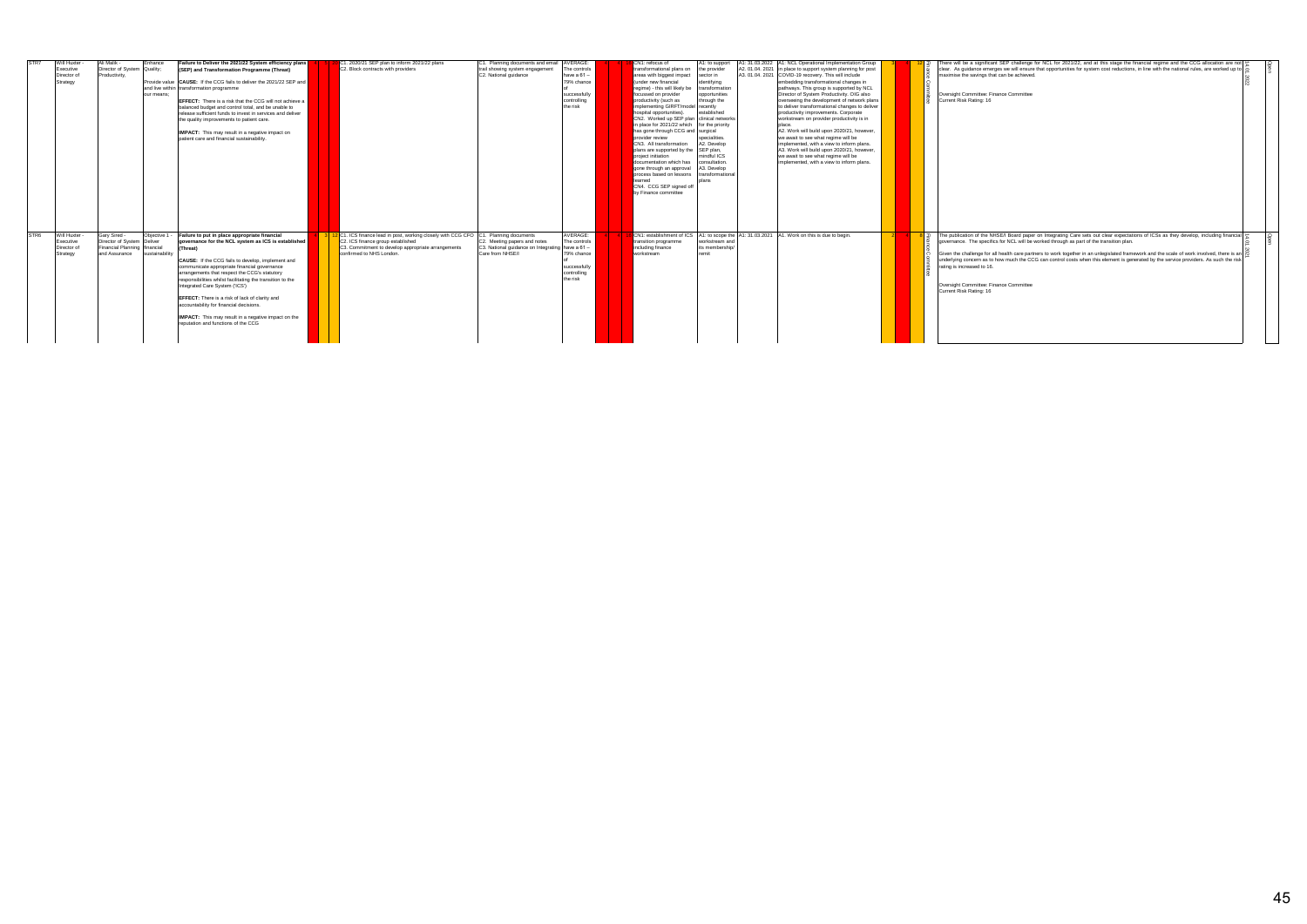| | | | | | | | | | | | | | | | | | | | | | | | |
|---|---|---|---|---|---|---|---|---|---|---|---|---|---|---|---|---|---|---|---|---|---|---|---|
| STR7 | Will Huxter - Executive Director of Strategy | Ali Malik - Director of System Productivity, | Enhance Quality; Provide value and live within our means; | **Failure to Deliver the 2021/22 System efficiency plans (SEP) and Transformation Programme (Threat)** **CAUSE:** If the CCG fails to deliver the 2021/22 SEP and transformation programme **EFFECT:** There is a risk that the CCG will not achieve a balanced budget and control total, and be unable to release sufficient funds to invest in services and deliver the quality improvements to patient care. **IMPACT:** This may result in a negative impact on patient care and financial sustainability. | 4 | 5 | 20 | C1. 2020/21 SEP plan to inform 2021/22 plans C2. Block contracts with providers | C1. Planning documents and email trail showing system engagement C2. National guidance | AVERAGE: The controls have a 61 – 79% chance of successfully controlling the risk | 4 | 4 | 16 | CN1: refocus of transformational plans on areas with biggest impact (under new financial regime) - this will likely be focussed on provider productivity (such as implementing GIRFT/model hospital opportunities). CN2. Worked up SEP plan in place for 2021/22 which has gone through CCG and provider review CN3. All transformation plans are supported by the project initiation documentation which has gone through an approval process based on lessons learned CN4. CCG SEP signed off by Finance committee | A1: to support the provider sector in identifying transformation opportunities through the recently established clinical networks for the priority surgical specialities. A2. Develop SEP plan, mindful ICS consultation. A3. Develop transformational plans | A1: 31.03.2022 A2. 01.04. 2021 A3. 01.04. 2021 | A1: NCL Operational Implementation Group in place to support system planning for post COVID-19 recovery. This will include embedding transformational changes in pathways. This group is supported by NCL Director of System Productivity. OIG also overseeing the development of network plans to deliver transformational changes to deliver productivity improvements. Corporate workstream on provider productivity is in place. A2. Work will build upon 2020/21, however, we await to see what regime will be implemented, with a view to inform plans. A3. Work will build upon 2020/21, however, we await to see what regime will be implemented, with a view to inform plans. | 3 | 4 | 12 | Finance Committee | There will be a significant SEP challenge for NCL for 2021/22, and at this stage the financial regime and the CCG allocation are not clear. As guidance emerges we will ensure that opportunities for system cost reductions, in line with the national rules, are worked up to maximise the savings that can be achieved. Oversight Committee: Finance Committee Current Risk Rating: 16 | 14.01.2021 | Open |
| STR8 | Will Huxter - Executive Director of Strategy | Gary Sired - Director of System Financial Planning and Assurance | Objective 1 - Deliver financial sustainability | **Failure to put in place appropriate financial governance for the NCL system as ICS is established (Threat)** **CAUSE:** If the CCG fails to develop, implement and communicate appropriate financial governance arrangements that respect the CCG's statutory responsibilities whilst facilitating the transition to the Integrated Care System ('ICS') **EFFECT:** There is a risk of lack of clarity and accountability for financial decisions. **IMPACT:** This may result in a negative impact on the reputation and functions of the CCG | 4 | 3 | 12 | C1. ICS finance lead in post, working closely with CCG CFO C2. ICS finance group established C3. Commitment to develop appropriate arrangements confirmed to NHS London. | C1. Planning documents C2. Meeting papers and notes C3. National guidance on Integrating Care from NHSE/I | AVERAGE: The controls have a 61 – 79% chance of successfully controlling the risk | 4 | 4 | 16 | CN1: establishment of ICS transition programme including finance workstream | A1: to scope the workstream and its membership/ remit | A1: 31.03.2021 | A1. Work on this is due to begin. | 2 | 4 | 8 | Finance Committee | The publication of the NHSE/I Board paper on Integrating Care sets out clear expectations of ICSs as they develop, including financial governance. The specifics for NCL will be worked through as part of the transition plan. Given the challenge for all health care partners to work together in an unlegislated framework and the scale of work involved, there is an underlying concern as to how much the CCG can control costs when this element is generated by the service providers. As such the risk rating is increased to 16. Oversight Committee: Finance Committee Current Risk Rating: 16 | 14.01.2021 | Open |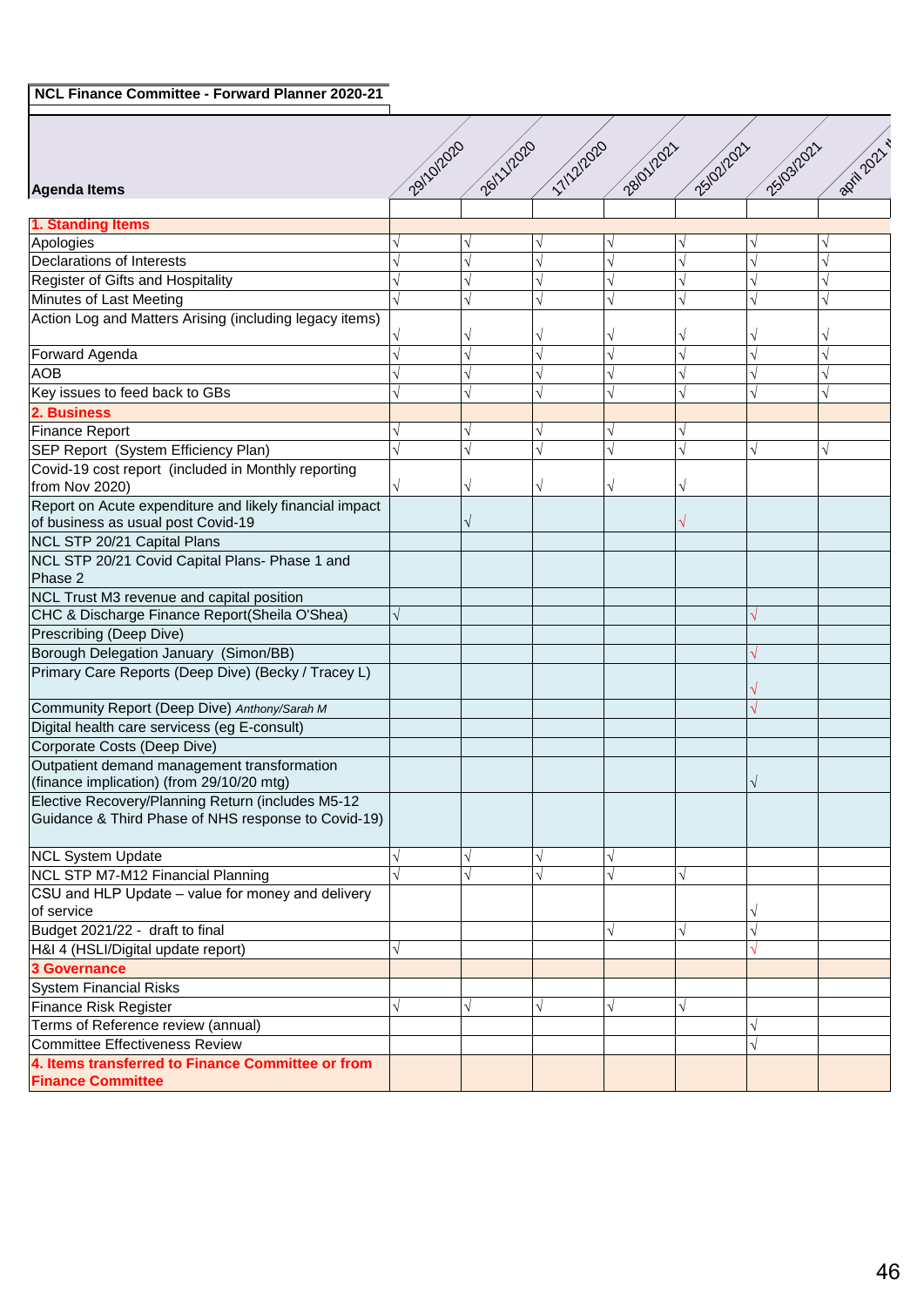**NCL Finance Committee - Forward Planner 2020-21**

| Agenda Items | 29/10/2020 | 26/11/2020 | 17/12/2020 | 28/01/2021 | 25/02/2021 | 25/03/2021 | april 2021 t |
|---|---|---|---|---|---|---|---|
| **1. Standing Items** | | | | | | | |
| Apologies | √ | √ | √ | √ | √ | √ | √ |
| Declarations of Interests | √ | √ | √ | √ | √ | √ | √ |
| Register of Gifts and Hospitality | √ | √ | √ | √ | √ | √ | √ |
| Minutes of Last Meeting | √ | √ | √ | √ | √ | √ | √ |
| Action Log and Matters Arising (including legacy items) | √ | √ | √ | √ | √ | √ | √ |
| Forward Agenda | √ | √ | √ | √ | √ | √ | √ |
| AOB | √ | √ | √ | √ | √ | √ | √ |
| Key issues to feed back to GBs | √ | √ | √ | √ | √ | √ | √ |
| **2. Business** | | | | | | | |
| Finance Report | √ | √ | √ | √ | √ | | |
| SEP Report (System Efficiency Plan) | √ | √ | √ | √ | √ | √ | √ |
| Covid-19 cost report (included in Monthly reporting from Nov 2020) | √ | √ | √ | √ | √ | | |
| Report on Acute expenditure and likely financial impact of business as usual post Covid-19 | | √ | | | √ | | |
| NCL STP 20/21 Capital Plans | | | | | | | |
| NCL STP 20/21 Covid Capital Plans- Phase 1 and Phase 2 | | | | | | | |
| NCL Trust M3 revenue and capital position | | | | | | | |
| CHC & Discharge Finance Report(Sheila O'Shea) | √ | | | | | √ | |
| Prescribing (Deep Dive) | | | | | | | |
| Borough Delegation January (Simon/BB) | | | | | | √ | |
| Primary Care Reports (Deep Dive) (Becky / Tracey L) | | | | | | √ | |
| Community Report (Deep Dive) *Anthony/Sarah M* | | | | | | √ | |
| Digital health care servicess (eg E-consult) | | | | | | | |
| Corporate Costs (Deep Dive) | | | | | | | |
| Outpatient demand management transformation (finance implication) (from 29/10/20 mtg) | | | | | | √ | |
| Elective Recovery/Planning Return (includes M5-12 Guidance & Third Phase of NHS response to Covid-19) | | | | | | | |
| NCL System Update | √ | √ | √ | √ | | | |
| NCL STP M7-M12 Financial Planning | √ | √ | √ | √ | √ | | |
| CSU and HLP Update – value for money and delivery of service | | | | | | √ | |
| Budget 2021/22 - draft to final | | | | √ | √ | √ | |
| H&I 4 (HSLI/Digital update report) | √ | | | | | √ | |
| **3 Governance** | | | | | | | |
| System Financial Risks | | | | | | | |
| Finance Risk Register | √ | √ | √ | √ | √ | | |
| Terms of Reference review (annual) | | | | | | √ | |
| Committee Effectiveness Review | | | | | | √ | |
| **4. Items transferred to Finance Committee or from Finance Committee** | | | | | | | |